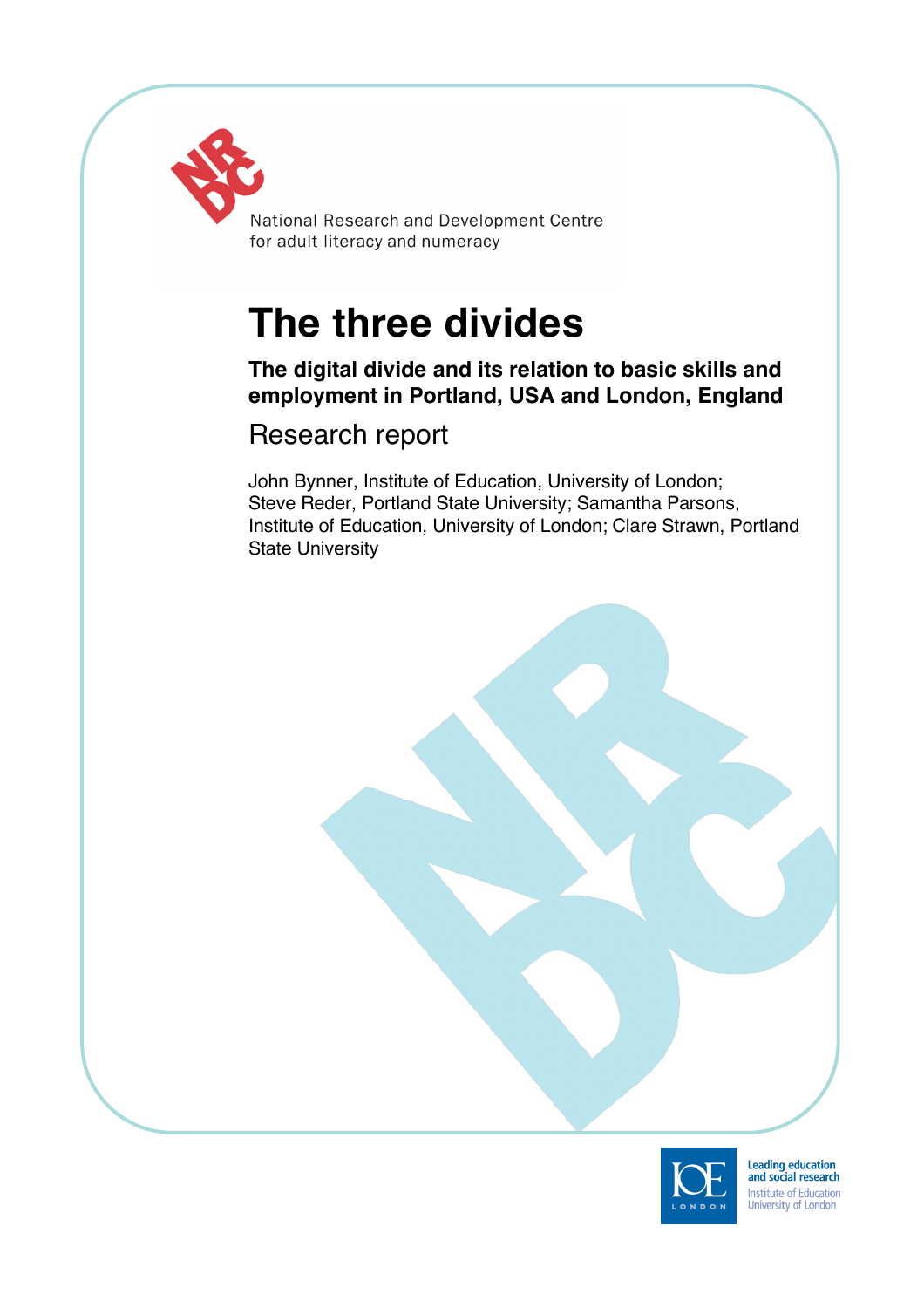National Research and Development Centre for adult literacy and numeracy

# The three divides

**The digital divide and its relation to basic skills and employment in Portland, USA and London, England**

## Research report

John Bynner, Institute of Education, University of London; Steve Reder, Portland State University; Samantha Parsons, Institute of Education, University of London; Clare Strawn, Portland State University

Leading education and social research
Institute of Education
University of London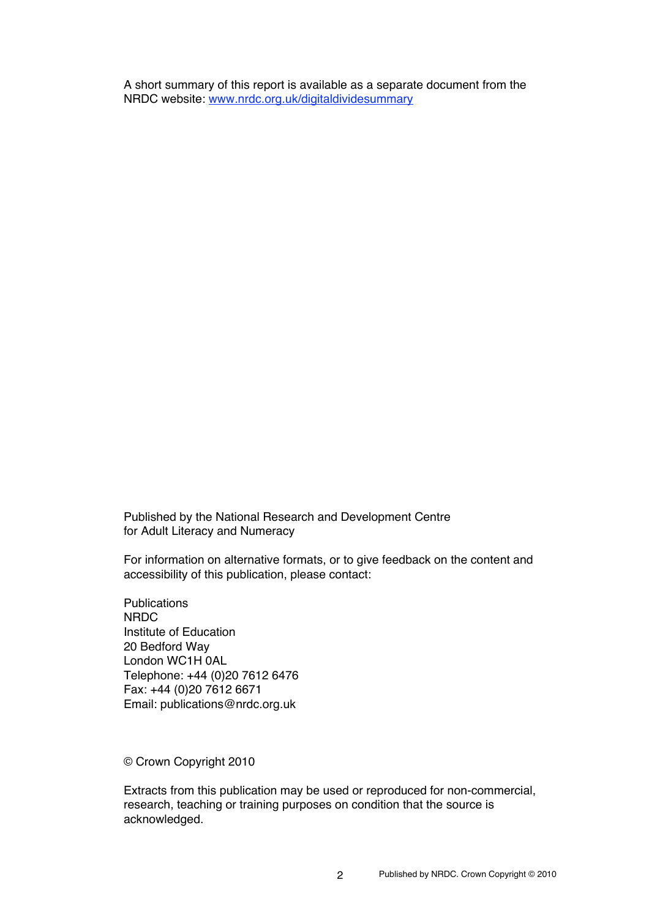A short summary of this report is available as a separate document from the NRDC website: [www.nrdc.org.uk/digitaldividesummary](http://www.nrdc.org.uk/digitaldividesummary)

Published by the National Research and Development Centre for Adult Literacy and Numeracy

For information on alternative formats, or to give feedback on the content and accessibility of this publication, please contact:

Publications
NRDC
Institute of Education
20 Bedford Way
London WC1H 0AL
Telephone: +44 (0)20 7612 6476
Fax: +44 (0)20 7612 6671
Email: publications@nrdc.org.uk

© Crown Copyright 2010

Extracts from this publication may be used or reproduced for non-commercial, research, teaching or training purposes on condition that the source is acknowledged.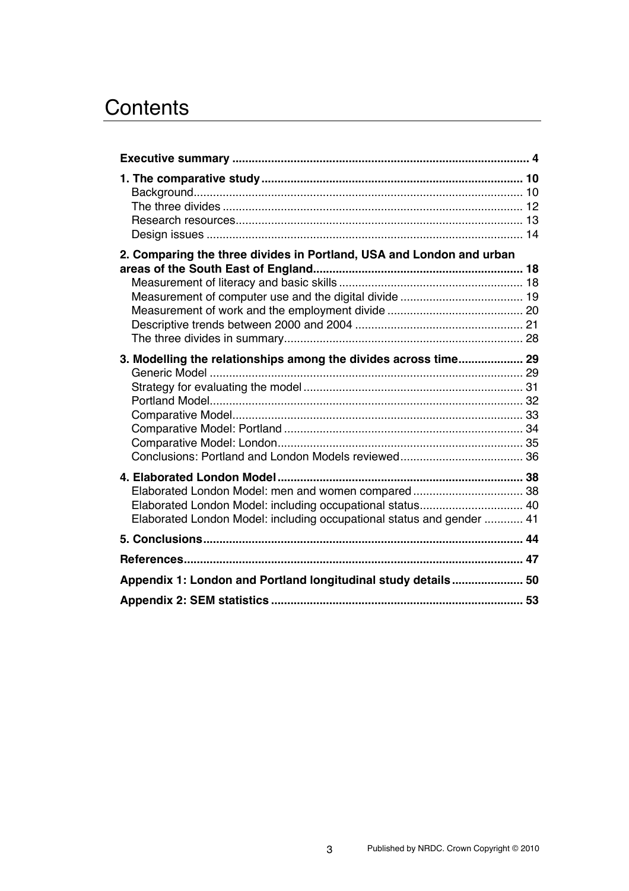# Contents

**Executive summary** .......... **4**

**1. The comparative study** .......... **10**
- Background .......... 10
- The three divides .......... 12
- Research resources .......... 13
- Design issues .......... 14

**2. Comparing the three divides in Portland, USA and London and urban areas of the South East of England** .......... **18**
- Measurement of literacy and basic skills .......... 18
- Measurement of computer use and the digital divide .......... 19
- Measurement of work and the employment divide .......... 20
- Descriptive trends between 2000 and 2004 .......... 21
- The three divides in summary .......... 28

**3. Modelling the relationships among the divides across time** .......... **29**
- Generic Model .......... 29
- Strategy for evaluating the model .......... 31
- Portland Model .......... 32
- Comparative Model .......... 33
- Comparative Model: Portland .......... 34
- Comparative Model: London .......... 35
- Conclusions: Portland and London Models reviewed .......... 36

**4. Elaborated London Model** .......... **38**
- Elaborated London Model: men and women compared .......... 38
- Elaborated London Model: including occupational status .......... 40
- Elaborated London Model: including occupational status and gender .......... 41

**5. Conclusions** .......... **44**

**References** .......... **47**

**Appendix 1: London and Portland longitudinal study details** .......... **50**

**Appendix 2: SEM statistics** .......... **53**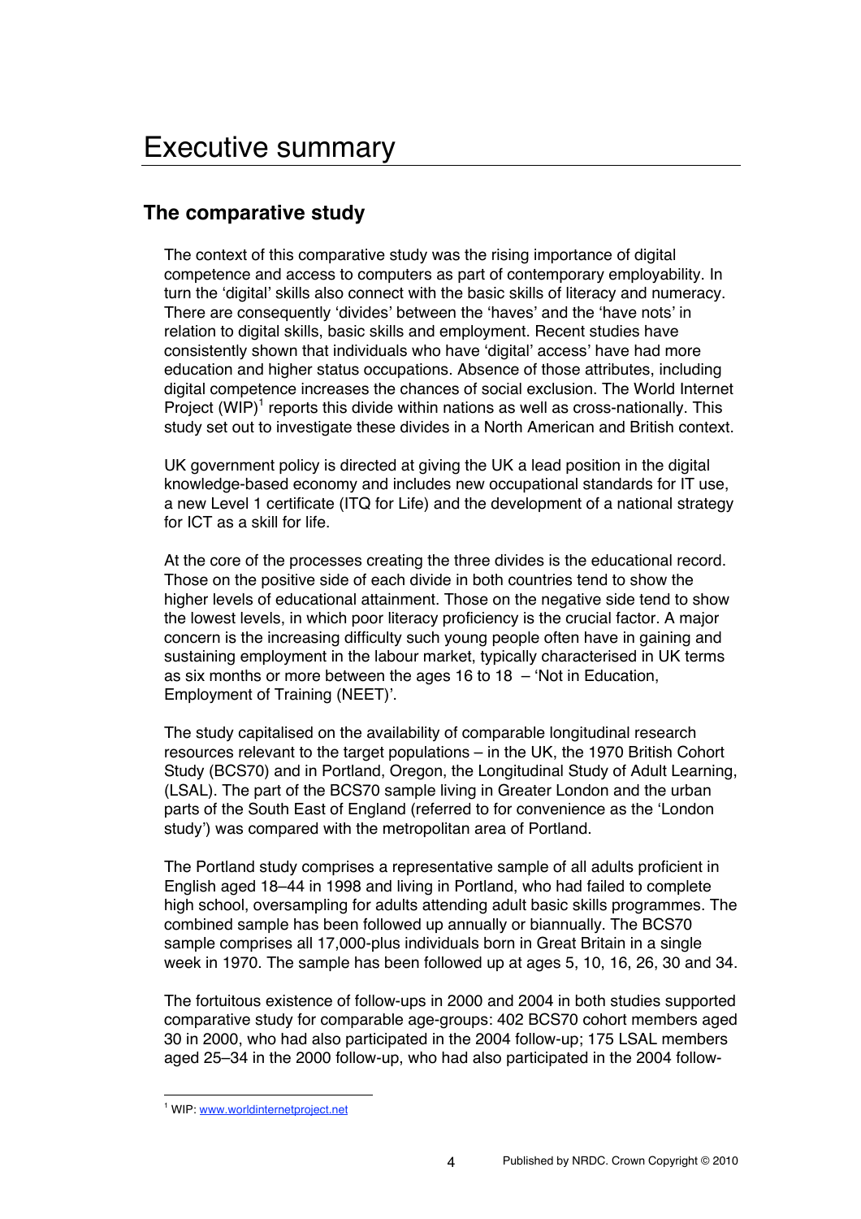# Executive summary

## The comparative study

The context of this comparative study was the rising importance of digital competence and access to computers as part of contemporary employability. In turn the 'digital' skills also connect with the basic skills of literacy and numeracy. There are consequently 'divides' between the 'haves' and the 'have nots' in relation to digital skills, basic skills and employment. Recent studies have consistently shown that individuals who have 'digital' access' have had more education and higher status occupations. Absence of those attributes, including digital competence increases the chances of social exclusion. The World Internet Project (WIP)[1] reports this divide within nations as well as cross-nationally. This study set out to investigate these divides in a North American and British context.

UK government policy is directed at giving the UK a lead position in the digital knowledge-based economy and includes new occupational standards for IT use, a new Level 1 certificate (ITQ for Life) and the development of a national strategy for ICT as a skill for life.

At the core of the processes creating the three divides is the educational record. Those on the positive side of each divide in both countries tend to show the higher levels of educational attainment. Those on the negative side tend to show the lowest levels, in which poor literacy proficiency is the crucial factor. A major concern is the increasing difficulty such young people often have in gaining and sustaining employment in the labour market, typically characterised in UK terms as six months or more between the ages 16 to 18 – 'Not in Education, Employment of Training (NEET)'.

The study capitalised on the availability of comparable longitudinal research resources relevant to the target populations – in the UK, the 1970 British Cohort Study (BCS70) and in Portland, Oregon, the Longitudinal Study of Adult Learning, (LSAL). The part of the BCS70 sample living in Greater London and the urban parts of the South East of England (referred to for convenience as the 'London study') was compared with the metropolitan area of Portland.

The Portland study comprises a representative sample of all adults proficient in English aged 18–44 in 1998 and living in Portland, who had failed to complete high school, oversampling for adults attending adult basic skills programmes. The combined sample has been followed up annually or biannually. The BCS70 sample comprises all 17,000-plus individuals born in Great Britain in a single week in 1970. The sample has been followed up at ages 5, 10, 16, 26, 30 and 34.

The fortuitous existence of follow-ups in 2000 and 2004 in both studies supported comparative study for comparable age-groups: 402 BCS70 cohort members aged 30 in 2000, who had also participated in the 2004 follow-up; 175 LSAL members aged 25–34 in the 2000 follow-up, who had also participated in the 2004 follow-

---

[1] WIP: www.worldinternetproject.net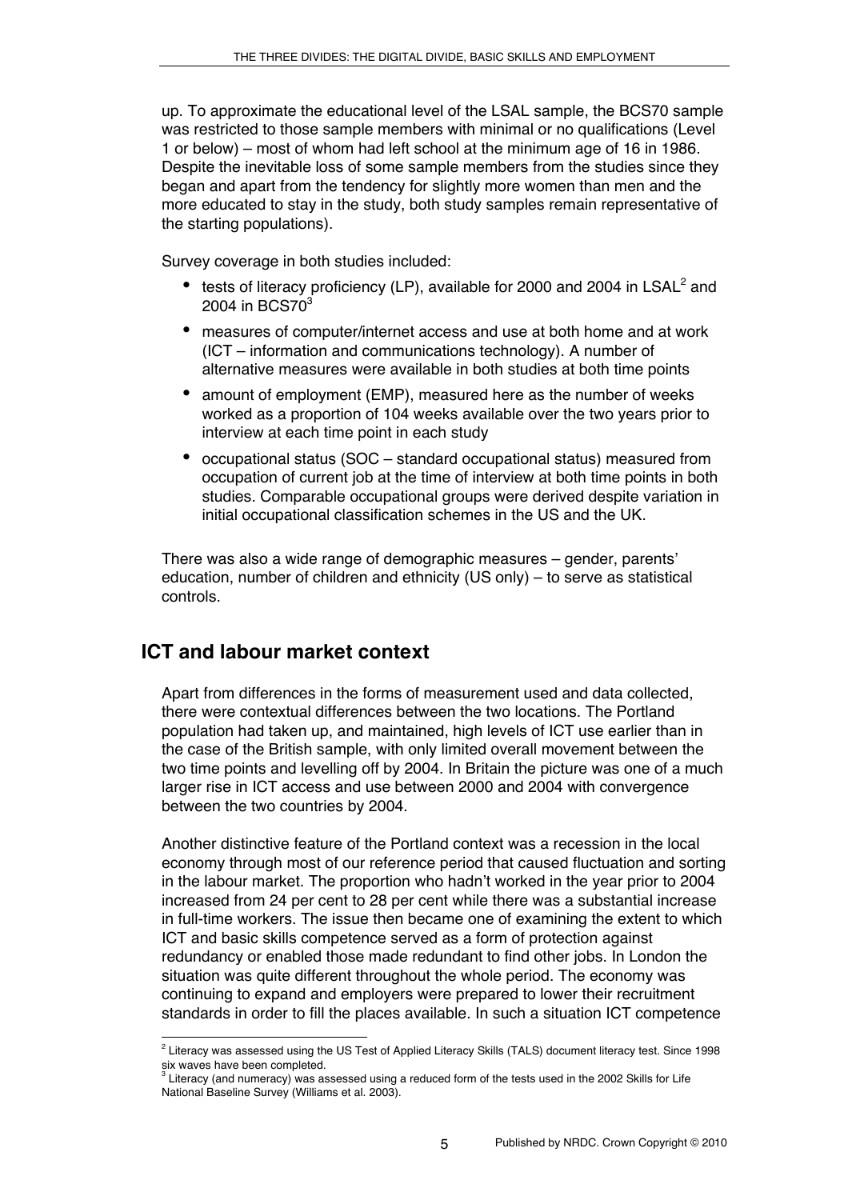up. To approximate the educational level of the LSAL sample, the BCS70 sample was restricted to those sample members with minimal or no qualifications (Level 1 or below) – most of whom had left school at the minimum age of 16 in 1986. Despite the inevitable loss of some sample members from the studies since they began and apart from the tendency for slightly more women than men and the more educated to stay in the study, both study samples remain representative of the starting populations).

Survey coverage in both studies included:

- tests of literacy proficiency (LP), available for 2000 and 2004 in LSAL[2] and 2004 in BCS70[3]
- measures of computer/internet access and use at both home and at work (ICT – information and communications technology). A number of alternative measures were available in both studies at both time points
- amount of employment (EMP), measured here as the number of weeks worked as a proportion of 104 weeks available over the two years prior to interview at each time point in each study
- occupational status (SOC – standard occupational status) measured from occupation of current job at the time of interview at both time points in both studies. Comparable occupational groups were derived despite variation in initial occupational classification schemes in the US and the UK.

There was also a wide range of demographic measures – gender, parents' education, number of children and ethnicity (US only) – to serve as statistical controls.

## ICT and labour market context

Apart from differences in the forms of measurement used and data collected, there were contextual differences between the two locations. The Portland population had taken up, and maintained, high levels of ICT use earlier than in the case of the British sample, with only limited overall movement between the two time points and levelling off by 2004. In Britain the picture was one of a much larger rise in ICT access and use between 2000 and 2004 with convergence between the two countries by 2004.

Another distinctive feature of the Portland context was a recession in the local economy through most of our reference period that caused fluctuation and sorting in the labour market. The proportion who hadn't worked in the year prior to 2004 increased from 24 per cent to 28 per cent while there was a substantial increase in full-time workers. The issue then became one of examining the extent to which ICT and basic skills competence served as a form of protection against redundancy or enabled those made redundant to find other jobs. In London the situation was quite different throughout the whole period. The economy was continuing to expand and employers were prepared to lower their recruitment standards in order to fill the places available. In such a situation ICT competence

[2] Literacy was assessed using the US Test of Applied Literacy Skills (TALS) document literacy test. Since 1998 six waves have been completed.

[3] Literacy (and numeracy) was assessed using a reduced form of the tests used in the 2002 Skills for Life National Baseline Survey (Williams et al. 2003).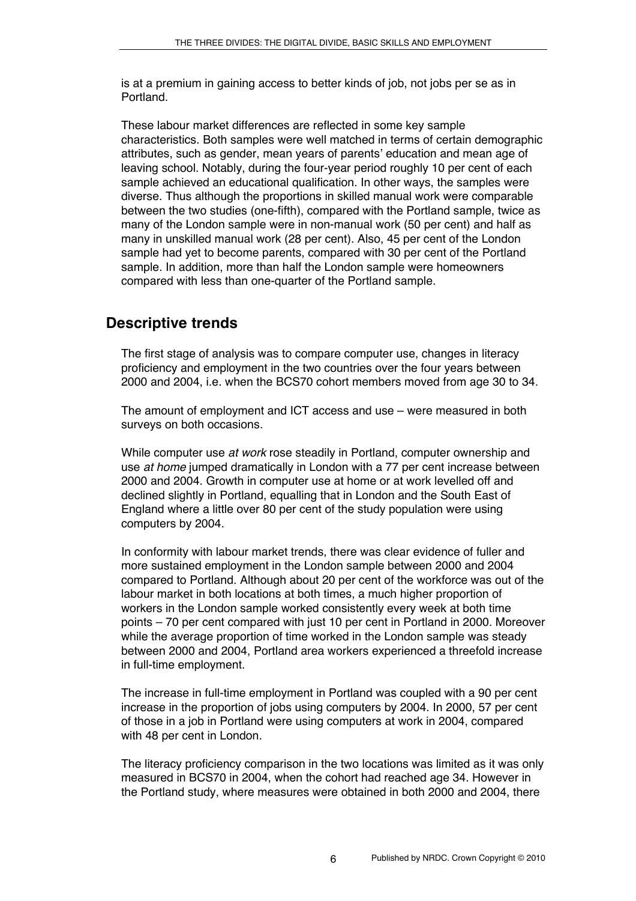is at a premium in gaining access to better kinds of job, not jobs per se as in Portland.

These labour market differences are reflected in some key sample characteristics. Both samples were well matched in terms of certain demographic attributes, such as gender, mean years of parents' education and mean age of leaving school. Notably, during the four-year period roughly 10 per cent of each sample achieved an educational qualification. In other ways, the samples were diverse. Thus although the proportions in skilled manual work were comparable between the two studies (one-fifth), compared with the Portland sample, twice as many of the London sample were in non-manual work (50 per cent) and half as many in unskilled manual work (28 per cent). Also, 45 per cent of the London sample had yet to become parents, compared with 30 per cent of the Portland sample. In addition, more than half the London sample were homeowners compared with less than one-quarter of the Portland sample.

## Descriptive trends

The first stage of analysis was to compare computer use, changes in literacy proficiency and employment in the two countries over the four years between 2000 and 2004, i.e. when the BCS70 cohort members moved from age 30 to 34.

The amount of employment and ICT access and use – were measured in both surveys on both occasions.

While computer use *at work* rose steadily in Portland, computer ownership and use *at home* jumped dramatically in London with a 77 per cent increase between 2000 and 2004. Growth in computer use at home or at work levelled off and declined slightly in Portland, equalling that in London and the South East of England where a little over 80 per cent of the study population were using computers by 2004.

In conformity with labour market trends, there was clear evidence of fuller and more sustained employment in the London sample between 2000 and 2004 compared to Portland. Although about 20 per cent of the workforce was out of the labour market in both locations at both times, a much higher proportion of workers in the London sample worked consistently every week at both time points – 70 per cent compared with just 10 per cent in Portland in 2000. Moreover while the average proportion of time worked in the London sample was steady between 2000 and 2004, Portland area workers experienced a threefold increase in full-time employment.

The increase in full-time employment in Portland was coupled with a 90 per cent increase in the proportion of jobs using computers by 2004. In 2000, 57 per cent of those in a job in Portland were using computers at work in 2004, compared with 48 per cent in London.

The literacy proficiency comparison in the two locations was limited as it was only measured in BCS70 in 2004, when the cohort had reached age 34. However in the Portland study, where measures were obtained in both 2000 and 2004, there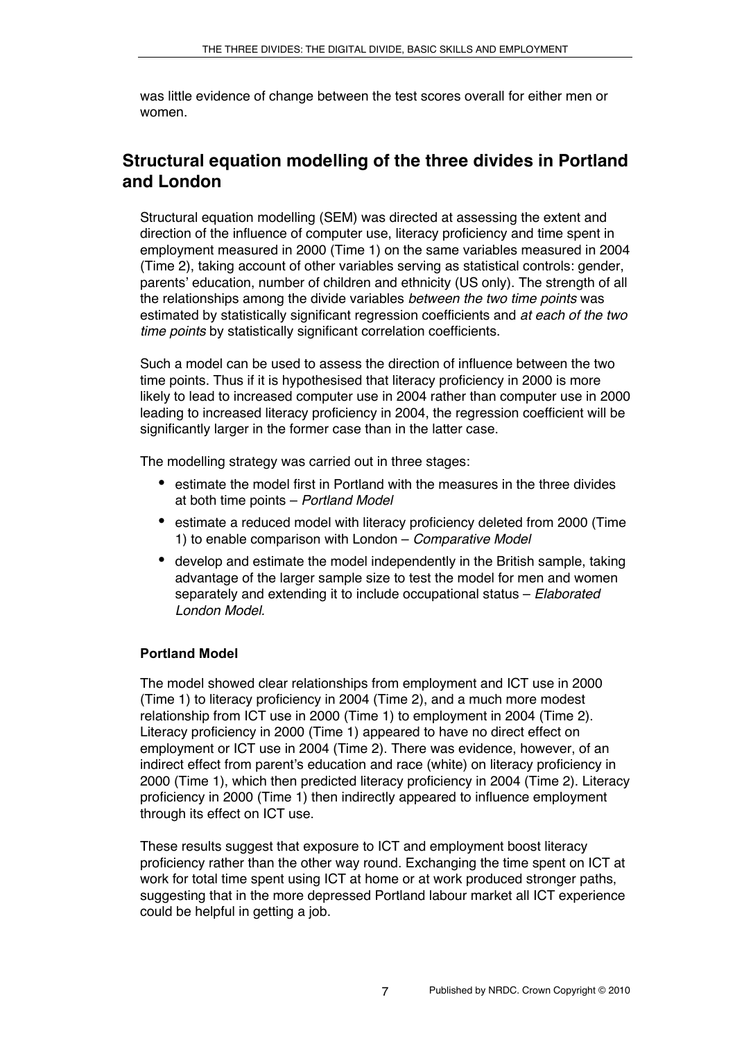was little evidence of change between the test scores overall for either men or women.

## Structural equation modelling of the three divides in Portland and London

Structural equation modelling (SEM) was directed at assessing the extent and direction of the influence of computer use, literacy proficiency and time spent in employment measured in 2000 (Time 1) on the same variables measured in 2004 (Time 2), taking account of other variables serving as statistical controls: gender, parents' education, number of children and ethnicity (US only). The strength of all the relationships among the divide variables *between the two time points* was estimated by statistically significant regression coefficients and *at each of the two time points* by statistically significant correlation coefficients.

Such a model can be used to assess the direction of influence between the two time points. Thus if it is hypothesised that literacy proficiency in 2000 is more likely to lead to increased computer use in 2004 rather than computer use in 2000 leading to increased literacy proficiency in 2004, the regression coefficient will be significantly larger in the former case than in the latter case.

The modelling strategy was carried out in three stages:

- estimate the model first in Portland with the measures in the three divides at both time points – *Portland Model*
- estimate a reduced model with literacy proficiency deleted from 2000 (Time 1) to enable comparison with London – *Comparative Model*
- develop and estimate the model independently in the British sample, taking advantage of the larger sample size to test the model for men and women separately and extending it to include occupational status – *Elaborated London Model.*

### Portland Model

The model showed clear relationships from employment and ICT use in 2000 (Time 1) to literacy proficiency in 2004 (Time 2), and a much more modest relationship from ICT use in 2000 (Time 1) to employment in 2004 (Time 2). Literacy proficiency in 2000 (Time 1) appeared to have no direct effect on employment or ICT use in 2004 (Time 2). There was evidence, however, of an indirect effect from parent's education and race (white) on literacy proficiency in 2000 (Time 1), which then predicted literacy proficiency in 2004 (Time 2). Literacy proficiency in 2000 (Time 1) then indirectly appeared to influence employment through its effect on ICT use.

These results suggest that exposure to ICT and employment boost literacy proficiency rather than the other way round. Exchanging the time spent on ICT at work for total time spent using ICT at home or at work produced stronger paths, suggesting that in the more depressed Portland labour market all ICT experience could be helpful in getting a job.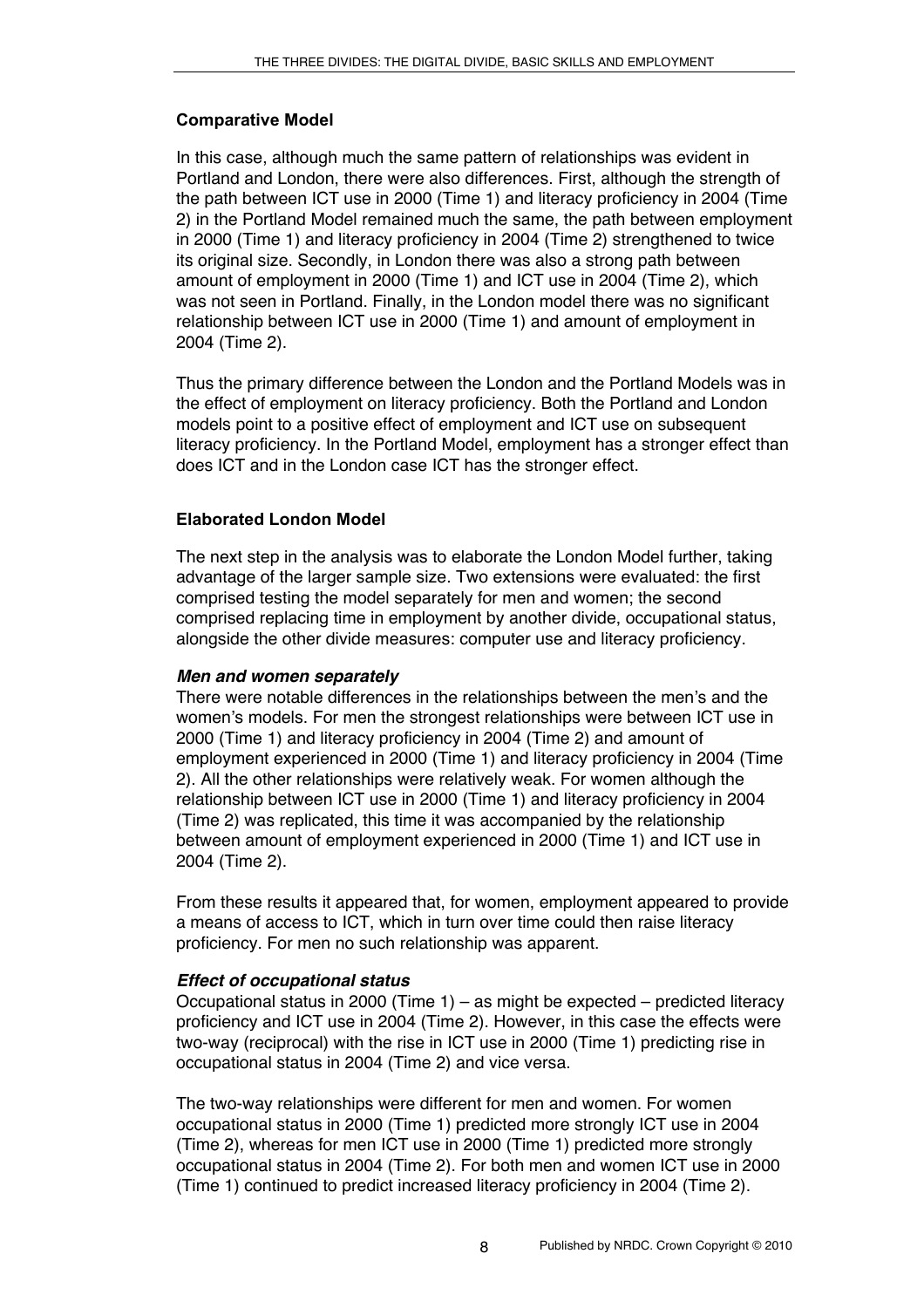## Comparative Model

In this case, although much the same pattern of relationships was evident in Portland and London, there were also differences. First, although the strength of the path between ICT use in 2000 (Time 1) and literacy proficiency in 2004 (Time 2) in the Portland Model remained much the same, the path between employment in 2000 (Time 1) and literacy proficiency in 2004 (Time 2) strengthened to twice its original size. Secondly, in London there was also a strong path between amount of employment in 2000 (Time 1) and ICT use in 2004 (Time 2), which was not seen in Portland. Finally, in the London model there was no significant relationship between ICT use in 2000 (Time 1) and amount of employment in 2004 (Time 2).

Thus the primary difference between the London and the Portland Models was in the effect of employment on literacy proficiency. Both the Portland and London models point to a positive effect of employment and ICT use on subsequent literacy proficiency. In the Portland Model, employment has a stronger effect than does ICT and in the London case ICT has the stronger effect.

## Elaborated London Model

The next step in the analysis was to elaborate the London Model further, taking advantage of the larger sample size. Two extensions were evaluated: the first comprised testing the model separately for men and women; the second comprised replacing time in employment by another divide, occupational status, alongside the other divide measures: computer use and literacy proficiency.

### *Men and women separately*

There were notable differences in the relationships between the men's and the women's models. For men the strongest relationships were between ICT use in 2000 (Time 1) and literacy proficiency in 2004 (Time 2) and amount of employment experienced in 2000 (Time 1) and literacy proficiency in 2004 (Time 2). All the other relationships were relatively weak. For women although the relationship between ICT use in 2000 (Time 1) and literacy proficiency in 2004 (Time 2) was replicated, this time it was accompanied by the relationship between amount of employment experienced in 2000 (Time 1) and ICT use in 2004 (Time 2).

From these results it appeared that, for women, employment appeared to provide a means of access to ICT, which in turn over time could then raise literacy proficiency. For men no such relationship was apparent.

### *Effect of occupational status*

Occupational status in 2000 (Time 1) – as might be expected – predicted literacy proficiency and ICT use in 2004 (Time 2). However, in this case the effects were two-way (reciprocal) with the rise in ICT use in 2000 (Time 1) predicting rise in occupational status in 2004 (Time 2) and vice versa.

The two-way relationships were different for men and women. For women occupational status in 2000 (Time 1) predicted more strongly ICT use in 2004 (Time 2), whereas for men ICT use in 2000 (Time 1) predicted more strongly occupational status in 2004 (Time 2). For both men and women ICT use in 2000 (Time 1) continued to predict increased literacy proficiency in 2004 (Time 2).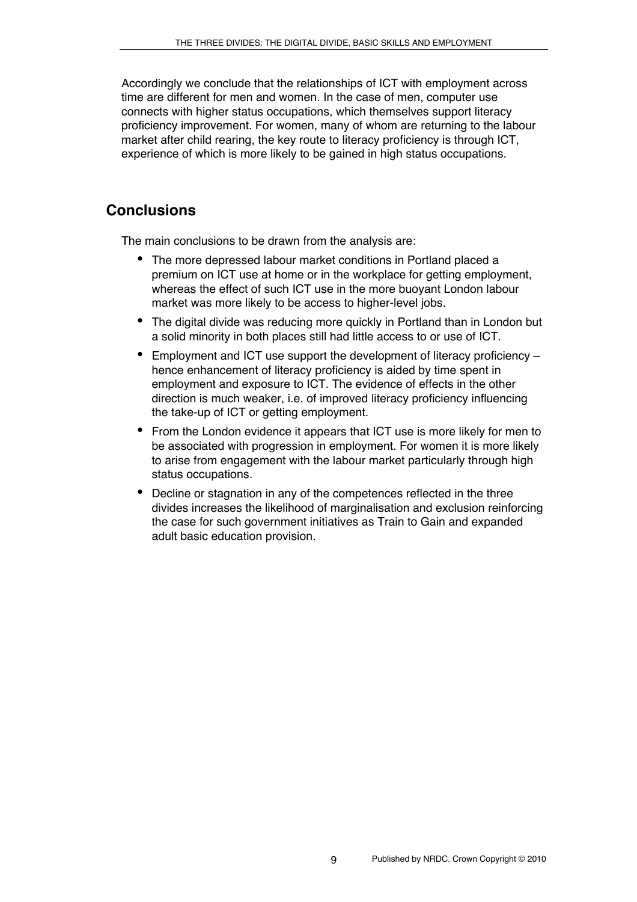Accordingly we conclude that the relationships of ICT with employment across time are different for men and women. In the case of men, computer use connects with higher status occupations, which themselves support literacy proficiency improvement. For women, many of whom are returning to the labour market after child rearing, the key route to literacy proficiency is through ICT, experience of which is more likely to be gained in high status occupations.

## Conclusions

The main conclusions to be drawn from the analysis are:

- The more depressed labour market conditions in Portland placed a premium on ICT use at home or in the workplace for getting employment, whereas the effect of such ICT use in the more buoyant London labour market was more likely to be access to higher-level jobs.
- The digital divide was reducing more quickly in Portland than in London but a solid minority in both places still had little access to or use of ICT.
- Employment and ICT use support the development of literacy proficiency – hence enhancement of literacy proficiency is aided by time spent in employment and exposure to ICT. The evidence of effects in the other direction is much weaker, i.e. of improved literacy proficiency influencing the take-up of ICT or getting employment.
- From the London evidence it appears that ICT use is more likely for men to be associated with progression in employment. For women it is more likely to arise from engagement with the labour market particularly through high status occupations.
- Decline or stagnation in any of the competences reflected in the three divides increases the likelihood of marginalisation and exclusion reinforcing the case for such government initiatives as Train to Gain and expanded adult basic education provision.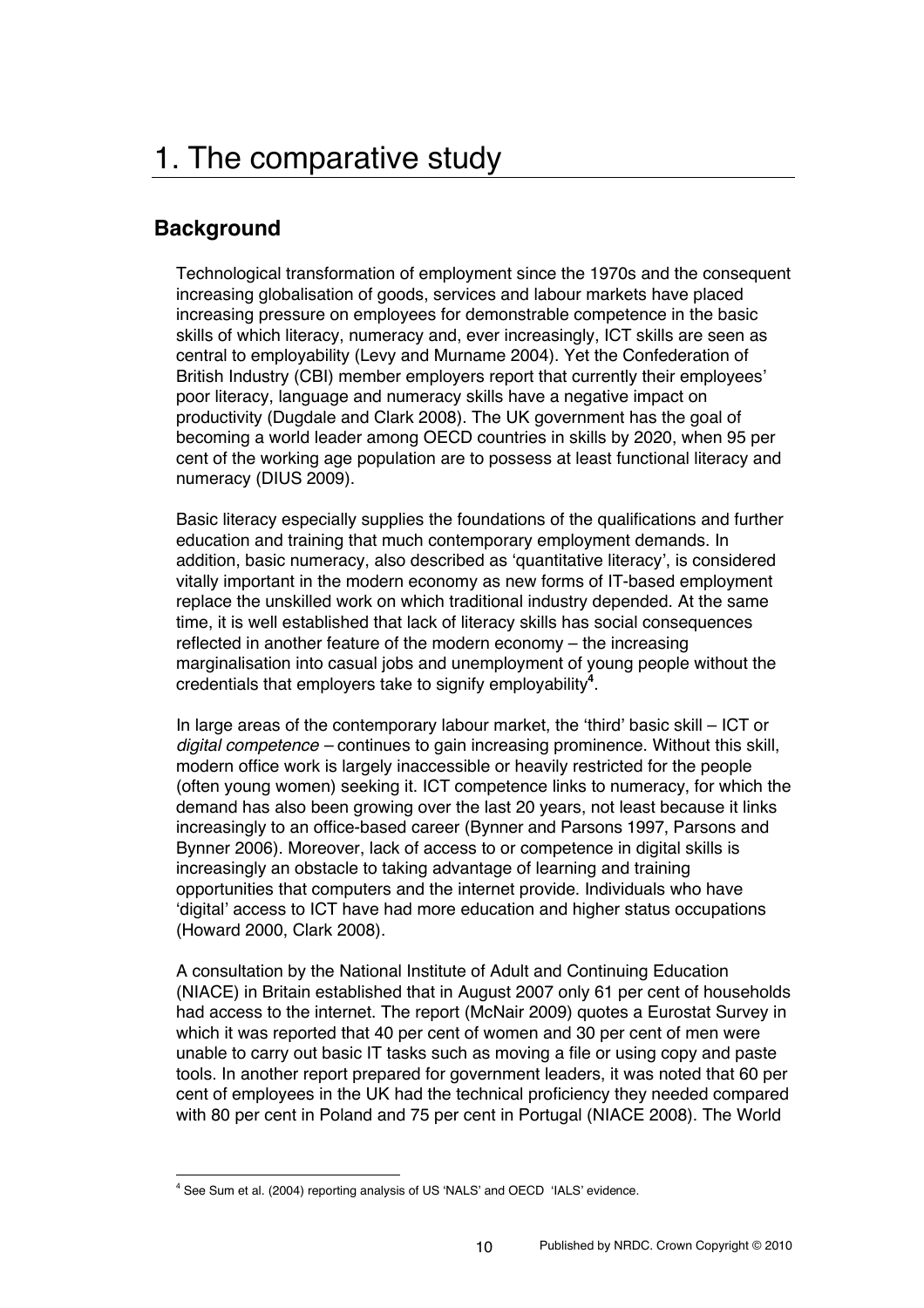# 1. The comparative study

## Background

Technological transformation of employment since the 1970s and the consequent increasing globalisation of goods, services and labour markets have placed increasing pressure on employees for demonstrable competence in the basic skills of which literacy, numeracy and, ever increasingly, ICT skills are seen as central to employability (Levy and Murname 2004). Yet the Confederation of British Industry (CBI) member employers report that currently their employees' poor literacy, language and numeracy skills have a negative impact on productivity (Dugdale and Clark 2008). The UK government has the goal of becoming a world leader among OECD countries in skills by 2020, when 95 per cent of the working age population are to possess at least functional literacy and numeracy (DIUS 2009).

Basic literacy especially supplies the foundations of the qualifications and further education and training that much contemporary employment demands. In addition, basic numeracy, also described as 'quantitative literacy', is considered vitally important in the modern economy as new forms of IT-based employment replace the unskilled work on which traditional industry depended. At the same time, it is well established that lack of literacy skills has social consequences reflected in another feature of the modern economy – the increasing marginalisation into casual jobs and unemployment of young people without the credentials that employers take to signify employability[4].

In large areas of the contemporary labour market, the 'third' basic skill – ICT or *digital competence* – continues to gain increasing prominence. Without this skill, modern office work is largely inaccessible or heavily restricted for the people (often young women) seeking it. ICT competence links to numeracy, for which the demand has also been growing over the last 20 years, not least because it links increasingly to an office-based career (Bynner and Parsons 1997, Parsons and Bynner 2006). Moreover, lack of access to or competence in digital skills is increasingly an obstacle to taking advantage of learning and training opportunities that computers and the internet provide. Individuals who have 'digital' access to ICT have had more education and higher status occupations (Howard 2000, Clark 2008).

A consultation by the National Institute of Adult and Continuing Education (NIACE) in Britain established that in August 2007 only 61 per cent of households had access to the internet. The report (McNair 2009) quotes a Eurostat Survey in which it was reported that 40 per cent of women and 30 per cent of men were unable to carry out basic IT tasks such as moving a file or using copy and paste tools. In another report prepared for government leaders, it was noted that 60 per cent of employees in the UK had the technical proficiency they needed compared with 80 per cent in Poland and 75 per cent in Portugal (NIACE 2008). The World

---

[4] See Sum et al. (2004) reporting analysis of US 'NALS' and OECD 'IALS' evidence.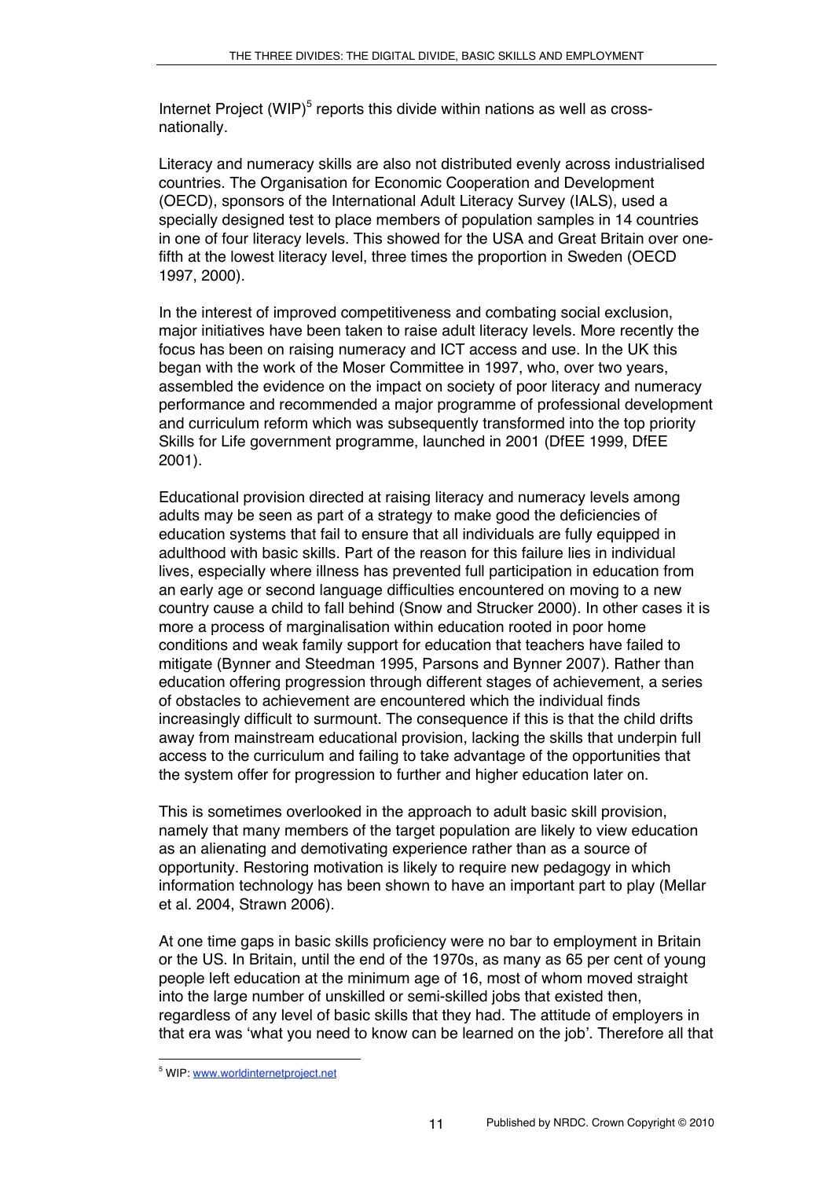Internet Project (WIP)[5] reports this divide within nations as well as cross-nationally.

Literacy and numeracy skills are also not distributed evenly across industrialised countries. The Organisation for Economic Cooperation and Development (OECD), sponsors of the International Adult Literacy Survey (IALS), used a specially designed test to place members of population samples in 14 countries in one of four literacy levels. This showed for the USA and Great Britain over one-fifth at the lowest literacy level, three times the proportion in Sweden (OECD 1997, 2000).

In the interest of improved competitiveness and combating social exclusion, major initiatives have been taken to raise adult literacy levels. More recently the focus has been on raising numeracy and ICT access and use. In the UK this began with the work of the Moser Committee in 1997, who, over two years, assembled the evidence on the impact on society of poor literacy and numeracy performance and recommended a major programme of professional development and curriculum reform which was subsequently transformed into the top priority Skills for Life government programme, launched in 2001 (DfEE 1999, DfEE 2001).

Educational provision directed at raising literacy and numeracy levels among adults may be seen as part of a strategy to make good the deficiencies of education systems that fail to ensure that all individuals are fully equipped in adulthood with basic skills. Part of the reason for this failure lies in individual lives, especially where illness has prevented full participation in education from an early age or second language difficulties encountered on moving to a new country cause a child to fall behind (Snow and Strucker 2000). In other cases it is more a process of marginalisation within education rooted in poor home conditions and weak family support for education that teachers have failed to mitigate (Bynner and Steedman 1995, Parsons and Bynner 2007). Rather than education offering progression through different stages of achievement, a series of obstacles to achievement are encountered which the individual finds increasingly difficult to surmount. The consequence if this is that the child drifts away from mainstream educational provision, lacking the skills that underpin full access to the curriculum and failing to take advantage of the opportunities that the system offer for progression to further and higher education later on.

This is sometimes overlooked in the approach to adult basic skill provision, namely that many members of the target population are likely to view education as an alienating and demotivating experience rather than as a source of opportunity. Restoring motivation is likely to require new pedagogy in which information technology has been shown to have an important part to play (Mellar et al. 2004, Strawn 2006).

At one time gaps in basic skills proficiency were no bar to employment in Britain or the US. In Britain, until the end of the 1970s, as many as 65 per cent of young people left education at the minimum age of 16, most of whom moved straight into the large number of unskilled or semi-skilled jobs that existed then, regardless of any level of basic skills that they had. The attitude of employers in that era was 'what you need to know can be learned on the job'. Therefore all that

[5] WIP: www.worldinternetproject.net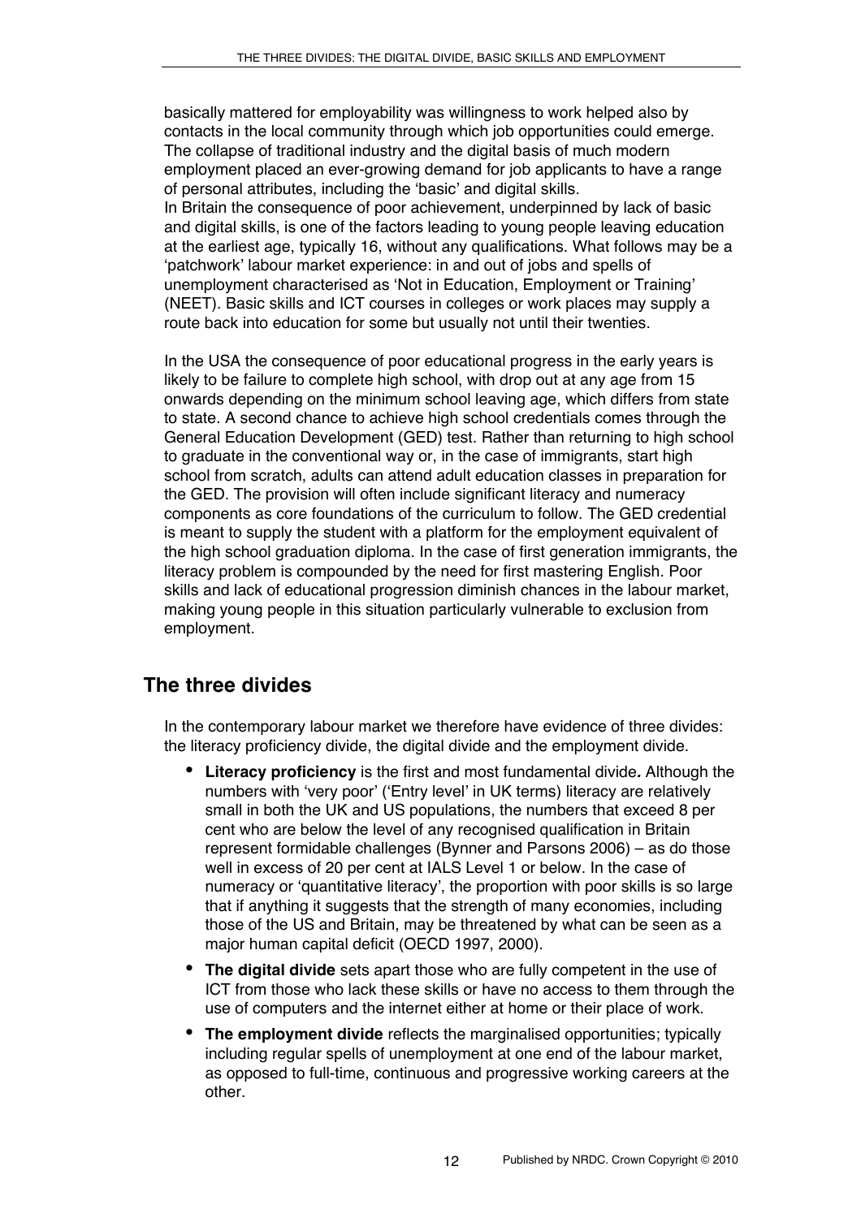basically mattered for employability was willingness to work helped also by contacts in the local community through which job opportunities could emerge. The collapse of traditional industry and the digital basis of much modern employment placed an ever-growing demand for job applicants to have a range of personal attributes, including the 'basic' and digital skills.

In Britain the consequence of poor achievement, underpinned by lack of basic and digital skills, is one of the factors leading to young people leaving education at the earliest age, typically 16, without any qualifications. What follows may be a 'patchwork' labour market experience: in and out of jobs and spells of unemployment characterised as 'Not in Education, Employment or Training' (NEET). Basic skills and ICT courses in colleges or work places may supply a route back into education for some but usually not until their twenties.

In the USA the consequence of poor educational progress in the early years is likely to be failure to complete high school, with drop out at any age from 15 onwards depending on the minimum school leaving age, which differs from state to state. A second chance to achieve high school credentials comes through the General Education Development (GED) test. Rather than returning to high school to graduate in the conventional way or, in the case of immigrants, start high school from scratch, adults can attend adult education classes in preparation for the GED. The provision will often include significant literacy and numeracy components as core foundations of the curriculum to follow. The GED credential is meant to supply the student with a platform for the employment equivalent of the high school graduation diploma. In the case of first generation immigrants, the literacy problem is compounded by the need for first mastering English. Poor skills and lack of educational progression diminish chances in the labour market, making young people in this situation particularly vulnerable to exclusion from employment.

## The three divides

In the contemporary labour market we therefore have evidence of three divides: the literacy proficiency divide, the digital divide and the employment divide.

- **Literacy proficiency** is the first and most fundamental divide**.** Although the numbers with 'very poor' ('Entry level' in UK terms) literacy are relatively small in both the UK and US populations, the numbers that exceed 8 per cent who are below the level of any recognised qualification in Britain represent formidable challenges (Bynner and Parsons 2006) – as do those well in excess of 20 per cent at IALS Level 1 or below. In the case of numeracy or 'quantitative literacy', the proportion with poor skills is so large that if anything it suggests that the strength of many economies, including those of the US and Britain, may be threatened by what can be seen as a major human capital deficit (OECD 1997, 2000).
- **The digital divide** sets apart those who are fully competent in the use of ICT from those who lack these skills or have no access to them through the use of computers and the internet either at home or their place of work.
- **The employment divide** reflects the marginalised opportunities; typically including regular spells of unemployment at one end of the labour market, as opposed to full-time, continuous and progressive working careers at the other.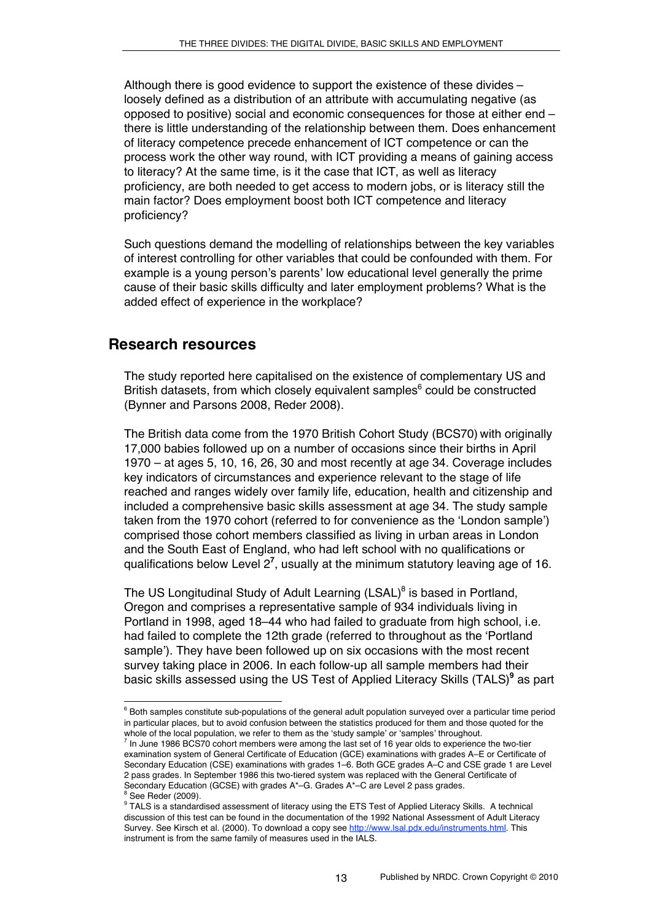Although there is good evidence to support the existence of these divides – loosely defined as a distribution of an attribute with accumulating negative (as opposed to positive) social and economic consequences for those at either end – there is little understanding of the relationship between them. Does enhancement of literacy competence precede enhancement of ICT competence or can the process work the other way round, with ICT providing a means of gaining access to literacy? At the same time, is it the case that ICT, as well as literacy proficiency, are both needed to get access to modern jobs, or is literacy still the main factor? Does employment boost both ICT competence and literacy proficiency?

Such questions demand the modelling of relationships between the key variables of interest controlling for other variables that could be confounded with them. For example is a young person's parents' low educational level generally the prime cause of their basic skills difficulty and later employment problems? What is the added effect of experience in the workplace?

## Research resources

The study reported here capitalised on the existence of complementary US and British datasets, from which closely equivalent samples[6] could be constructed (Bynner and Parsons 2008, Reder 2008).

The British data come from the 1970 British Cohort Study (BCS70) with originally 17,000 babies followed up on a number of occasions since their births in April 1970 – at ages 5, 10, 16, 26, 30 and most recently at age 34. Coverage includes key indicators of circumstances and experience relevant to the stage of life reached and ranges widely over family life, education, health and citizenship and included a comprehensive basic skills assessment at age 34. The study sample taken from the 1970 cohort (referred to for convenience as the 'London sample') comprised those cohort members classified as living in urban areas in London and the South East of England, who had left school with no qualifications or qualifications below Level 2[7], usually at the minimum statutory leaving age of 16.

The US Longitudinal Study of Adult Learning (LSAL)[8] is based in Portland, Oregon and comprises a representative sample of 934 individuals living in Portland in 1998, aged 18–44 who had failed to graduate from high school, i.e. had failed to complete the 12th grade (referred to throughout as the 'Portland sample'). They have been followed up on six occasions with the most recent survey taking place in 2006. In each follow-up all sample members had their basic skills assessed using the US Test of Applied Literacy Skills (TALS)[9] as part

---

[6] Both samples constitute sub-populations of the general adult population surveyed over a particular time period in particular places, but to avoid confusion between the statistics produced for them and those quoted for the whole of the local population, we refer to them as the 'study sample' or 'samples' throughout.

[7] In June 1986 BCS70 cohort members were among the last set of 16 year olds to experience the two-tier examination system of General Certificate of Education (GCE) examinations with grades A–E or Certificate of Secondary Education (CSE) examinations with grades 1–6. Both GCE grades A–C and CSE grade 1 are Level 2 pass grades. In September 1986 this two-tiered system was replaced with the General Certificate of Secondary Education (GCSE) with grades A*–G. Grades A*–C are Level 2 pass grades.

[8] See Reder (2009).

[9] TALS is a standardised assessment of literacy using the ETS Test of Applied Literacy Skills. A technical discussion of this test can be found in the documentation of the 1992 National Assessment of Adult Literacy Survey. See Kirsch et al. (2000). To download a copy see http://www.lsal.pdx.edu/instruments.html. This instrument is from the same family of measures used in the IALS.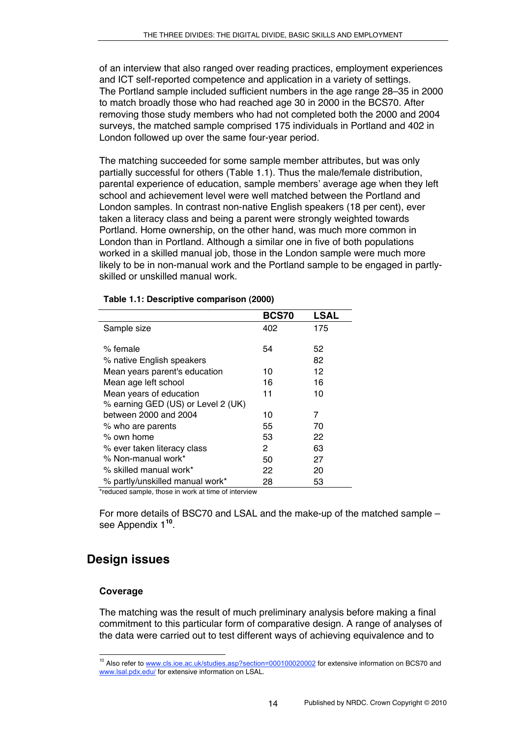of an interview that also ranged over reading practices, employment experiences and ICT self-reported competence and application in a variety of settings. The Portland sample included sufficient numbers in the age range 28–35 in 2000 to match broadly those who had reached age 30 in 2000 in the BCS70. After removing those study members who had not completed both the 2000 and 2004 surveys, the matched sample comprised 175 individuals in Portland and 402 in London followed up over the same four-year period.

The matching succeeded for some sample member attributes, but was only partially successful for others (Table 1.1). Thus the male/female distribution, parental experience of education, sample members' average age when they left school and achievement level were well matched between the Portland and London samples. In contrast non-native English speakers (18 per cent), ever taken a literacy class and being a parent were strongly weighted towards Portland. Home ownership, on the other hand, was much more common in London than in Portland. Although a similar one in five of both populations worked in a skilled manual job, those in the London sample were much more likely to be in non-manual work and the Portland sample to be engaged in partly-skilled or unskilled manual work.

**Table 1.1: Descriptive comparison (2000)**

| | BCS70 | LSAL |
|---|---|---|
| Sample size | 402 | 175 |
| % female | 54 | 52 |
| % native English speakers | | 82 |
| Mean years parent's education | 10 | 12 |
| Mean age left school | 16 | 16 |
| Mean years of education | 11 | 10 |
| % earning GED (US) or Level 2 (UK) between 2000 and 2004 | 10 | 7 |
| % who are parents | 55 | 70 |
| % own home | 53 | 22 |
| % ever taken literacy class | 2 | 63 |
| % Non-manual work* | 50 | 27 |
| % skilled manual work* | 22 | 20 |
| % partly/unskilled manual work* | 28 | 53 |

*reduced sample, those in work at time of interview

For more details of BSC70 and LSAL and the make-up of the matched sample – see Appendix 1[10].

## Design issues

### Coverage

The matching was the result of much preliminary analysis before making a final commitment to this particular form of comparative design. A range of analyses of the data were carried out to test different ways of achieving equivalence and to

[10] Also refer to www.cls.ioe.ac.uk/studies.asp?section=000100020002 for extensive information on BCS70 and www.lsal.pdx.edu/ for extensive information on LSAL.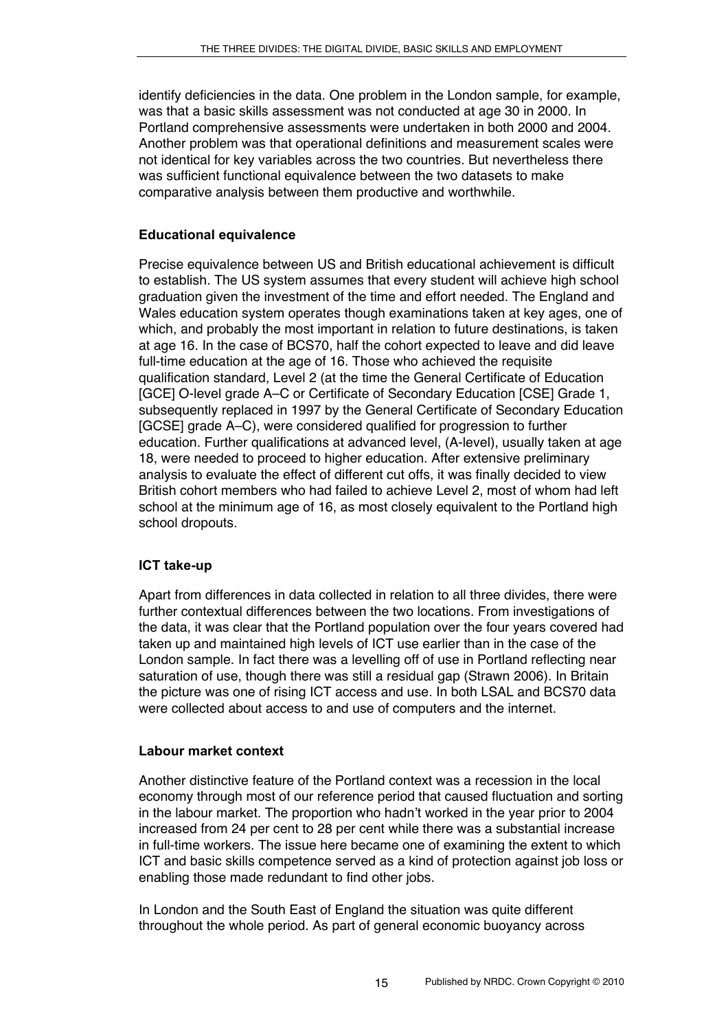identify deficiencies in the data. One problem in the London sample, for example, was that a basic skills assessment was not conducted at age 30 in 2000. In Portland comprehensive assessments were undertaken in both 2000 and 2004. Another problem was that operational definitions and measurement scales were not identical for key variables across the two countries. But nevertheless there was sufficient functional equivalence between the two datasets to make comparative analysis between them productive and worthwhile.

### Educational equivalence

Precise equivalence between US and British educational achievement is difficult to establish. The US system assumes that every student will achieve high school graduation given the investment of the time and effort needed. The England and Wales education system operates though examinations taken at key ages, one of which, and probably the most important in relation to future destinations, is taken at age 16. In the case of BCS70, half the cohort expected to leave and did leave full-time education at the age of 16. Those who achieved the requisite qualification standard, Level 2 (at the time the General Certificate of Education [GCE] O-level grade A–C or Certificate of Secondary Education [CSE] Grade 1, subsequently replaced in 1997 by the General Certificate of Secondary Education [GCSE] grade A–C), were considered qualified for progression to further education. Further qualifications at advanced level, (A-level), usually taken at age 18, were needed to proceed to higher education. After extensive preliminary analysis to evaluate the effect of different cut offs, it was finally decided to view British cohort members who had failed to achieve Level 2, most of whom had left school at the minimum age of 16, as most closely equivalent to the Portland high school dropouts.

### ICT take-up

Apart from differences in data collected in relation to all three divides, there were further contextual differences between the two locations. From investigations of the data, it was clear that the Portland population over the four years covered had taken up and maintained high levels of ICT use earlier than in the case of the London sample. In fact there was a levelling off of use in Portland reflecting near saturation of use, though there was still a residual gap (Strawn 2006). In Britain the picture was one of rising ICT access and use. In both LSAL and BCS70 data were collected about access to and use of computers and the internet.

### Labour market context

Another distinctive feature of the Portland context was a recession in the local economy through most of our reference period that caused fluctuation and sorting in the labour market. The proportion who hadn't worked in the year prior to 2004 increased from 24 per cent to 28 per cent while there was a substantial increase in full-time workers. The issue here became one of examining the extent to which ICT and basic skills competence served as a kind of protection against job loss or enabling those made redundant to find other jobs.

In London and the South East of England the situation was quite different throughout the whole period. As part of general economic buoyancy across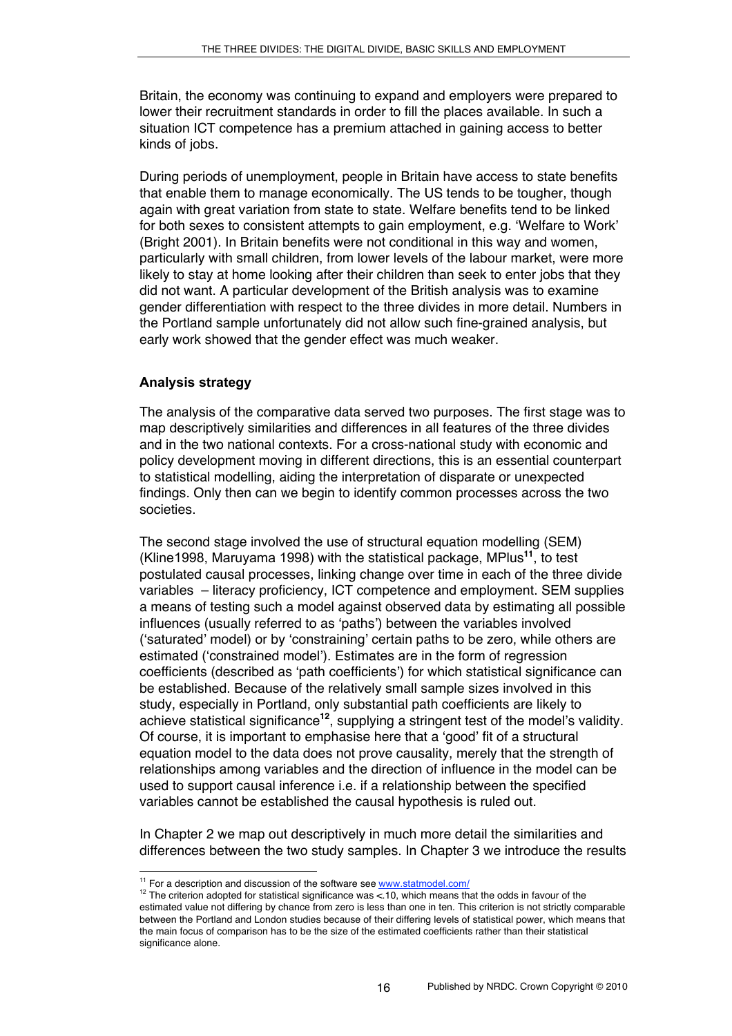Britain, the economy was continuing to expand and employers were prepared to lower their recruitment standards in order to fill the places available. In such a situation ICT competence has a premium attached in gaining access to better kinds of jobs.

During periods of unemployment, people in Britain have access to state benefits that enable them to manage economically. The US tends to be tougher, though again with great variation from state to state. Welfare benefits tend to be linked for both sexes to consistent attempts to gain employment, e.g. 'Welfare to Work' (Bright 2001). In Britain benefits were not conditional in this way and women, particularly with small children, from lower levels of the labour market, were more likely to stay at home looking after their children than seek to enter jobs that they did not want. A particular development of the British analysis was to examine gender differentiation with respect to the three divides in more detail. Numbers in the Portland sample unfortunately did not allow such fine-grained analysis, but early work showed that the gender effect was much weaker.

### Analysis strategy

The analysis of the comparative data served two purposes. The first stage was to map descriptively similarities and differences in all features of the three divides and in the two national contexts. For a cross-national study with economic and policy development moving in different directions, this is an essential counterpart to statistical modelling, aiding the interpretation of disparate or unexpected findings. Only then can we begin to identify common processes across the two societies.

The second stage involved the use of structural equation modelling (SEM) (Kline1998, Maruyama 1998) with the statistical package, MPlus[11], to test postulated causal processes, linking change over time in each of the three divide variables – literacy proficiency, ICT competence and employment. SEM supplies a means of testing such a model against observed data by estimating all possible influences (usually referred to as 'paths') between the variables involved ('saturated' model) or by 'constraining' certain paths to be zero, while others are estimated ('constrained model'). Estimates are in the form of regression coefficients (described as 'path coefficients') for which statistical significance can be established. Because of the relatively small sample sizes involved in this study, especially in Portland, only substantial path coefficients are likely to achieve statistical significance[12], supplying a stringent test of the model's validity. Of course, it is important to emphasise here that a 'good' fit of a structural equation model to the data does not prove causality, merely that the strength of relationships among variables and the direction of influence in the model can be used to support causal inference i.e. if a relationship between the specified variables cannot be established the causal hypothesis is ruled out.

In Chapter 2 we map out descriptively in much more detail the similarities and differences between the two study samples. In Chapter 3 we introduce the results

---

[11] For a description and discussion of the software see www.statmodel.com/

[12] The criterion adopted for statistical significance was <.10, which means that the odds in favour of the estimated value not differing by chance from zero is less than one in ten. This criterion is not strictly comparable between the Portland and London studies because of their differing levels of statistical power, which means that the main focus of comparison has to be the size of the estimated coefficients rather than their statistical significance alone.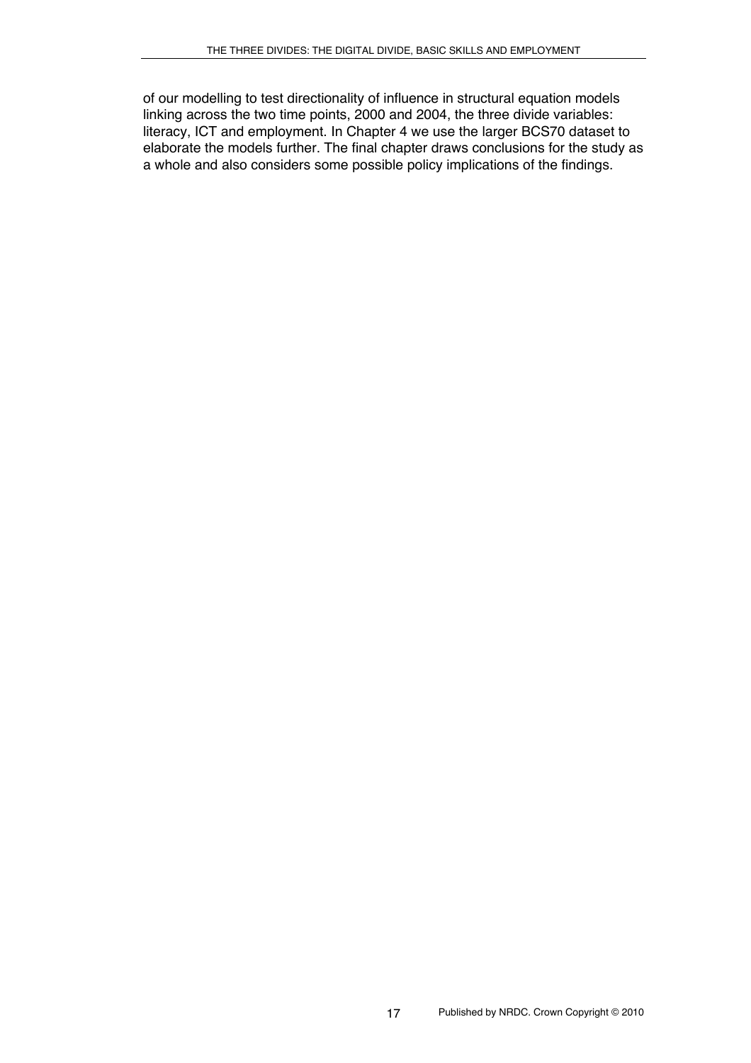of our modelling to test directionality of influence in structural equation models linking across the two time points, 2000 and 2004, the three divide variables: literacy, ICT and employment. In Chapter 4 we use the larger BCS70 dataset to elaborate the models further. The final chapter draws conclusions for the study as a whole and also considers some possible policy implications of the findings.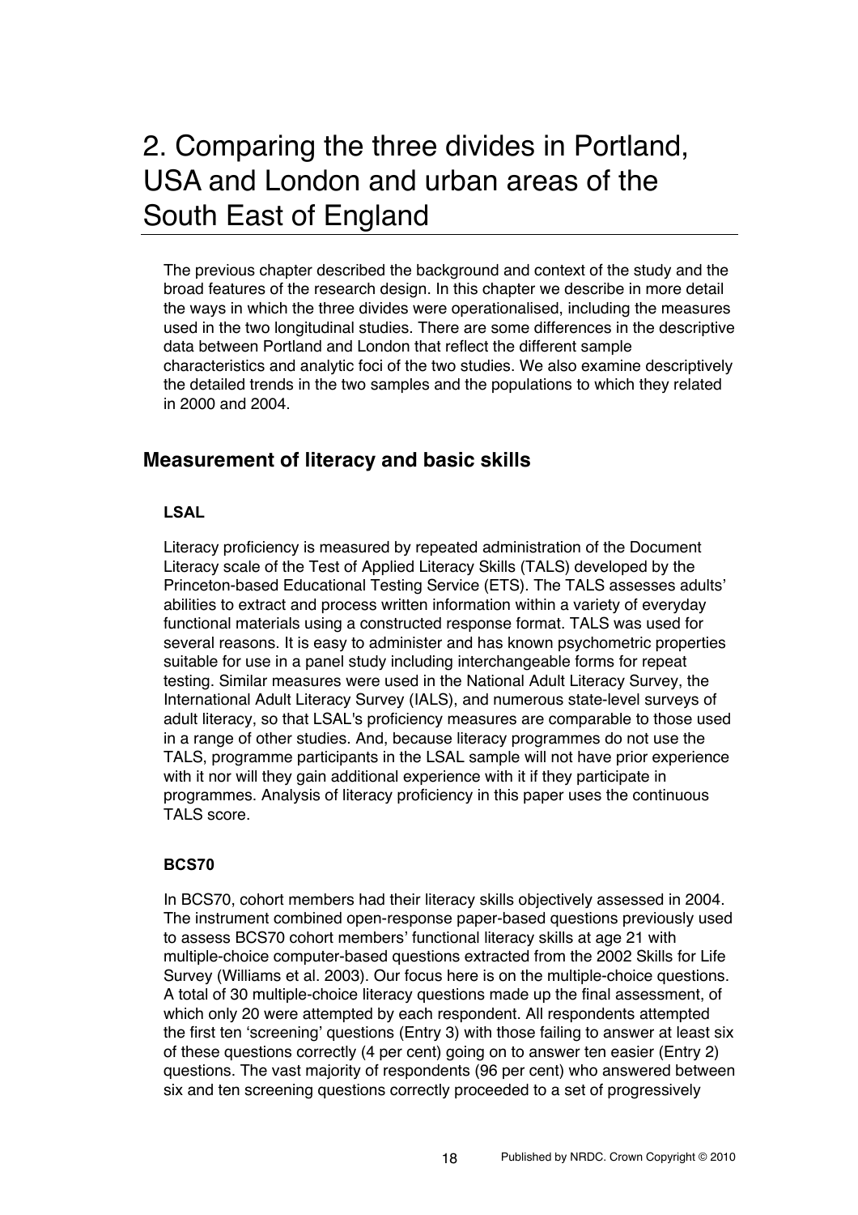# 2. Comparing the three divides in Portland, USA and London and urban areas of the South East of England

The previous chapter described the background and context of the study and the broad features of the research design. In this chapter we describe in more detail the ways in which the three divides were operationalised, including the measures used in the two longitudinal studies. There are some differences in the descriptive data between Portland and London that reflect the different sample characteristics and analytic foci of the two studies. We also examine descriptively the detailed trends in the two samples and the populations to which they related in 2000 and 2004.

## Measurement of literacy and basic skills

### LSAL

Literacy proficiency is measured by repeated administration of the Document Literacy scale of the Test of Applied Literacy Skills (TALS) developed by the Princeton-based Educational Testing Service (ETS). The TALS assesses adults' abilities to extract and process written information within a variety of everyday functional materials using a constructed response format. TALS was used for several reasons. It is easy to administer and has known psychometric properties suitable for use in a panel study including interchangeable forms for repeat testing. Similar measures were used in the National Adult Literacy Survey, the International Adult Literacy Survey (IALS), and numerous state-level surveys of adult literacy, so that LSAL's proficiency measures are comparable to those used in a range of other studies. And, because literacy programmes do not use the TALS, programme participants in the LSAL sample will not have prior experience with it nor will they gain additional experience with it if they participate in programmes. Analysis of literacy proficiency in this paper uses the continuous TALS score.

### BCS70

In BCS70, cohort members had their literacy skills objectively assessed in 2004. The instrument combined open-response paper-based questions previously used to assess BCS70 cohort members' functional literacy skills at age 21 with multiple-choice computer-based questions extracted from the 2002 Skills for Life Survey (Williams et al. 2003). Our focus here is on the multiple-choice questions. A total of 30 multiple-choice literacy questions made up the final assessment, of which only 20 were attempted by each respondent. All respondents attempted the first ten 'screening' questions (Entry 3) with those failing to answer at least six of these questions correctly (4 per cent) going on to answer ten easier (Entry 2) questions. The vast majority of respondents (96 per cent) who answered between six and ten screening questions correctly proceeded to a set of progressively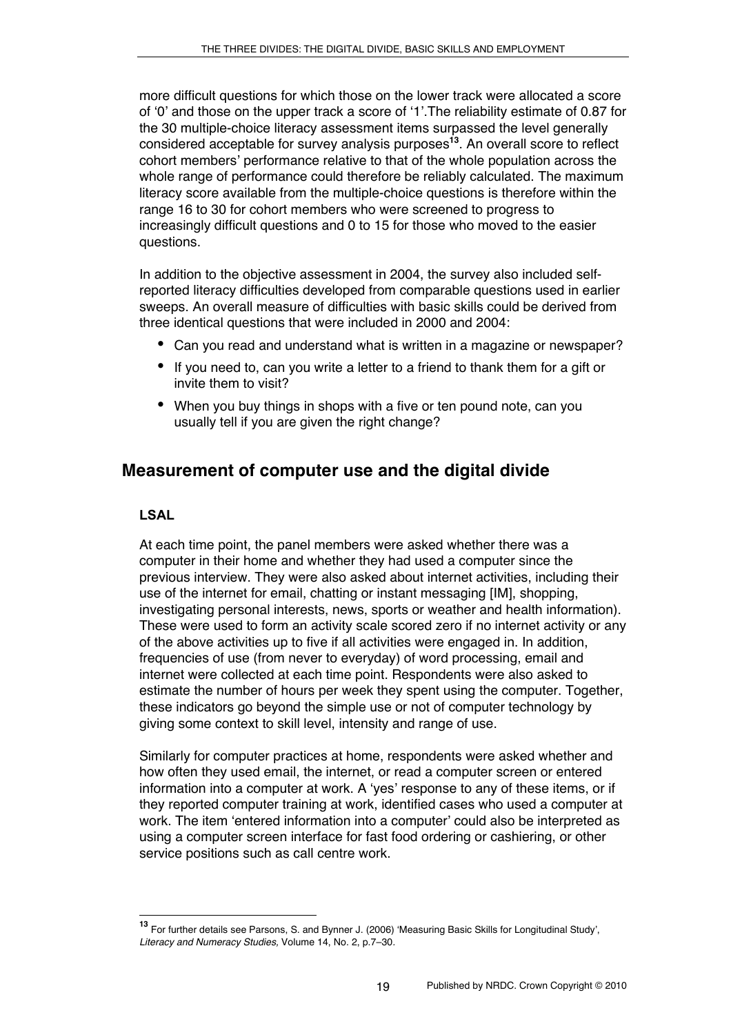more difficult questions for which those on the lower track were allocated a score of '0' and those on the upper track a score of '1'.The reliability estimate of 0.87 for the 30 multiple-choice literacy assessment items surpassed the level generally considered acceptable for survey analysis purposes[13]. An overall score to reflect cohort members' performance relative to that of the whole population across the whole range of performance could therefore be reliably calculated. The maximum literacy score available from the multiple-choice questions is therefore within the range 16 to 30 for cohort members who were screened to progress to increasingly difficult questions and 0 to 15 for those who moved to the easier questions.

In addition to the objective assessment in 2004, the survey also included self-reported literacy difficulties developed from comparable questions used in earlier sweeps. An overall measure of difficulties with basic skills could be derived from three identical questions that were included in 2000 and 2004:

- Can you read and understand what is written in a magazine or newspaper?
- If you need to, can you write a letter to a friend to thank them for a gift or invite them to visit?
- When you buy things in shops with a five or ten pound note, can you usually tell if you are given the right change?

## Measurement of computer use and the digital divide

### LSAL

At each time point, the panel members were asked whether there was a computer in their home and whether they had used a computer since the previous interview. They were also asked about internet activities, including their use of the internet for email, chatting or instant messaging [IM], shopping, investigating personal interests, news, sports or weather and health information). These were used to form an activity scale scored zero if no internet activity or any of the above activities up to five if all activities were engaged in. In addition, frequencies of use (from never to everyday) of word processing, email and internet were collected at each time point. Respondents were also asked to estimate the number of hours per week they spent using the computer. Together, these indicators go beyond the simple use or not of computer technology by giving some context to skill level, intensity and range of use.

Similarly for computer practices at home, respondents were asked whether and how often they used email, the internet, or read a computer screen or entered information into a computer at work. A 'yes' response to any of these items, or if they reported computer training at work, identified cases who used a computer at work. The item 'entered information into a computer' could also be interpreted as using a computer screen interface for fast food ordering or cashiering, or other service positions such as call centre work.

[13] For further details see Parsons, S. and Bynner J. (2006) 'Measuring Basic Skills for Longitudinal Study', *Literacy and Numeracy Studies,* Volume 14, No. 2, p.7–30.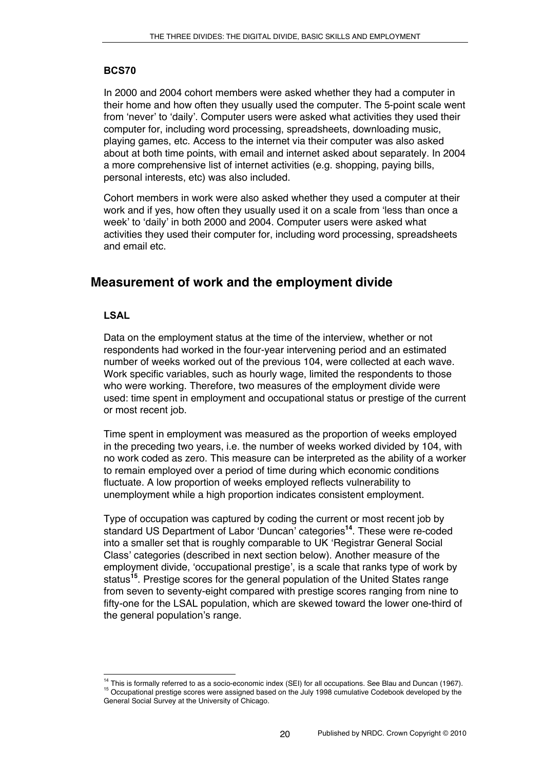### BCS70

In 2000 and 2004 cohort members were asked whether they had a computer in their home and how often they usually used the computer. The 5-point scale went from 'never' to 'daily'. Computer users were asked what activities they used their computer for, including word processing, spreadsheets, downloading music, playing games, etc. Access to the internet via their computer was also asked about at both time points, with email and internet asked about separately. In 2004 a more comprehensive list of internet activities (e.g. shopping, paying bills, personal interests, etc) was also included.

Cohort members in work were also asked whether they used a computer at their work and if yes, how often they usually used it on a scale from 'less than once a week' to 'daily' in both 2000 and 2004. Computer users were asked what activities they used their computer for, including word processing, spreadsheets and email etc.

## Measurement of work and the employment divide

### LSAL

Data on the employment status at the time of the interview, whether or not respondents had worked in the four-year intervening period and an estimated number of weeks worked out of the previous 104, were collected at each wave. Work specific variables, such as hourly wage, limited the respondents to those who were working. Therefore, two measures of the employment divide were used: time spent in employment and occupational status or prestige of the current or most recent job.

Time spent in employment was measured as the proportion of weeks employed in the preceding two years, i.e. the number of weeks worked divided by 104, with no work coded as zero. This measure can be interpreted as the ability of a worker to remain employed over a period of time during which economic conditions fluctuate. A low proportion of weeks employed reflects vulnerability to unemployment while a high proportion indicates consistent employment.

Type of occupation was captured by coding the current or most recent job by standard US Department of Labor 'Duncan' categories[14]. These were re-coded into a smaller set that is roughly comparable to UK 'Registrar General Social Class' categories (described in next section below). Another measure of the employment divide, 'occupational prestige', is a scale that ranks type of work by status[15]. Prestige scores for the general population of the United States range from seven to seventy-eight compared with prestige scores ranging from nine to fifty-one for the LSAL population, which are skewed toward the lower one-third of the general population's range.

---

[14] This is formally referred to as a socio-economic index (SEI) for all occupations. See Blau and Duncan (1967).

[15] Occupational prestige scores were assigned based on the July 1998 cumulative Codebook developed by the General Social Survey at the University of Chicago.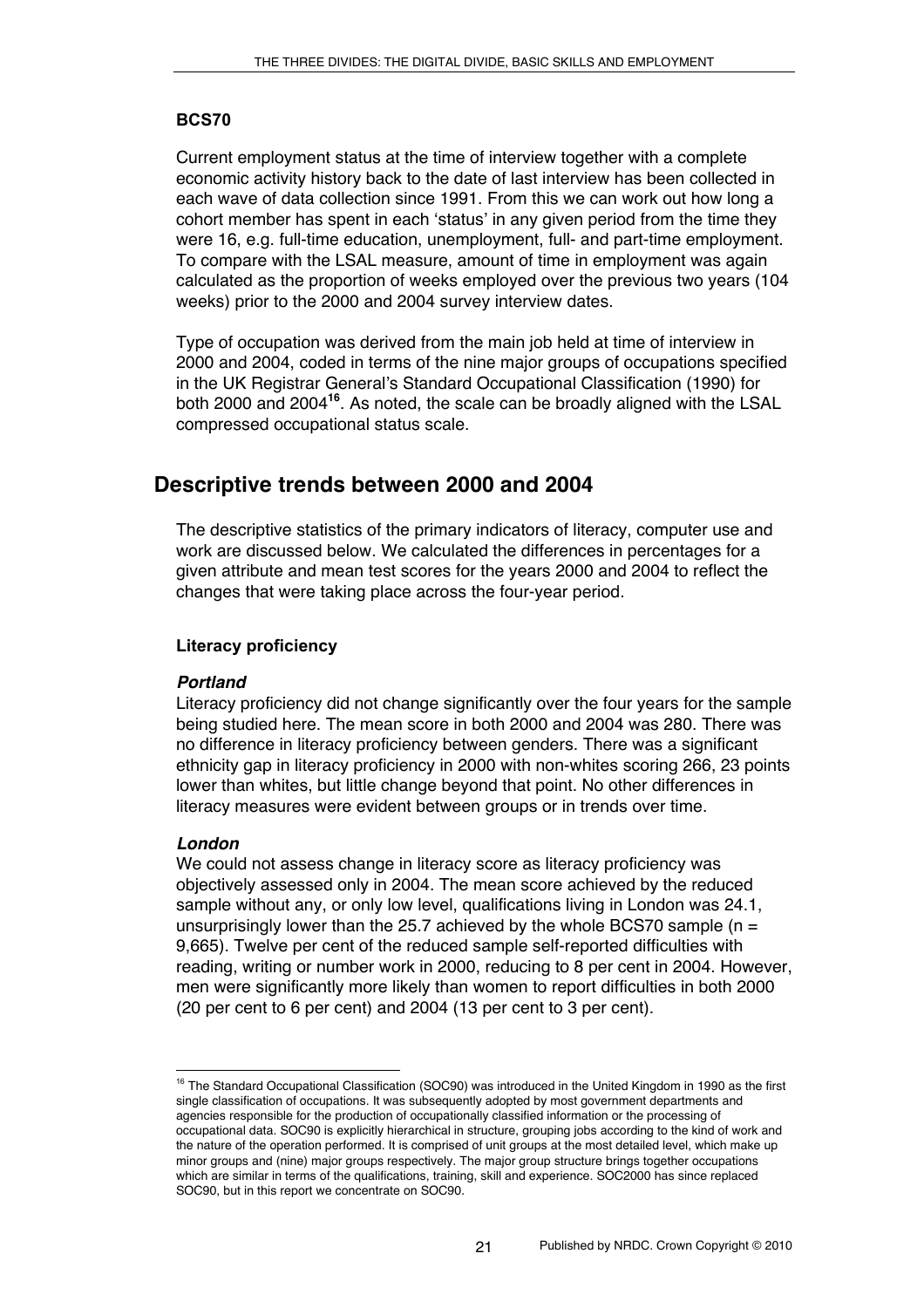### BCS70

Current employment status at the time of interview together with a complete economic activity history back to the date of last interview has been collected in each wave of data collection since 1991. From this we can work out how long a cohort member has spent in each 'status' in any given period from the time they were 16, e.g. full-time education, unemployment, full- and part-time employment. To compare with the LSAL measure, amount of time in employment was again calculated as the proportion of weeks employed over the previous two years (104 weeks) prior to the 2000 and 2004 survey interview dates.

Type of occupation was derived from the main job held at time of interview in 2000 and 2004, coded in terms of the nine major groups of occupations specified in the UK Registrar General's Standard Occupational Classification (1990) for both 2000 and 2004[16]. As noted, the scale can be broadly aligned with the LSAL compressed occupational status scale.

## Descriptive trends between 2000 and 2004

The descriptive statistics of the primary indicators of literacy, computer use and work are discussed below. We calculated the differences in percentages for a given attribute and mean test scores for the years 2000 and 2004 to reflect the changes that were taking place across the four-year period.

### Literacy proficiency

***Portland***

Literacy proficiency did not change significantly over the four years for the sample being studied here. The mean score in both 2000 and 2004 was 280. There was no difference in literacy proficiency between genders. There was a significant ethnicity gap in literacy proficiency in 2000 with non-whites scoring 266, 23 points lower than whites, but little change beyond that point. No other differences in literacy measures were evident between groups or in trends over time.

***London***

We could not assess change in literacy score as literacy proficiency was objectively assessed only in 2004. The mean score achieved by the reduced sample without any, or only low level, qualifications living in London was 24.1, unsurprisingly lower than the 25.7 achieved by the whole BCS70 sample (n = 9,665). Twelve per cent of the reduced sample self-reported difficulties with reading, writing or number work in 2000, reducing to 8 per cent in 2004. However, men were significantly more likely than women to report difficulties in both 2000 (20 per cent to 6 per cent) and 2004 (13 per cent to 3 per cent).

---

[16] The Standard Occupational Classification (SOC90) was introduced in the United Kingdom in 1990 as the first single classification of occupations. It was subsequently adopted by most government departments and agencies responsible for the production of occupationally classified information or the processing of occupational data. SOC90 is explicitly hierarchical in structure, grouping jobs according to the kind of work and the nature of the operation performed. It is comprised of unit groups at the most detailed level, which make up minor groups and (nine) major groups respectively. The major group structure brings together occupations which are similar in terms of the qualifications, training, skill and experience. SOC2000 has since replaced SOC90, but in this report we concentrate on SOC90.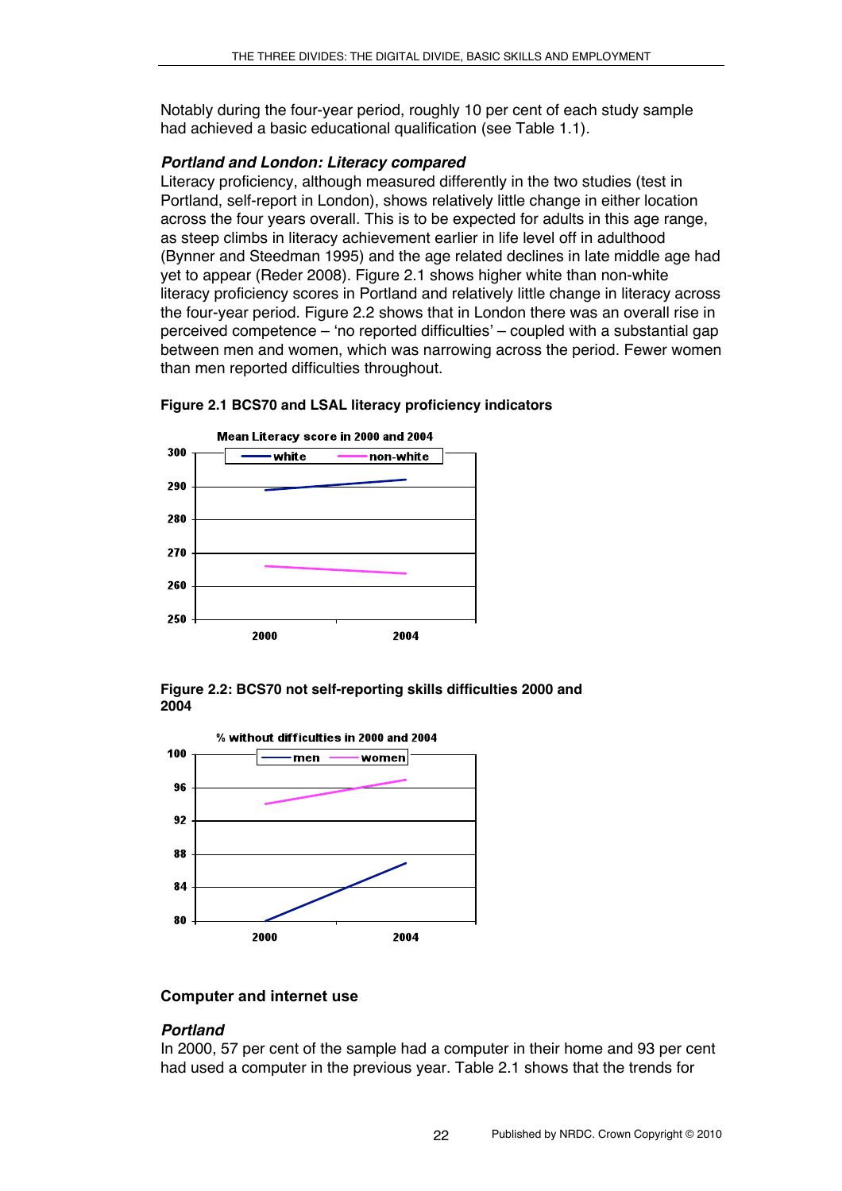Notably during the four-year period, roughly 10 per cent of each study sample had achieved a basic educational qualification (see Table 1.1).

### *Portland and London: Literacy compared*

Literacy proficiency, although measured differently in the two studies (test in Portland, self-report in London), shows relatively little change in either location across the four years overall. This is to be expected for adults in this age range, as steep climbs in literacy achievement earlier in life level off in adulthood (Bynner and Steedman 1995) and the age related declines in late middle age had yet to appear (Reder 2008). Figure 2.1 shows higher white than non-white literacy proficiency scores in Portland and relatively little change in literacy across the four-year period. Figure 2.2 shows that in London there was an overall rise in perceived competence – 'no reported difficulties' – coupled with a substantial gap between men and women, which was narrowing across the period. Fewer women than men reported difficulties throughout.

**Figure 2.1 BCS70 and LSAL literacy proficiency indicators**

**Figure 2.2: BCS70 not self-reporting skills difficulties 2000 and 2004**

### Computer and internet use

### *Portland*

In 2000, 57 per cent of the sample had a computer in their home and 93 per cent had used a computer in the previous year. Table 2.1 shows that the trends for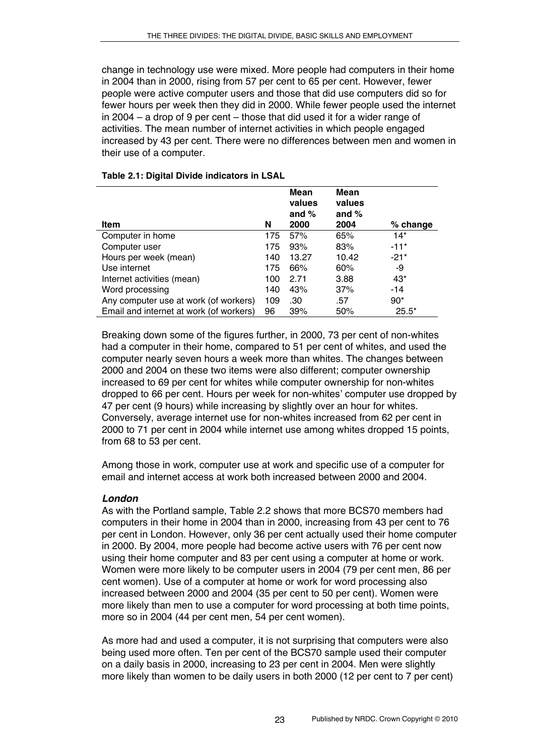change in technology use were mixed. More people had computers in their home in 2004 than in 2000, rising from 57 per cent to 65 per cent. However, fewer people were active computer users and those that did use computers did so for fewer hours per week then they did in 2000. While fewer people used the internet in 2004 – a drop of 9 per cent – those that did used it for a wider range of activities. The mean number of internet activities in which people engaged increased by 43 per cent. There were no differences between men and women in their use of a computer.

**Table 2.1: Digital Divide indicators in LSAL**

| Item | N | Mean values and % 2000 | Mean values and % 2004 | % change |
|---|---|---|---|---|
| Computer in home | 175 | 57% | 65% | 14* |
| Computer user | 175 | 93% | 83% | -11* |
| Hours per week (mean) | 140 | 13.27 | 10.42 | -21* |
| Use internet | 175 | 66% | 60% | -9 |
| Internet activities (mean) | 100 | 2.71 | 3.88 | 43* |
| Word processing | 140 | 43% | 37% | -14 |
| Any computer use at work (of workers) | 109 | .30 | .57 | 90* |
| Email and internet at work (of workers) | 96 | 39% | 50% | 25.5* |

Breaking down some of the figures further, in 2000, 73 per cent of non-whites had a computer in their home, compared to 51 per cent of whites, and used the computer nearly seven hours a week more than whites. The changes between 2000 and 2004 on these two items were also different; computer ownership increased to 69 per cent for whites while computer ownership for non-whites dropped to 66 per cent. Hours per week for non-whites' computer use dropped by 47 per cent (9 hours) while increasing by slightly over an hour for whites. Conversely, average internet use for non-whites increased from 62 per cent in 2000 to 71 per cent in 2004 while internet use among whites dropped 15 points, from 68 to 53 per cent.

Among those in work, computer use at work and specific use of a computer for email and internet access at work both increased between 2000 and 2004.

***London***

As with the Portland sample, Table 2.2 shows that more BCS70 members had computers in their home in 2004 than in 2000, increasing from 43 per cent to 76 per cent in London. However, only 36 per cent actually used their home computer in 2000. By 2004, more people had become active users with 76 per cent now using their home computer and 83 per cent using a computer at home or work. Women were more likely to be computer users in 2004 (79 per cent men, 86 per cent women). Use of a computer at home or work for word processing also increased between 2000 and 2004 (35 per cent to 50 per cent). Women were more likely than men to use a computer for word processing at both time points, more so in 2004 (44 per cent men, 54 per cent women).

As more had and used a computer, it is not surprising that computers were also being used more often. Ten per cent of the BCS70 sample used their computer on a daily basis in 2000, increasing to 23 per cent in 2004. Men were slightly more likely than women to be daily users in both 2000 (12 per cent to 7 per cent)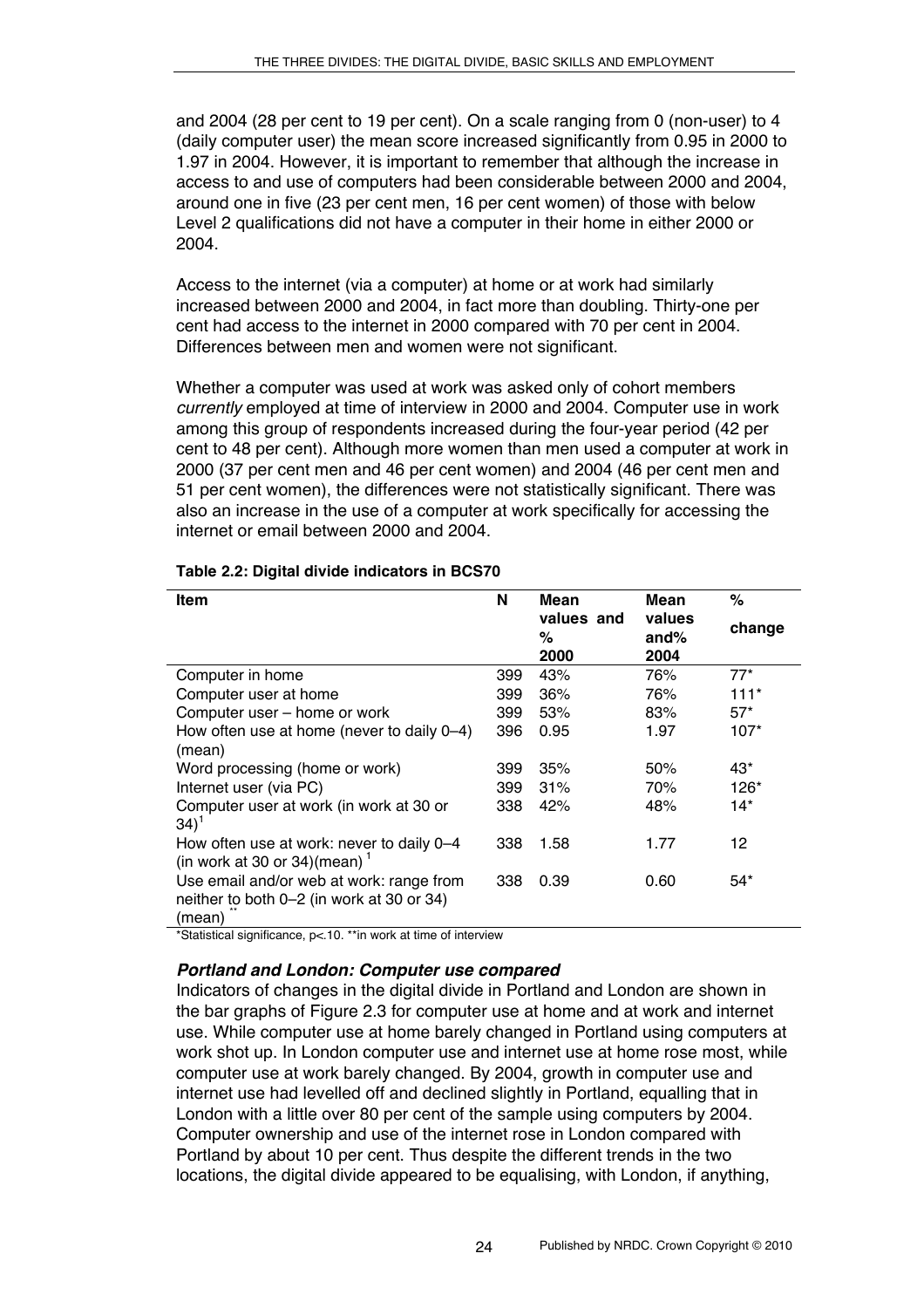and 2004 (28 per cent to 19 per cent). On a scale ranging from 0 (non-user) to 4 (daily computer user) the mean score increased significantly from 0.95 in 2000 to 1.97 in 2004. However, it is important to remember that although the increase in access to and use of computers had been considerable between 2000 and 2004, around one in five (23 per cent men, 16 per cent women) of those with below Level 2 qualifications did not have a computer in their home in either 2000 or 2004.

Access to the internet (via a computer) at home or at work had similarly increased between 2000 and 2004, in fact more than doubling. Thirty-one per cent had access to the internet in 2000 compared with 70 per cent in 2004. Differences between men and women were not significant.

Whether a computer was used at work was asked only of cohort members *currently* employed at time of interview in 2000 and 2004. Computer use in work among this group of respondents increased during the four-year period (42 per cent to 48 per cent). Although more women than men used a computer at work in 2000 (37 per cent men and 46 per cent women) and 2004 (46 per cent men and 51 per cent women), the differences were not statistically significant. There was also an increase in the use of a computer at work specifically for accessing the internet or email between 2000 and 2004.

**Table 2.2: Digital divide indicators in BCS70**

| Item | N | Mean values and % 2000 | Mean values and% 2004 | % change |
|---|---|---|---|---|
| Computer in home | 399 | 43% | 76% | 77* |
| Computer user at home | 399 | 36% | 76% | 111* |
| Computer user – home or work | 399 | 53% | 83% | 57* |
| How often use at home (never to daily 0–4) (mean) | 396 | 0.95 | 1.97 | 107* |
| Word processing (home or work) | 399 | 35% | 50% | 43* |
| Internet user (via PC) | 399 | 31% | 70% | 126* |
| Computer user at work (in work at 30 or 34)[1] | 338 | 42% | 48% | 14* |
| How often use at work: never to daily 0–4 (in work at 30 or 34)(mean) [1] | 338 | 1.58 | 1.77 | 12 |
| Use email and/or web at work: range from neither to both 0–2 (in work at 30 or 34) (mean) ** | 338 | 0.39 | 0.60 | 54* |

*Statistical significance, p<.10. **in work at time of interview

***Portland and London: Computer use compared***

Indicators of changes in the digital divide in Portland and London are shown in the bar graphs of Figure 2.3 for computer use at home and at work and internet use. While computer use at home barely changed in Portland using computers at work shot up. In London computer use and internet use at home rose most, while computer use at work barely changed. By 2004, growth in computer use and internet use had levelled off and declined slightly in Portland, equalling that in London with a little over 80 per cent of the sample using computers by 2004. Computer ownership and use of the internet rose in London compared with Portland by about 10 per cent. Thus despite the different trends in the two locations, the digital divide appeared to be equalising, with London, if anything,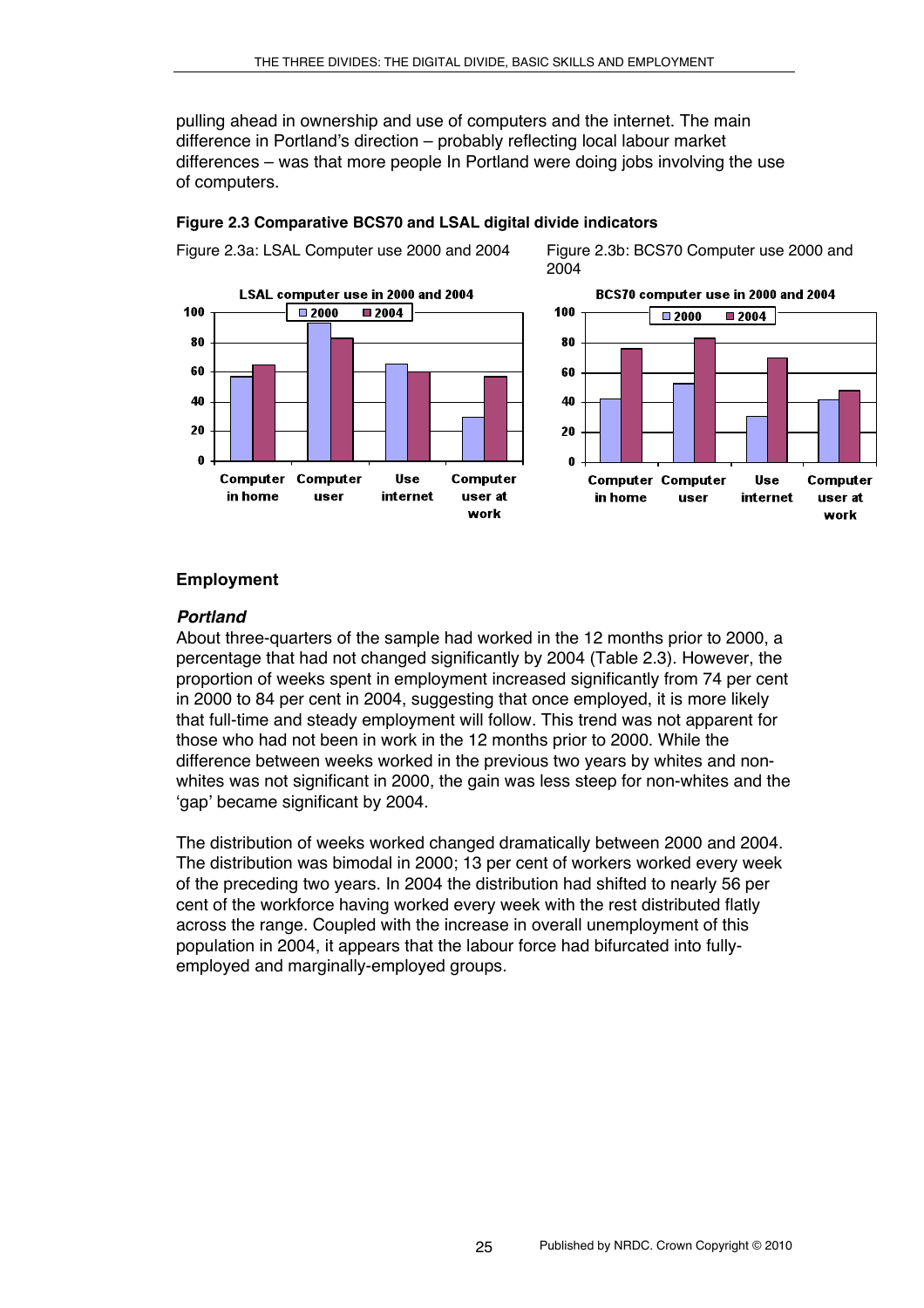pulling ahead in ownership and use of computers and the internet. The main difference in Portland's direction – probably reflecting local labour market differences – was that more people In Portland were doing jobs involving the use of computers.

**Figure 2.3 Comparative BCS70 and LSAL digital divide indicators**

Figure 2.3a: LSAL Computer use 2000 and 2004

Figure 2.3b: BCS70 Computer use 2000 and 2004

## Employment

### *Portland*

About three-quarters of the sample had worked in the 12 months prior to 2000, a percentage that had not changed significantly by 2004 (Table 2.3). However, the proportion of weeks spent in employment increased significantly from 74 per cent in 2000 to 84 per cent in 2004, suggesting that once employed, it is more likely that full-time and steady employment will follow. This trend was not apparent for those who had not been in work in the 12 months prior to 2000. While the difference between weeks worked in the previous two years by whites and non-whites was not significant in 2000, the gain was less steep for non-whites and the 'gap' became significant by 2004.

The distribution of weeks worked changed dramatically between 2000 and 2004. The distribution was bimodal in 2000; 13 per cent of workers worked every week of the preceding two years. In 2004 the distribution had shifted to nearly 56 per cent of the workforce having worked every week with the rest distributed flatly across the range. Coupled with the increase in overall unemployment of this population in 2004, it appears that the labour force had bifurcated into fully-employed and marginally-employed groups.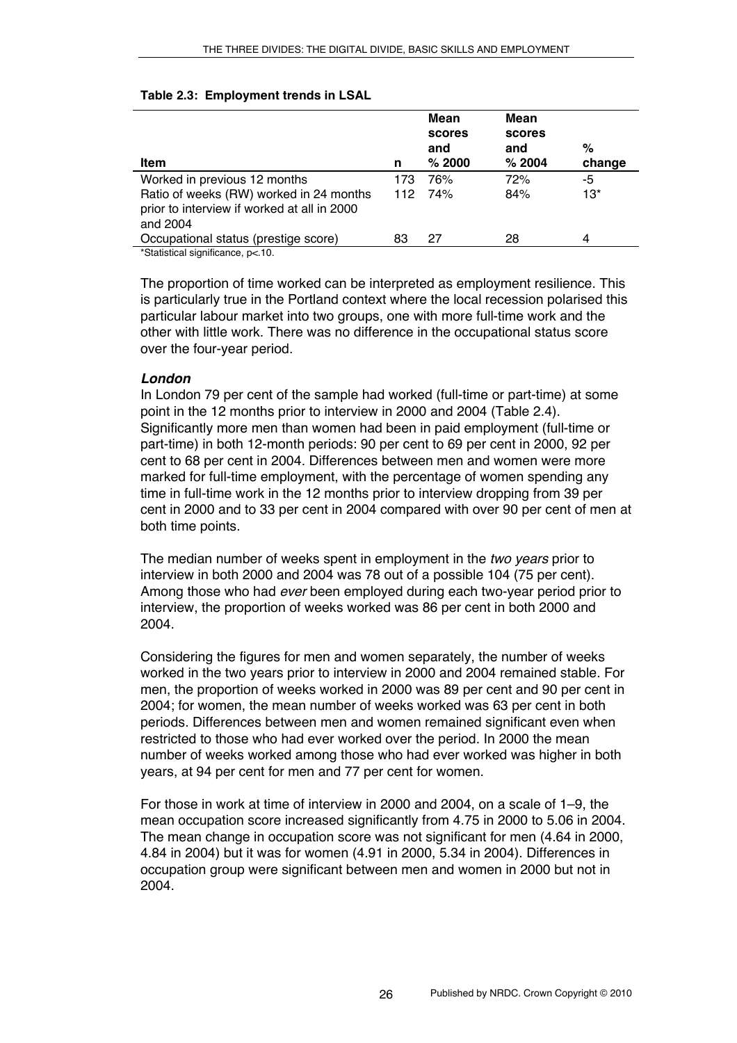**Table 2.3: Employment trends in LSAL**

| Item | n | Mean scores and % 2000 | Mean scores and % 2004 | % change |
|---|---|---|---|---|
| Worked in previous 12 months | 173 | 76% | 72% | -5 |
| Ratio of weeks (RW) worked in 24 months prior to interview if worked at all in 2000 and 2004 | 112 | 74% | 84% | 13* |
| Occupational status (prestige score) | 83 | 27 | 28 | 4 |

*Statistical significance, p<.10.

The proportion of time worked can be interpreted as employment resilience. This is particularly true in the Portland context where the local recession polarised this particular labour market into two groups, one with more full-time work and the other with little work. There was no difference in the occupational status score over the four-year period.

### *London*

In London 79 per cent of the sample had worked (full-time or part-time) at some point in the 12 months prior to interview in 2000 and 2004 (Table 2.4). Significantly more men than women had been in paid employment (full-time or part-time) in both 12-month periods: 90 per cent to 69 per cent in 2000, 92 per cent to 68 per cent in 2004. Differences between men and women were more marked for full-time employment, with the percentage of women spending any time in full-time work in the 12 months prior to interview dropping from 39 per cent in 2000 and to 33 per cent in 2004 compared with over 90 per cent of men at both time points.

The median number of weeks spent in employment in the *two years* prior to interview in both 2000 and 2004 was 78 out of a possible 104 (75 per cent). Among those who had *ever* been employed during each two-year period prior to interview, the proportion of weeks worked was 86 per cent in both 2000 and 2004.

Considering the figures for men and women separately, the number of weeks worked in the two years prior to interview in 2000 and 2004 remained stable. For men, the proportion of weeks worked in 2000 was 89 per cent and 90 per cent in 2004; for women, the mean number of weeks worked was 63 per cent in both periods. Differences between men and women remained significant even when restricted to those who had ever worked over the period. In 2000 the mean number of weeks worked among those who had ever worked was higher in both years, at 94 per cent for men and 77 per cent for women.

For those in work at time of interview in 2000 and 2004, on a scale of 1–9, the mean occupation score increased significantly from 4.75 in 2000 to 5.06 in 2004. The mean change in occupation score was not significant for men (4.64 in 2000, 4.84 in 2004) but it was for women (4.91 in 2000, 5.34 in 2004). Differences in occupation group were significant between men and women in 2000 but not in 2004.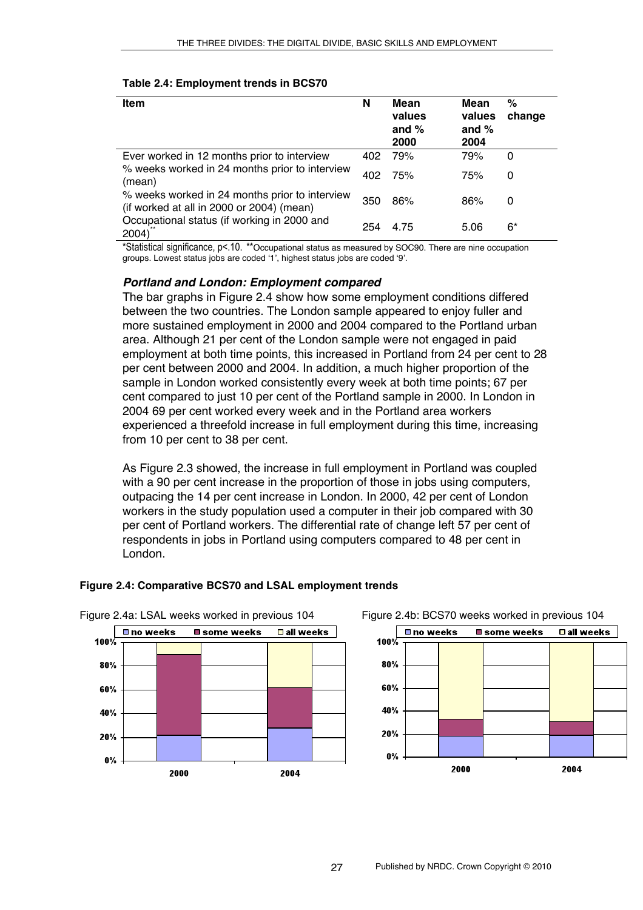**Table 2.4: Employment trends in BCS70**

| Item | N | Mean values and % 2000 | Mean values and % 2004 | % change |
|---|---|---|---|---|
| Ever worked in 12 months prior to interview | 402 | 79% | 79% | 0 |
| % weeks worked in 24 months prior to interview (mean) | 402 | 75% | 75% | 0 |
| % weeks worked in 24 months prior to interview (if worked at all in 2000 or 2004) (mean) | 350 | 86% | 86% | 0 |
| Occupational status (if working in 2000 and 2004)** | 254 | 4.75 | 5.06 | 6* |

*Statistical significance, p<.10. **Occupational status as measured by SOC90. There are nine occupation groups. Lowest status jobs are coded '1', highest status jobs are coded '9'.

### *Portland and London: Employment compared*

The bar graphs in Figure 2.4 show how some employment conditions differed between the two countries. The London sample appeared to enjoy fuller and more sustained employment in 2000 and 2004 compared to the Portland urban area. Although 21 per cent of the London sample were not engaged in paid employment at both time points, this increased in Portland from 24 per cent to 28 per cent between 2000 and 2004. In addition, a much higher proportion of the sample in London worked consistently every week at both time points; 67 per cent compared to just 10 per cent of the Portland sample in 2000. In London in 2004 69 per cent worked every week and in the Portland area workers experienced a threefold increase in full employment during this time, increasing from 10 per cent to 38 per cent.

As Figure 2.3 showed, the increase in full employment in Portland was coupled with a 90 per cent increase in the proportion of those in jobs using computers, outpacing the 14 per cent increase in London. In 2000, 42 per cent of London workers in the study population used a computer in their job compared with 30 per cent of Portland workers. The differential rate of change left 57 per cent of respondents in jobs in Portland using computers compared to 48 per cent in London.

**Figure 2.4: Comparative BCS70 and LSAL employment trends**

Figure 2.4a: LSAL weeks worked in previous 104

Figure 2.4b: BCS70 weeks worked in previous 104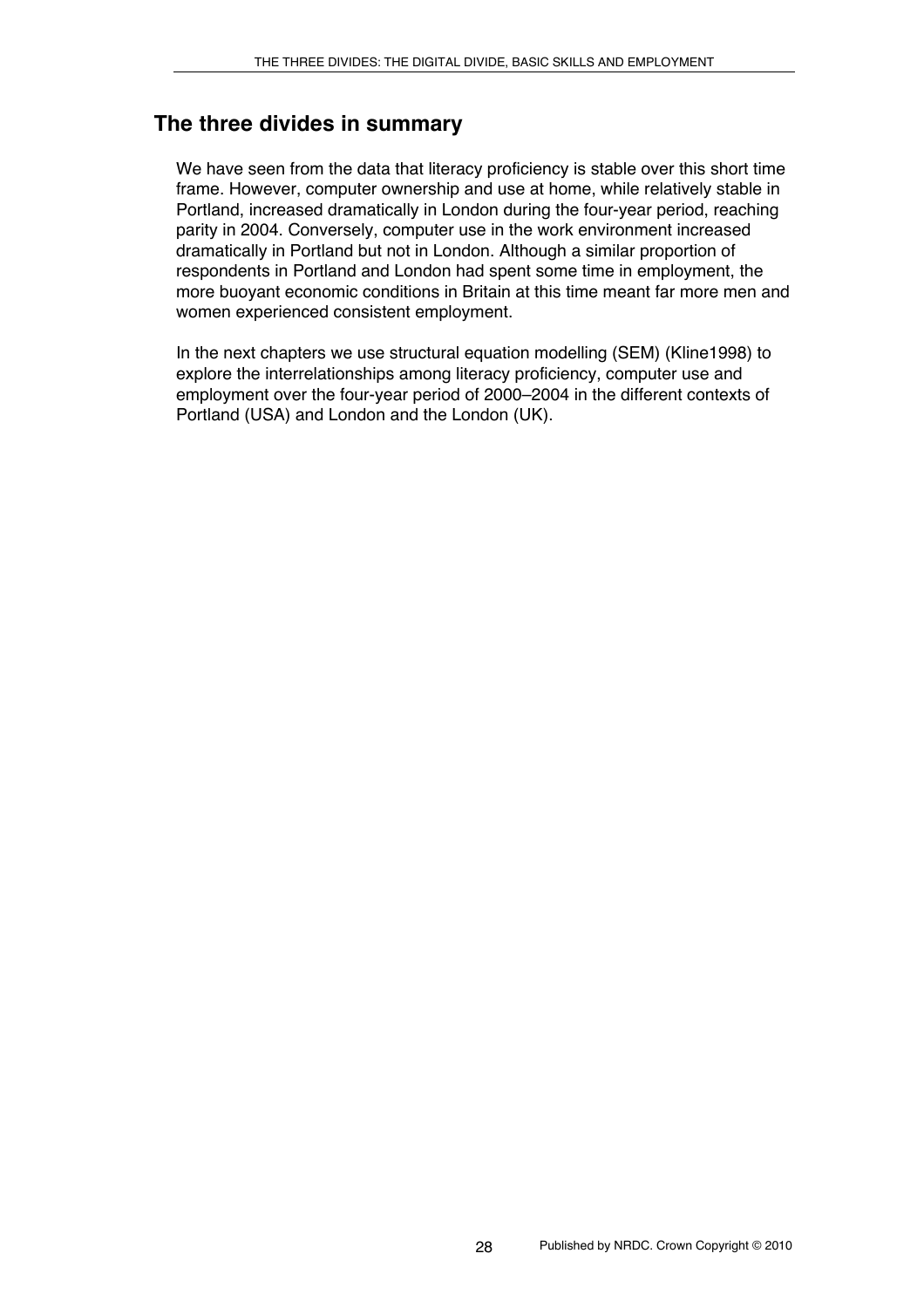## The three divides in summary

We have seen from the data that literacy proficiency is stable over this short time frame. However, computer ownership and use at home, while relatively stable in Portland, increased dramatically in London during the four-year period, reaching parity in 2004. Conversely, computer use in the work environment increased dramatically in Portland but not in London. Although a similar proportion of respondents in Portland and London had spent some time in employment, the more buoyant economic conditions in Britain at this time meant far more men and women experienced consistent employment.

In the next chapters we use structural equation modelling (SEM) (Kline1998) to explore the interrelationships among literacy proficiency, computer use and employment over the four-year period of 2000–2004 in the different contexts of Portland (USA) and London and the London (UK).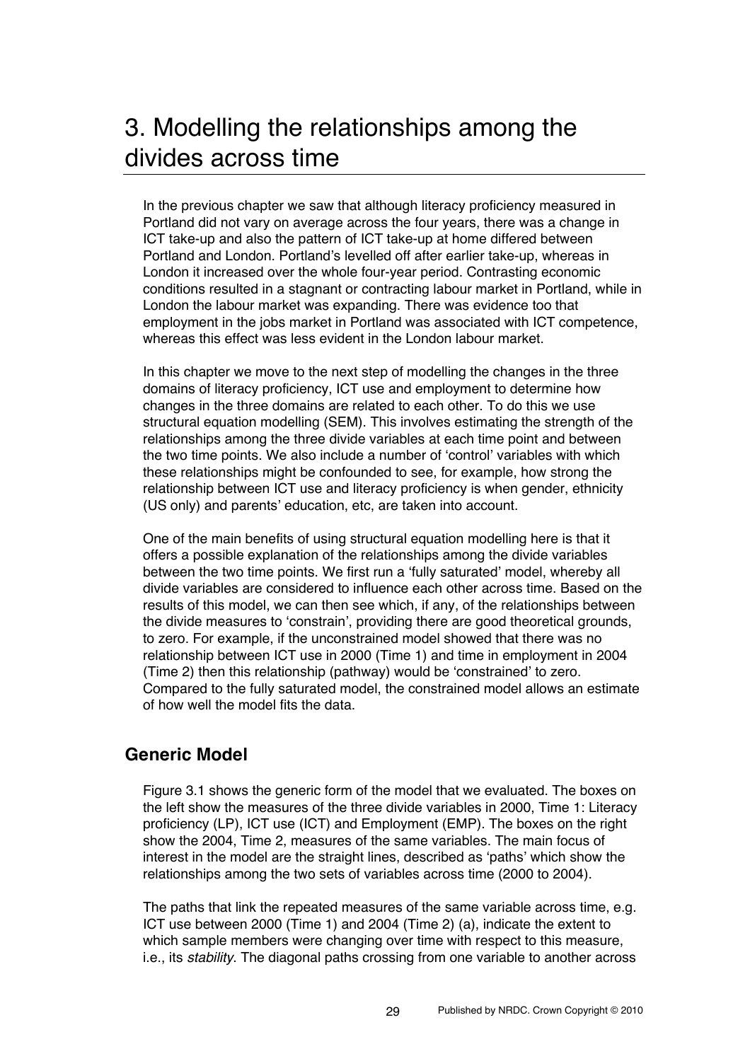# 3. Modelling the relationships among the divides across time

In the previous chapter we saw that although literacy proficiency measured in Portland did not vary on average across the four years, there was a change in ICT take-up and also the pattern of ICT take-up at home differed between Portland and London. Portland's levelled off after earlier take-up, whereas in London it increased over the whole four-year period. Contrasting economic conditions resulted in a stagnant or contracting labour market in Portland, while in London the labour market was expanding. There was evidence too that employment in the jobs market in Portland was associated with ICT competence, whereas this effect was less evident in the London labour market.

In this chapter we move to the next step of modelling the changes in the three domains of literacy proficiency, ICT use and employment to determine how changes in the three domains are related to each other. To do this we use structural equation modelling (SEM). This involves estimating the strength of the relationships among the three divide variables at each time point and between the two time points. We also include a number of 'control' variables with which these relationships might be confounded to see, for example, how strong the relationship between ICT use and literacy proficiency is when gender, ethnicity (US only) and parents' education, etc, are taken into account.

One of the main benefits of using structural equation modelling here is that it offers a possible explanation of the relationships among the divide variables between the two time points. We first run a 'fully saturated' model, whereby all divide variables are considered to influence each other across time. Based on the results of this model, we can then see which, if any, of the relationships between the divide measures to 'constrain', providing there are good theoretical grounds, to zero. For example, if the unconstrained model showed that there was no relationship between ICT use in 2000 (Time 1) and time in employment in 2004 (Time 2) then this relationship (pathway) would be 'constrained' to zero. Compared to the fully saturated model, the constrained model allows an estimate of how well the model fits the data.

## Generic Model

Figure 3.1 shows the generic form of the model that we evaluated. The boxes on the left show the measures of the three divide variables in 2000, Time 1: Literacy proficiency (LP), ICT use (ICT) and Employment (EMP). The boxes on the right show the 2004, Time 2, measures of the same variables. The main focus of interest in the model are the straight lines, described as 'paths' which show the relationships among the two sets of variables across time (2000 to 2004).

The paths that link the repeated measures of the same variable across time, e.g. ICT use between 2000 (Time 1) and 2004 (Time 2) (a), indicate the extent to which sample members were changing over time with respect to this measure, i.e., its *stability*. The diagonal paths crossing from one variable to another across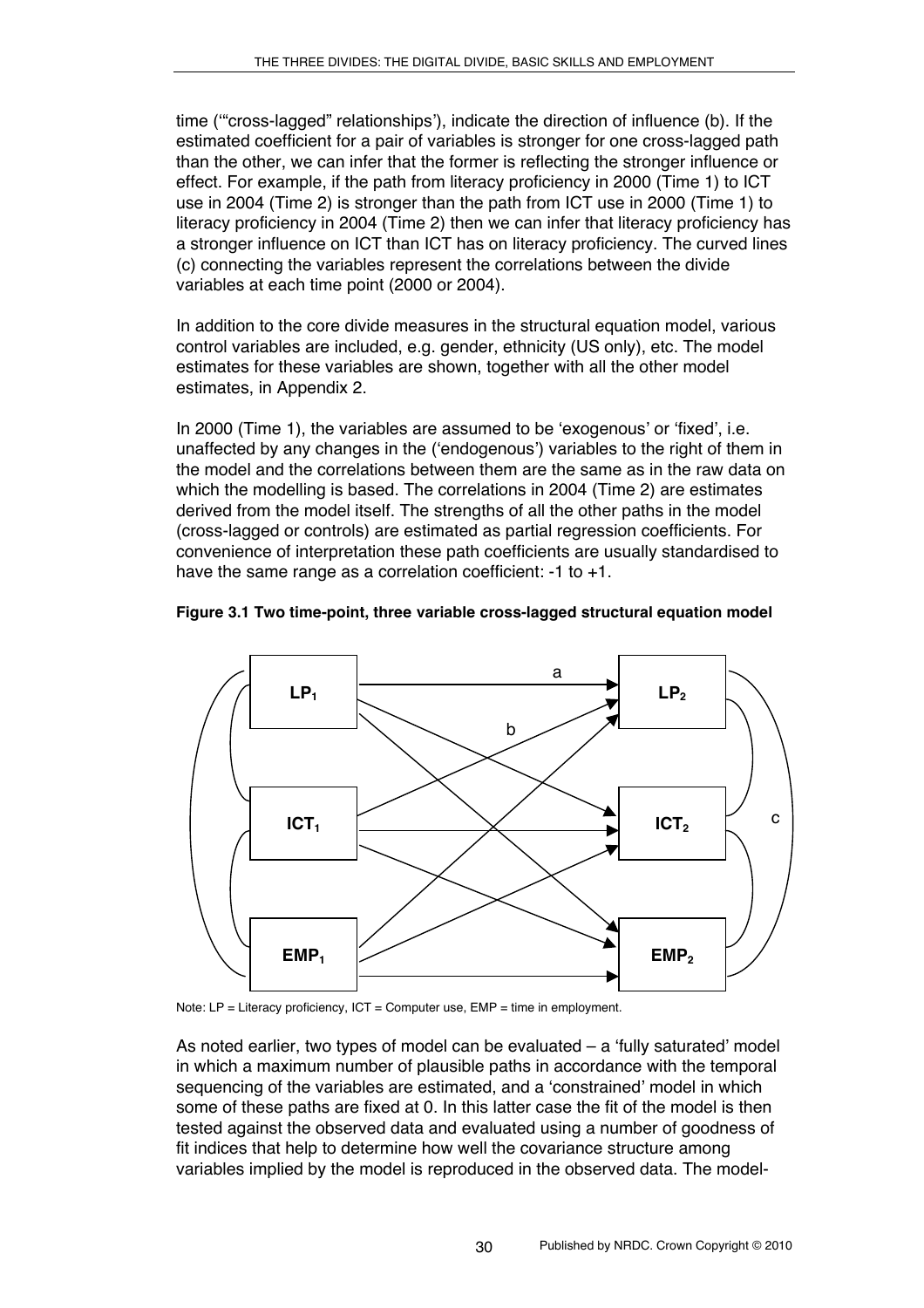time ('"cross-lagged" relationships'), indicate the direction of influence (b). If the estimated coefficient for a pair of variables is stronger for one cross-lagged path than the other, we can infer that the former is reflecting the stronger influence or effect. For example, if the path from literacy proficiency in 2000 (Time 1) to ICT use in 2004 (Time 2) is stronger than the path from ICT use in 2000 (Time 1) to literacy proficiency in 2004 (Time 2) then we can infer that literacy proficiency has a stronger influence on ICT than ICT has on literacy proficiency. The curved lines (c) connecting the variables represent the correlations between the divide variables at each time point (2000 or 2004).

In addition to the core divide measures in the structural equation model, various control variables are included, e.g. gender, ethnicity (US only), etc. The model estimates for these variables are shown, together with all the other model estimates, in Appendix 2.

In 2000 (Time 1), the variables are assumed to be 'exogenous' or 'fixed', i.e. unaffected by any changes in the ('endogenous') variables to the right of them in the model and the correlations between them are the same as in the raw data on which the modelling is based. The correlations in 2004 (Time 2) are estimates derived from the model itself. The strengths of all the other paths in the model (cross-lagged or controls) are estimated as partial regression coefficients. For convenience of interpretation these path coefficients are usually standardised to have the same range as a correlation coefficient: -1 to +1.

**Figure 3.1 Two time-point, three variable cross-lagged structural equation model**

$LP_1$ — a → $LP_2$

$ICT_1$ → $ICT_2$

$EMP_1$ → $EMP_2$

(b: cross-lagged paths; c: correlations)

Note: LP = Literacy proficiency, ICT = Computer use, EMP = time in employment.

As noted earlier, two types of model can be evaluated – a 'fully saturated' model in which a maximum number of plausible paths in accordance with the temporal sequencing of the variables are estimated, and a 'constrained' model in which some of these paths are fixed at 0. In this latter case the fit of the model is then tested against the observed data and evaluated using a number of goodness of fit indices that help to determine how well the covariance structure among variables implied by the model is reproduced in the observed data. The model-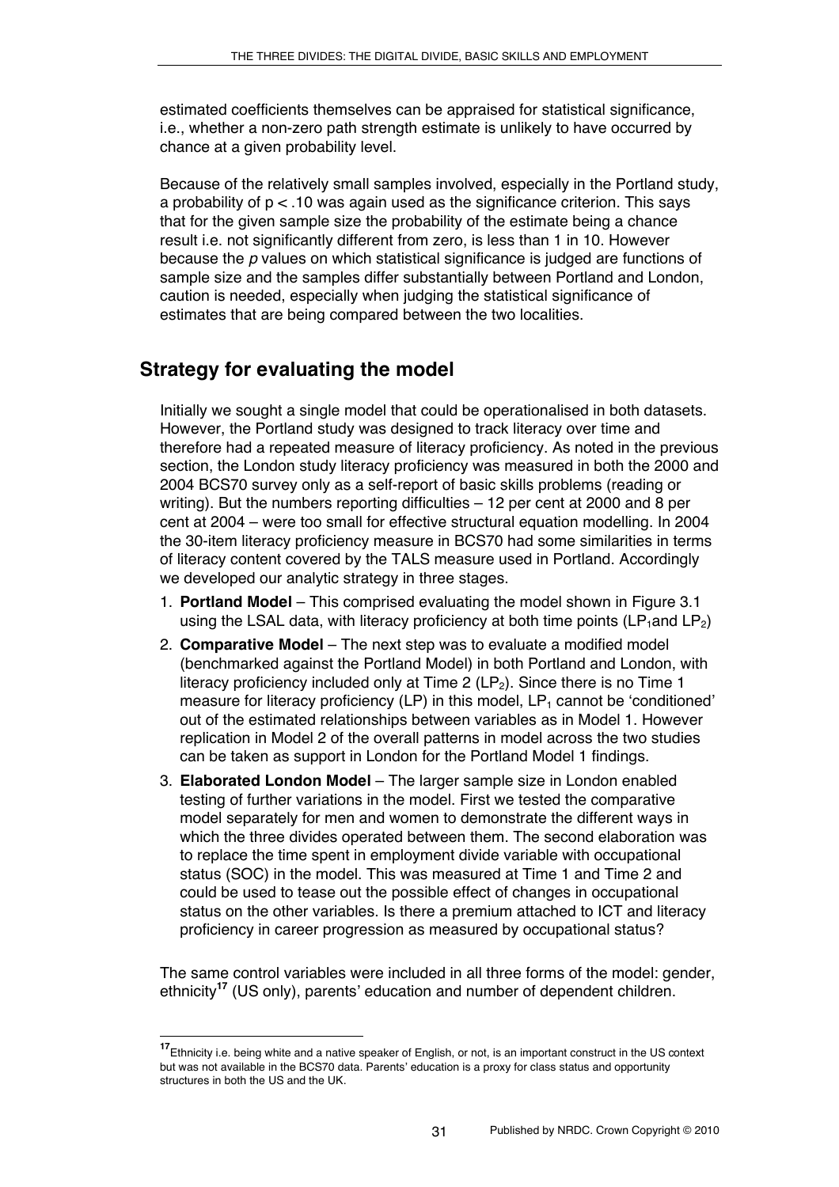estimated coefficients themselves can be appraised for statistical significance, i.e., whether a non-zero path strength estimate is unlikely to have occurred by chance at a given probability level.

Because of the relatively small samples involved, especially in the Portland study, a probability of $p < .10$ was again used as the significance criterion. This says that for the given sample size the probability of the estimate being a chance result i.e. not significantly different from zero, is less than 1 in 10. However because the *p* values on which statistical significance is judged are functions of sample size and the samples differ substantially between Portland and London, caution is needed, especially when judging the statistical significance of estimates that are being compared between the two localities.

## Strategy for evaluating the model

Initially we sought a single model that could be operationalised in both datasets. However, the Portland study was designed to track literacy over time and therefore had a repeated measure of literacy proficiency. As noted in the previous section, the London study literacy proficiency was measured in both the 2000 and 2004 BCS70 survey only as a self-report of basic skills problems (reading or writing). But the numbers reporting difficulties – 12 per cent at 2000 and 8 per cent at 2004 – were too small for effective structural equation modelling. In 2004 the 30-item literacy proficiency measure in BCS70 had some similarities in terms of literacy content covered by the TALS measure used in Portland. Accordingly we developed our analytic strategy in three stages.

1. **Portland Model** – This comprised evaluating the model shown in Figure 3.1 using the LSAL data, with literacy proficiency at both time points ($LP_1$and $LP_2$)
2. **Comparative Model** – The next step was to evaluate a modified model (benchmarked against the Portland Model) in both Portland and London, with literacy proficiency included only at Time 2 ($LP_2$). Since there is no Time 1 measure for literacy proficiency (LP) in this model, $LP_1$ cannot be 'conditioned' out of the estimated relationships between variables as in Model 1. However replication in Model 2 of the overall patterns in model across the two studies can be taken as support in London for the Portland Model 1 findings.
3. **Elaborated London Model** – The larger sample size in London enabled testing of further variations in the model. First we tested the comparative model separately for men and women to demonstrate the different ways in which the three divides operated between them. The second elaboration was to replace the time spent in employment divide variable with occupational status (SOC) in the model. This was measured at Time 1 and Time 2 and could be used to tease out the possible effect of changes in occupational status on the other variables. Is there a premium attached to ICT and literacy proficiency in career progression as measured by occupational status?

The same control variables were included in all three forms of the model: gender, ethnicity[17] (US only), parents' education and number of dependent children.

[17] Ethnicity i.e. being white and a native speaker of English, or not, is an important construct in the US context but was not available in the BCS70 data. Parents' education is a proxy for class status and opportunity structures in both the US and the UK.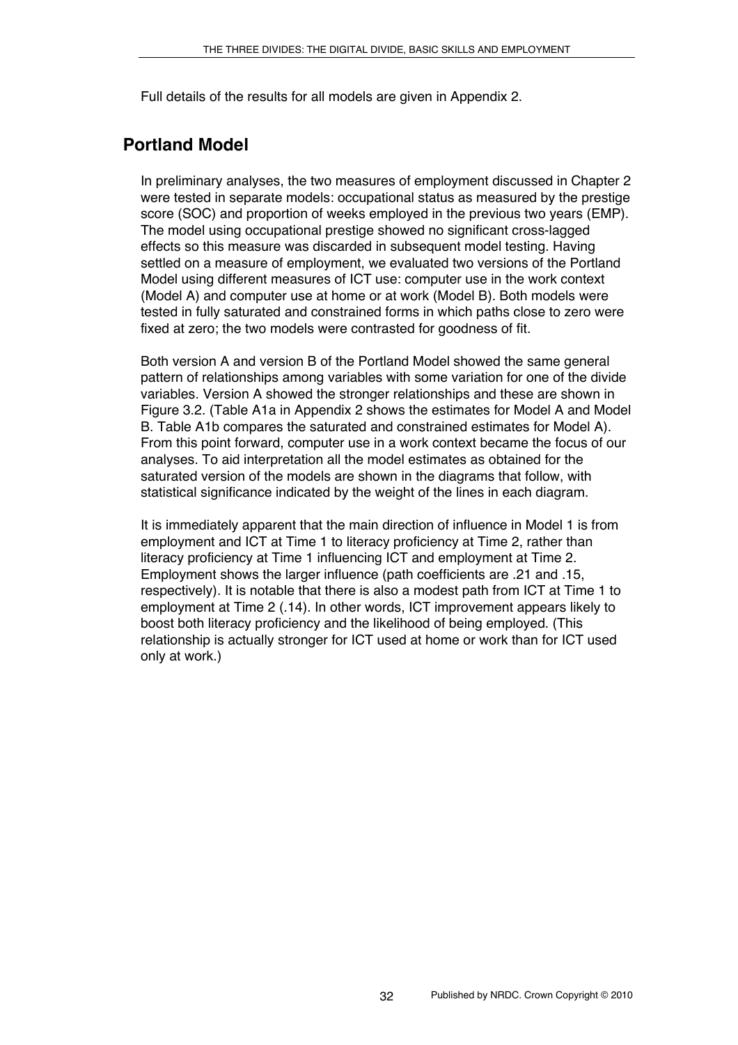Full details of the results for all models are given in Appendix 2.

## Portland Model

In preliminary analyses, the two measures of employment discussed in Chapter 2 were tested in separate models: occupational status as measured by the prestige score (SOC) and proportion of weeks employed in the previous two years (EMP). The model using occupational prestige showed no significant cross-lagged effects so this measure was discarded in subsequent model testing. Having settled on a measure of employment, we evaluated two versions of the Portland Model using different measures of ICT use: computer use in the work context (Model A) and computer use at home or at work (Model B). Both models were tested in fully saturated and constrained forms in which paths close to zero were fixed at zero; the two models were contrasted for goodness of fit.

Both version A and version B of the Portland Model showed the same general pattern of relationships among variables with some variation for one of the divide variables. Version A showed the stronger relationships and these are shown in Figure 3.2. (Table A1a in Appendix 2 shows the estimates for Model A and Model B. Table A1b compares the saturated and constrained estimates for Model A). From this point forward, computer use in a work context became the focus of our analyses. To aid interpretation all the model estimates as obtained for the saturated version of the models are shown in the diagrams that follow, with statistical significance indicated by the weight of the lines in each diagram.

It is immediately apparent that the main direction of influence in Model 1 is from employment and ICT at Time 1 to literacy proficiency at Time 2, rather than literacy proficiency at Time 1 influencing ICT and employment at Time 2. Employment shows the larger influence (path coefficients are .21 and .15, respectively). It is notable that there is also a modest path from ICT at Time 1 to employment at Time 2 (.14). In other words, ICT improvement appears likely to boost both literacy proficiency and the likelihood of being employed. (This relationship is actually stronger for ICT used at home or work than for ICT used only at work.)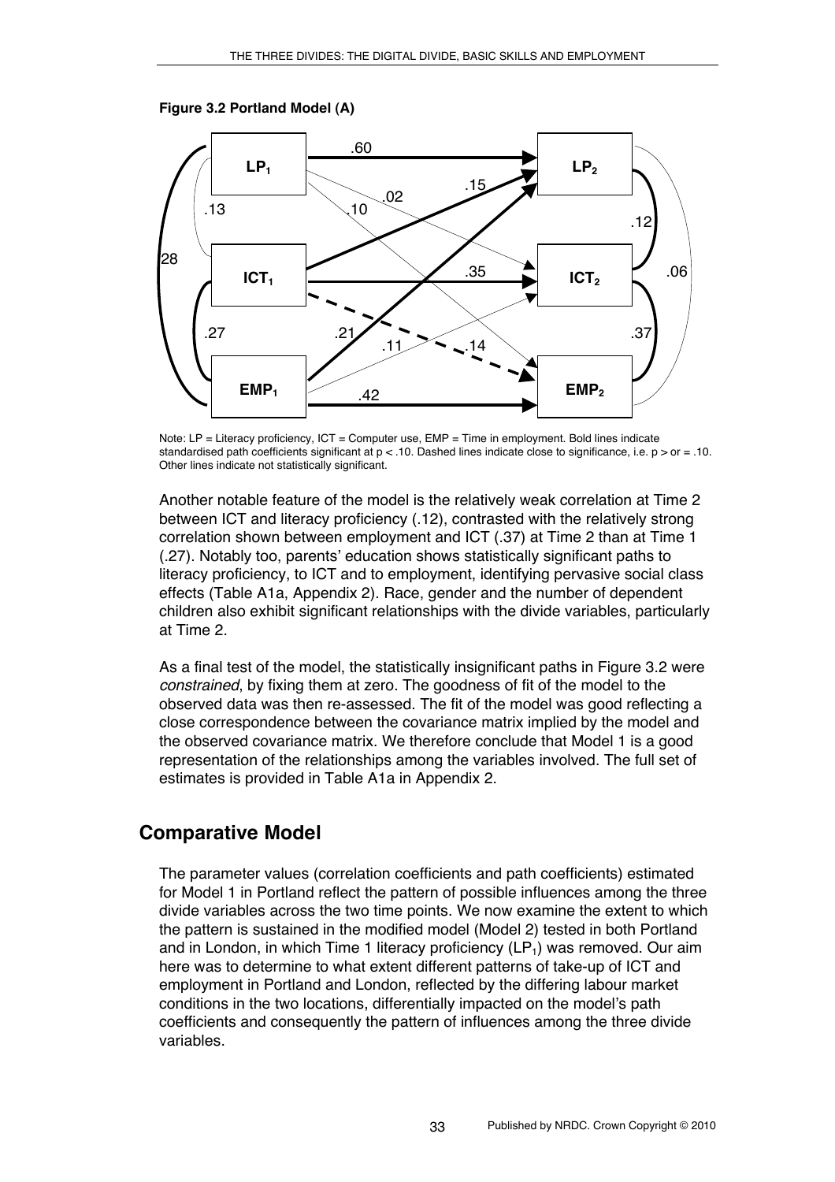**Figure 3.2 Portland Model (A)**

Note: LP = Literacy proficiency, ICT = Computer use, EMP = Time in employment. Bold lines indicate standardised path coefficients significant at $p < .10$. Dashed lines indicate close to significance, i.e. $p >$ or $= .10$. Other lines indicate not statistically significant.

Another notable feature of the model is the relatively weak correlation at Time 2 between ICT and literacy proficiency (.12), contrasted with the relatively strong correlation shown between employment and ICT (.37) at Time 2 than at Time 1 (.27). Notably too, parents' education shows statistically significant paths to literacy proficiency, to ICT and to employment, identifying pervasive social class effects (Table A1a, Appendix 2). Race, gender and the number of dependent children also exhibit significant relationships with the divide variables, particularly at Time 2.

As a final test of the model, the statistically insignificant paths in Figure 3.2 were *constrained*, by fixing them at zero. The goodness of fit of the model to the observed data was then re-assessed. The fit of the model was good reflecting a close correspondence between the covariance matrix implied by the model and the observed covariance matrix. We therefore conclude that Model 1 is a good representation of the relationships among the variables involved. The full set of estimates is provided in Table A1a in Appendix 2.

## Comparative Model

The parameter values (correlation coefficients and path coefficients) estimated for Model 1 in Portland reflect the pattern of possible influences among the three divide variables across the two time points. We now examine the extent to which the pattern is sustained in the modified model (Model 2) tested in both Portland and in London, in which Time 1 literacy proficiency ($LP_1$) was removed. Our aim here was to determine to what extent different patterns of take-up of ICT and employment in Portland and London, reflected by the differing labour market conditions in the two locations, differentially impacted on the model's path coefficients and consequently the pattern of influences among the three divide variables.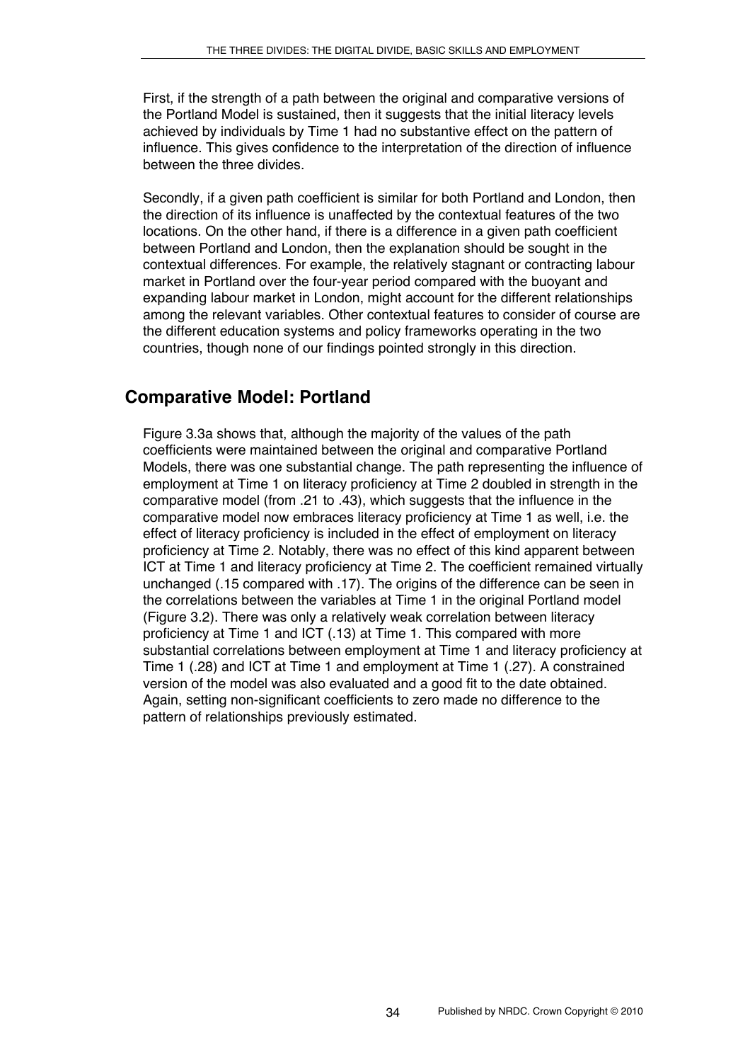First, if the strength of a path between the original and comparative versions of the Portland Model is sustained, then it suggests that the initial literacy levels achieved by individuals by Time 1 had no substantive effect on the pattern of influence. This gives confidence to the interpretation of the direction of influence between the three divides.

Secondly, if a given path coefficient is similar for both Portland and London, then the direction of its influence is unaffected by the contextual features of the two locations. On the other hand, if there is a difference in a given path coefficient between Portland and London, then the explanation should be sought in the contextual differences. For example, the relatively stagnant or contracting labour market in Portland over the four-year period compared with the buoyant and expanding labour market in London, might account for the different relationships among the relevant variables. Other contextual features to consider of course are the different education systems and policy frameworks operating in the two countries, though none of our findings pointed strongly in this direction.

## Comparative Model: Portland

Figure 3.3a shows that, although the majority of the values of the path coefficients were maintained between the original and comparative Portland Models, there was one substantial change. The path representing the influence of employment at Time 1 on literacy proficiency at Time 2 doubled in strength in the comparative model (from .21 to .43), which suggests that the influence in the comparative model now embraces literacy proficiency at Time 1 as well, i.e. the effect of literacy proficiency is included in the effect of employment on literacy proficiency at Time 2. Notably, there was no effect of this kind apparent between ICT at Time 1 and literacy proficiency at Time 2. The coefficient remained virtually unchanged (.15 compared with .17). The origins of the difference can be seen in the correlations between the variables at Time 1 in the original Portland model (Figure 3.2). There was only a relatively weak correlation between literacy proficiency at Time 1 and ICT (.13) at Time 1. This compared with more substantial correlations between employment at Time 1 and literacy proficiency at Time 1 (.28) and ICT at Time 1 and employment at Time 1 (.27). A constrained version of the model was also evaluated and a good fit to the date obtained. Again, setting non-significant coefficients to zero made no difference to the pattern of relationships previously estimated.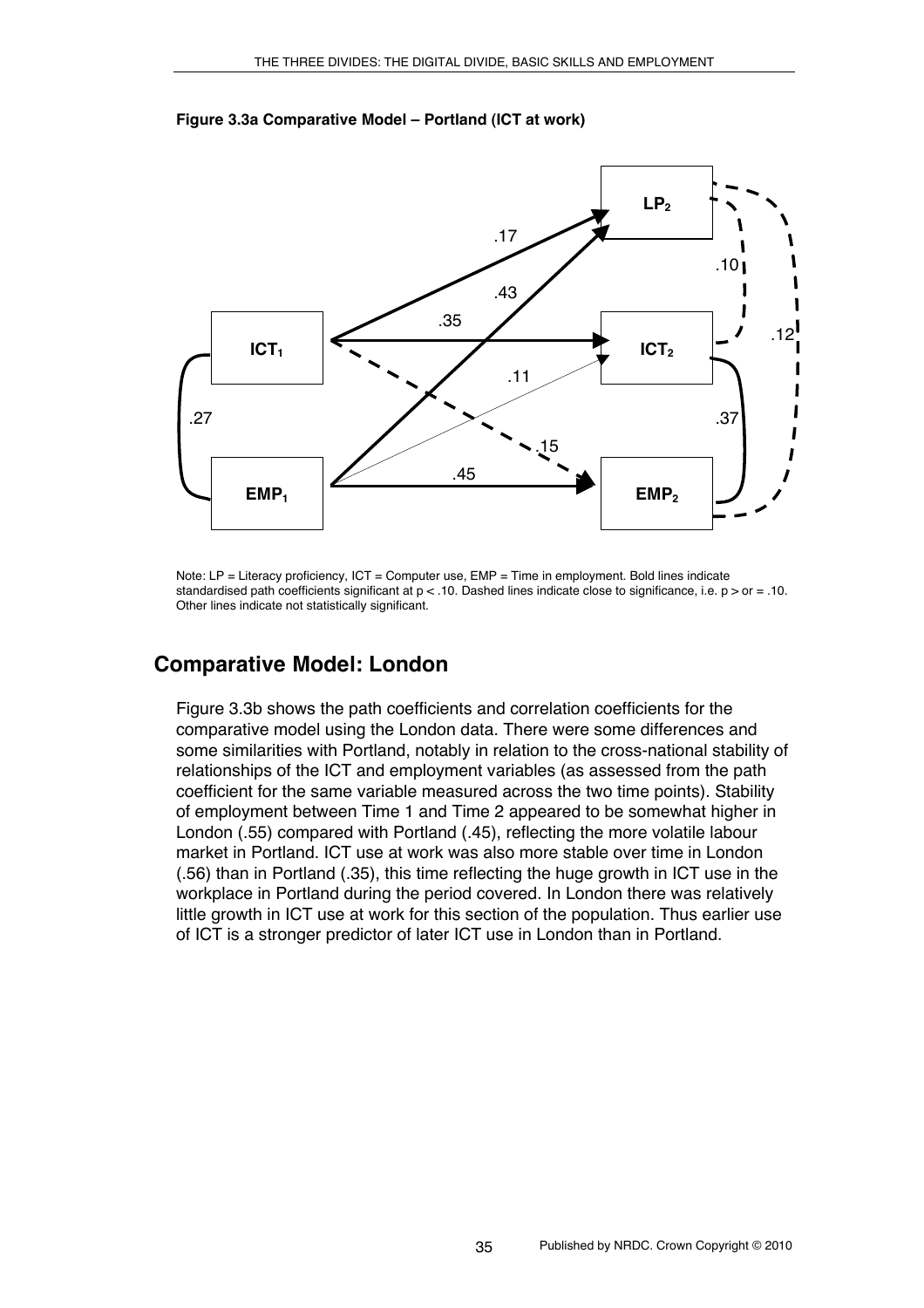**Figure 3.3a Comparative Model – Portland (ICT at work)**

Note: LP = Literacy proficiency, ICT = Computer use, EMP = Time in employment. Bold lines indicate standardised path coefficients significant at $p < .10$. Dashed lines indicate close to significance, i.e. $p >$ or $= .10$. Other lines indicate not statistically significant.

## Comparative Model: London

Figure 3.3b shows the path coefficients and correlation coefficients for the comparative model using the London data. There were some differences and some similarities with Portland, notably in relation to the cross-national stability of relationships of the ICT and employment variables (as assessed from the path coefficient for the same variable measured across the two time points). Stability of employment between Time 1 and Time 2 appeared to be somewhat higher in London (.55) compared with Portland (.45), reflecting the more volatile labour market in Portland. ICT use at work was also more stable over time in London (.56) than in Portland (.35), this time reflecting the huge growth in ICT use in the workplace in Portland during the period covered. In London there was relatively little growth in ICT use at work for this section of the population. Thus earlier use of ICT is a stronger predictor of later ICT use in London than in Portland.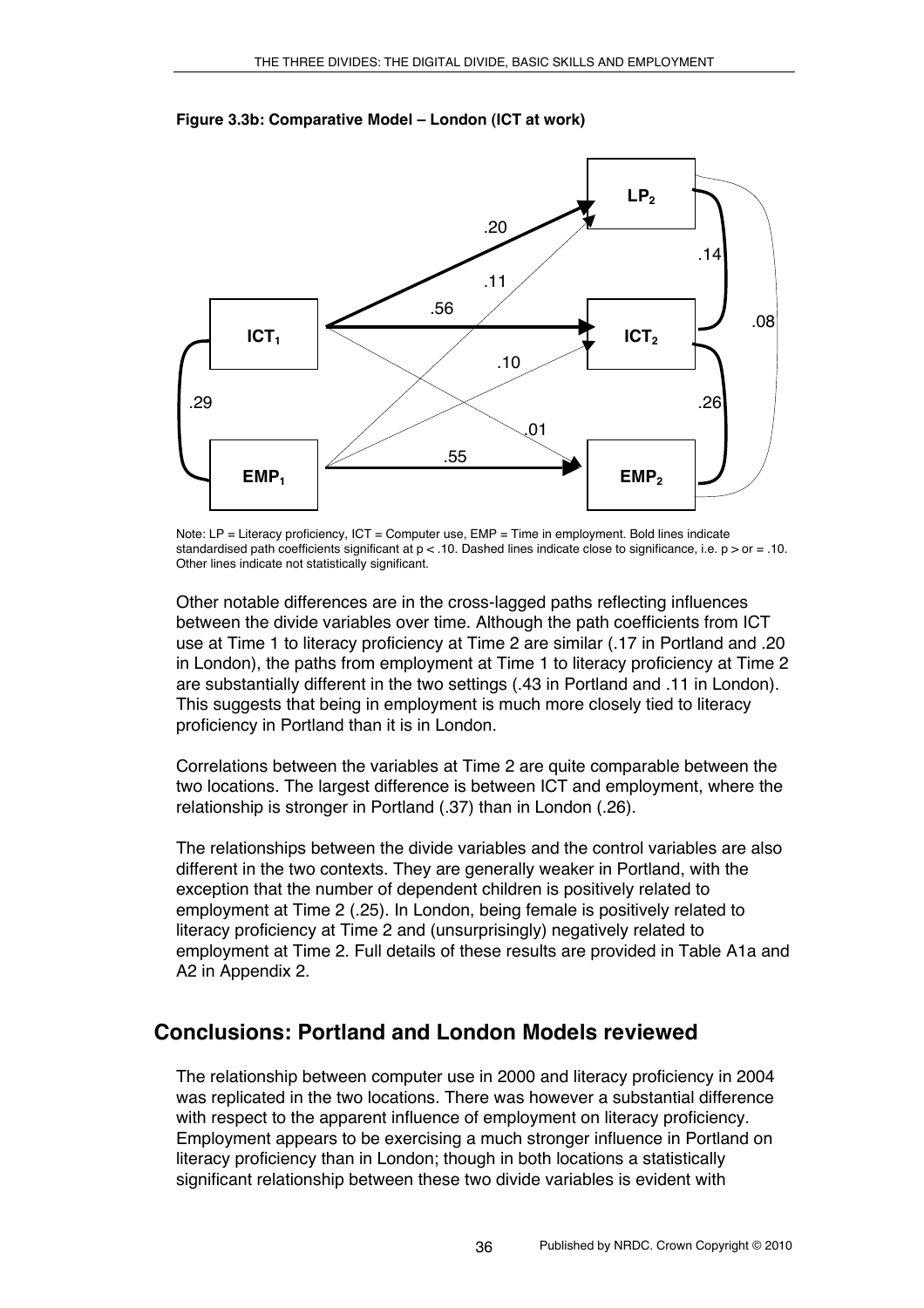**Figure 3.3b: Comparative Model – London (ICT at work)**

Note: LP = Literacy proficiency, ICT = Computer use, EMP = Time in employment. Bold lines indicate standardised path coefficients significant at $p < .10$. Dashed lines indicate close to significance, i.e. $p >$ or $= .10$. Other lines indicate not statistically significant.

Other notable differences are in the cross-lagged paths reflecting influences between the divide variables over time. Although the path coefficients from ICT use at Time 1 to literacy proficiency at Time 2 are similar (.17 in Portland and .20 in London), the paths from employment at Time 1 to literacy proficiency at Time 2 are substantially different in the two settings (.43 in Portland and .11 in London). This suggests that being in employment is much more closely tied to literacy proficiency in Portland than it is in London.

Correlations between the variables at Time 2 are quite comparable between the two locations. The largest difference is between ICT and employment, where the relationship is stronger in Portland (.37) than in London (.26).

The relationships between the divide variables and the control variables are also different in the two contexts. They are generally weaker in Portland, with the exception that the number of dependent children is positively related to employment at Time 2 (.25). In London, being female is positively related to literacy proficiency at Time 2 and (unsurprisingly) negatively related to employment at Time 2. Full details of these results are provided in Table A1a and A2 in Appendix 2.

## Conclusions: Portland and London Models reviewed

The relationship between computer use in 2000 and literacy proficiency in 2004 was replicated in the two locations. There was however a substantial difference with respect to the apparent influence of employment on literacy proficiency. Employment appears to be exercising a much stronger influence in Portland on literacy proficiency than in London; though in both locations a statistically significant relationship between these two divide variables is evident with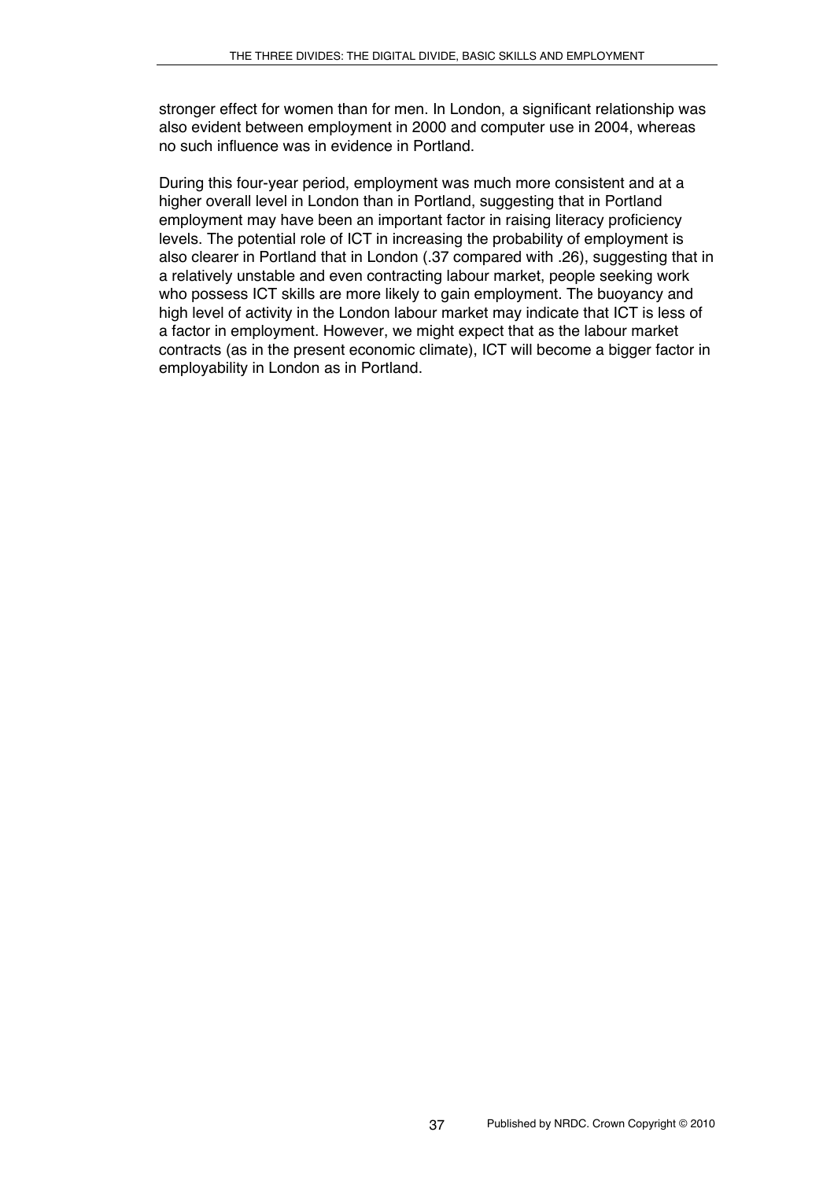stronger effect for women than for men. In London, a significant relationship was also evident between employment in 2000 and computer use in 2004, whereas no such influence was in evidence in Portland.

During this four-year period, employment was much more consistent and at a higher overall level in London than in Portland, suggesting that in Portland employment may have been an important factor in raising literacy proficiency levels. The potential role of ICT in increasing the probability of employment is also clearer in Portland that in London (.37 compared with .26), suggesting that in a relatively unstable and even contracting labour market, people seeking work who possess ICT skills are more likely to gain employment. The buoyancy and high level of activity in the London labour market may indicate that ICT is less of a factor in employment. However, we might expect that as the labour market contracts (as in the present economic climate), ICT will become a bigger factor in employability in London as in Portland.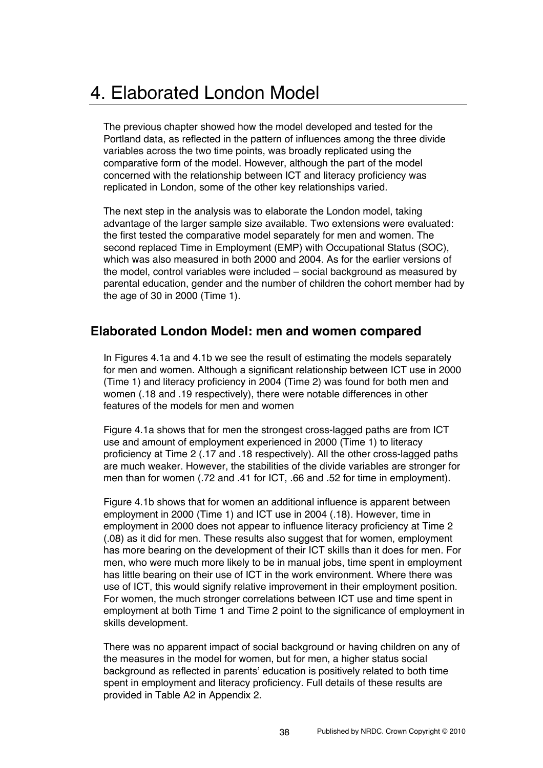# 4. Elaborated London Model

The previous chapter showed how the model developed and tested for the Portland data, as reflected in the pattern of influences among the three divide variables across the two time points, was broadly replicated using the comparative form of the model. However, although the part of the model concerned with the relationship between ICT and literacy proficiency was replicated in London, some of the other key relationships varied.

The next step in the analysis was to elaborate the London model, taking advantage of the larger sample size available. Two extensions were evaluated: the first tested the comparative model separately for men and women. The second replaced Time in Employment (EMP) with Occupational Status (SOC), which was also measured in both 2000 and 2004. As for the earlier versions of the model, control variables were included – social background as measured by parental education, gender and the number of children the cohort member had by the age of 30 in 2000 (Time 1).

## Elaborated London Model: men and women compared

In Figures 4.1a and 4.1b we see the result of estimating the models separately for men and women. Although a significant relationship between ICT use in 2000 (Time 1) and literacy proficiency in 2004 (Time 2) was found for both men and women (.18 and .19 respectively), there were notable differences in other features of the models for men and women

Figure 4.1a shows that for men the strongest cross-lagged paths are from ICT use and amount of employment experienced in 2000 (Time 1) to literacy proficiency at Time 2 (.17 and .18 respectively). All the other cross-lagged paths are much weaker. However, the stabilities of the divide variables are stronger for men than for women (.72 and .41 for ICT, .66 and .52 for time in employment).

Figure 4.1b shows that for women an additional influence is apparent between employment in 2000 (Time 1) and ICT use in 2004 (.18). However, time in employment in 2000 does not appear to influence literacy proficiency at Time 2 (.08) as it did for men. These results also suggest that for women, employment has more bearing on the development of their ICT skills than it does for men. For men, who were much more likely to be in manual jobs, time spent in employment has little bearing on their use of ICT in the work environment. Where there was use of ICT, this would signify relative improvement in their employment position. For women, the much stronger correlations between ICT use and time spent in employment at both Time 1 and Time 2 point to the significance of employment in skills development.

There was no apparent impact of social background or having children on any of the measures in the model for women, but for men, a higher status social background as reflected in parents' education is positively related to both time spent in employment and literacy proficiency. Full details of these results are provided in Table A2 in Appendix 2.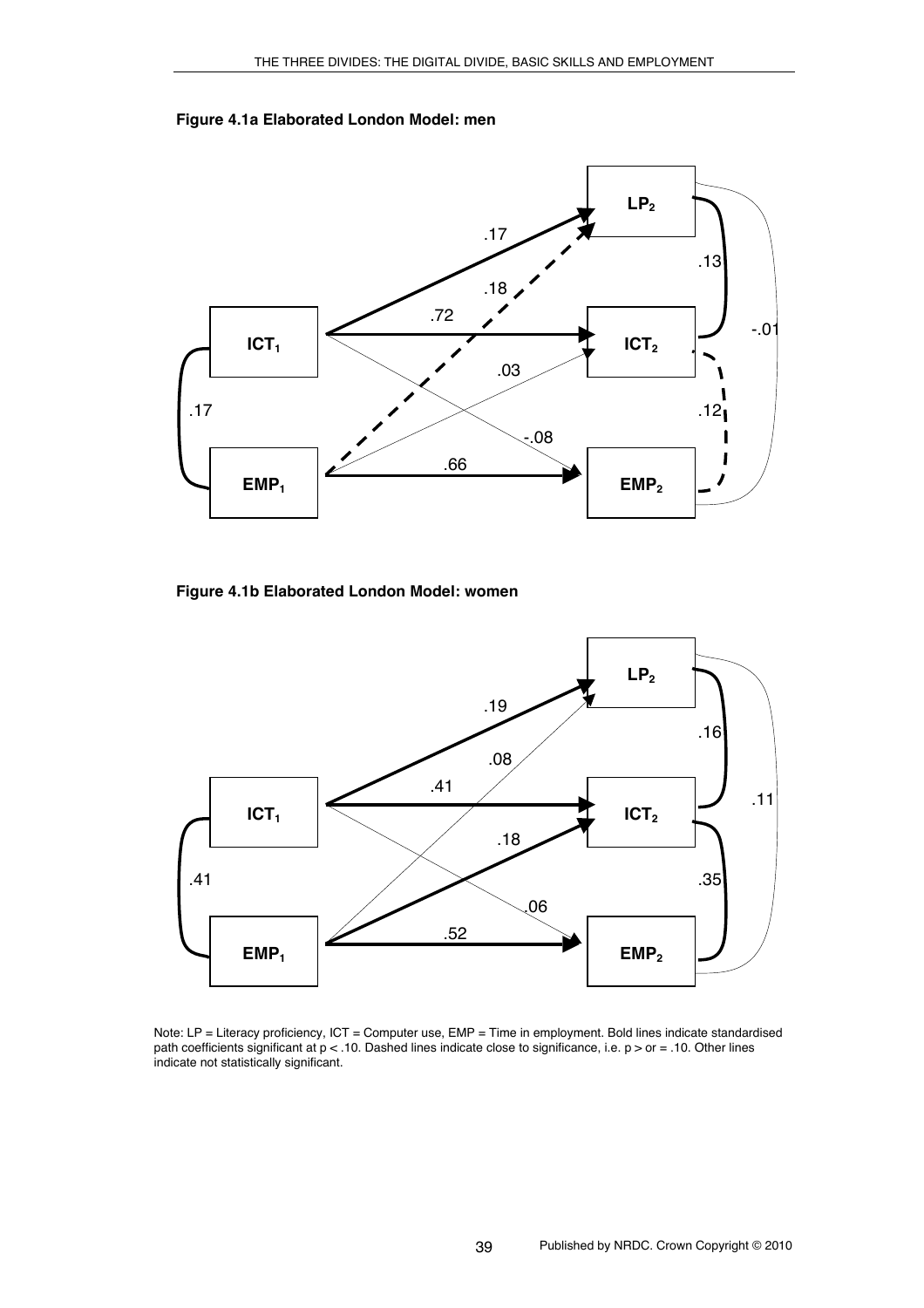**Figure 4.1a Elaborated London Model: men**

| Path | Coefficient |
|---|---|
| $ICT_1$ → $LP_2$ | .17 |
| $EMP_1$ → $LP_2$ | .18 |
| $ICT_1$ → $ICT_2$ | .72 |
| $EMP_1$ → $ICT_2$ | .03 |
| $ICT_1$ → $EMP_2$ | -.08 |
| $EMP_1$ → $EMP_2$ | .66 |
| $ICT_1$ ↔ $EMP_1$ | .17 |
| $LP_2$ ↔ $ICT_2$ | .13 |
| $ICT_2$ ↔ $EMP_2$ | .12 |
| $LP_2$ ↔ $EMP_2$ | -.01 |

**Figure 4.1b Elaborated London Model: women**

| Path | Coefficient |
|---|---|
| $ICT_1$ → $LP_2$ | .19 |
| $EMP_1$ → $LP_2$ | .08 |
| $ICT_1$ → $ICT_2$ | .41 |
| $EMP_1$ → $ICT_2$ | .18 |
| $ICT_1$ → $EMP_2$ | .06 |
| $EMP_1$ → $EMP_2$ | .52 |
| $ICT_1$ ↔ $EMP_1$ | .41 |
| $LP_2$ ↔ $ICT_2$ | .16 |
| $ICT_2$ ↔ $EMP_2$ | .35 |
| $LP_2$ ↔ $EMP_2$ | .11 |

Note: LP = Literacy proficiency, ICT = Computer use, EMP = Time in employment. Bold lines indicate standardised path coefficients significant at $p < .10$. Dashed lines indicate close to significance, i.e. $p >$ or $= .10$. Other lines indicate not statistically significant.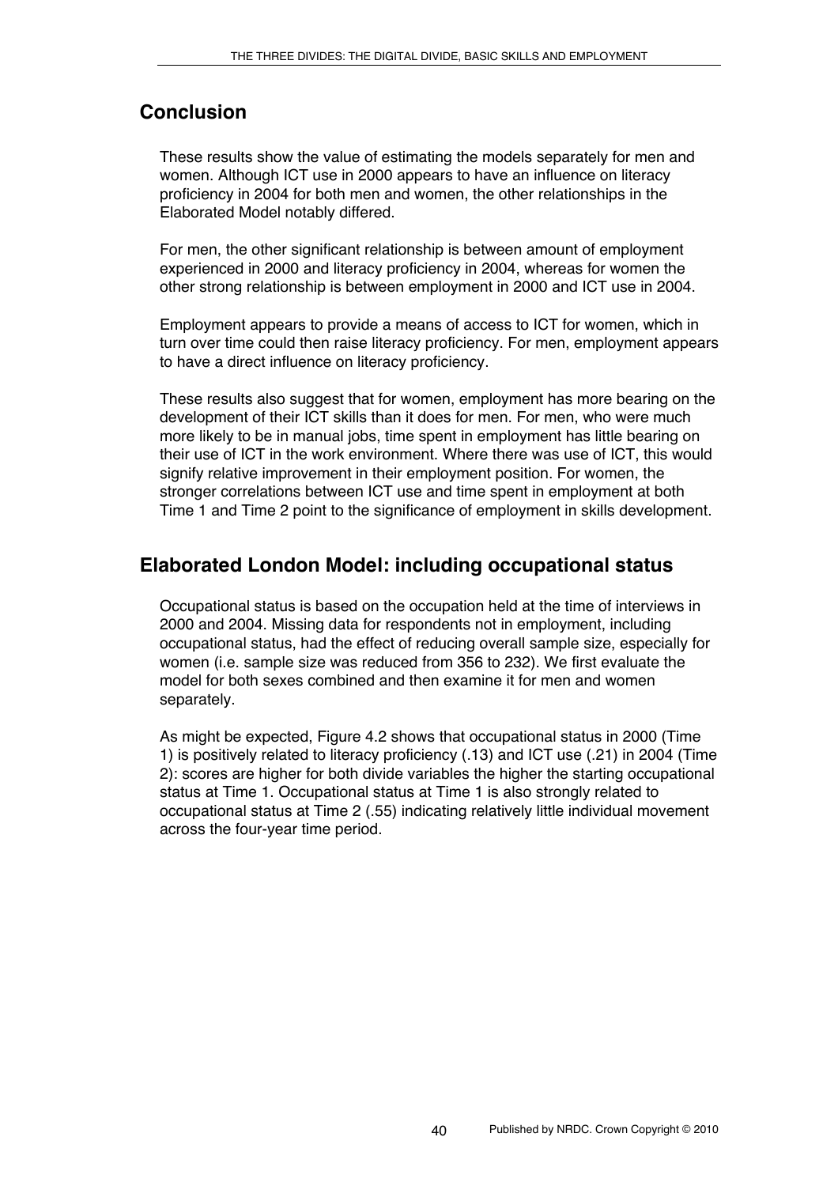## Conclusion

These results show the value of estimating the models separately for men and women. Although ICT use in 2000 appears to have an influence on literacy proficiency in 2004 for both men and women, the other relationships in the Elaborated Model notably differed.

For men, the other significant relationship is between amount of employment experienced in 2000 and literacy proficiency in 2004, whereas for women the other strong relationship is between employment in 2000 and ICT use in 2004.

Employment appears to provide a means of access to ICT for women, which in turn over time could then raise literacy proficiency. For men, employment appears to have a direct influence on literacy proficiency.

These results also suggest that for women, employment has more bearing on the development of their ICT skills than it does for men. For men, who were much more likely to be in manual jobs, time spent in employment has little bearing on their use of ICT in the work environment. Where there was use of ICT, this would signify relative improvement in their employment position. For women, the stronger correlations between ICT use and time spent in employment at both Time 1 and Time 2 point to the significance of employment in skills development.

## Elaborated London Model: including occupational status

Occupational status is based on the occupation held at the time of interviews in 2000 and 2004. Missing data for respondents not in employment, including occupational status, had the effect of reducing overall sample size, especially for women (i.e. sample size was reduced from 356 to 232). We first evaluate the model for both sexes combined and then examine it for men and women separately.

As might be expected, Figure 4.2 shows that occupational status in 2000 (Time 1) is positively related to literacy proficiency (.13) and ICT use (.21) in 2004 (Time 2): scores are higher for both divide variables the higher the starting occupational status at Time 1. Occupational status at Time 1 is also strongly related to occupational status at Time 2 (.55) indicating relatively little individual movement across the four-year time period.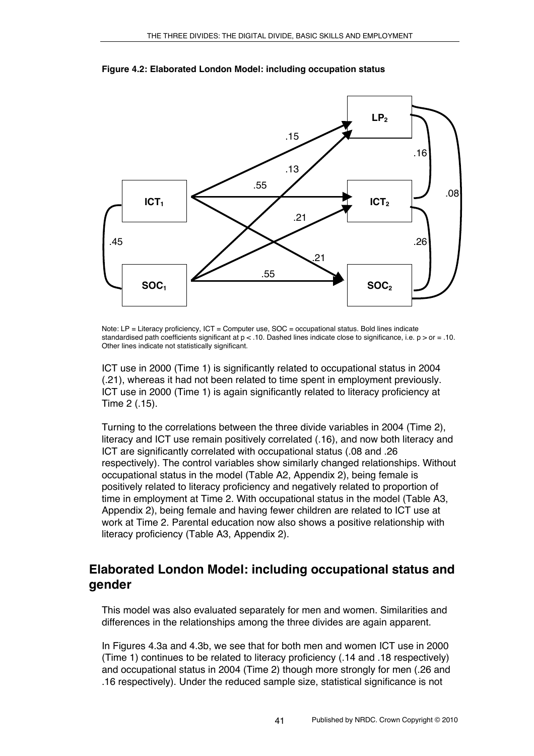**Figure 4.2: Elaborated London Model: including occupation status**

Note: LP = Literacy proficiency, ICT = Computer use, SOC = occupational status. Bold lines indicate standardised path coefficients significant at $p < .10$. Dashed lines indicate close to significance, i.e. $p >$ or $= .10$. Other lines indicate not statistically significant.

ICT use in 2000 (Time 1) is significantly related to occupational status in 2004 (.21), whereas it had not been related to time spent in employment previously. ICT use in 2000 (Time 1) is again significantly related to literacy proficiency at Time 2 (.15).

Turning to the correlations between the three divide variables in 2004 (Time 2), literacy and ICT use remain positively correlated (.16), and now both literacy and ICT are significantly correlated with occupational status (.08 and .26 respectively). The control variables show similarly changed relationships. Without occupational status in the model (Table A2, Appendix 2), being female is positively related to literacy proficiency and negatively related to proportion of time in employment at Time 2. With occupational status in the model (Table A3, Appendix 2), being female and having fewer children are related to ICT use at work at Time 2. Parental education now also shows a positive relationship with literacy proficiency (Table A3, Appendix 2).

## Elaborated London Model: including occupational status and gender

This model was also evaluated separately for men and women. Similarities and differences in the relationships among the three divides are again apparent.

In Figures 4.3a and 4.3b, we see that for both men and women ICT use in 2000 (Time 1) continues to be related to literacy proficiency (.14 and .18 respectively) and occupational status in 2004 (Time 2) though more strongly for men (.26 and .16 respectively). Under the reduced sample size, statistical significance is not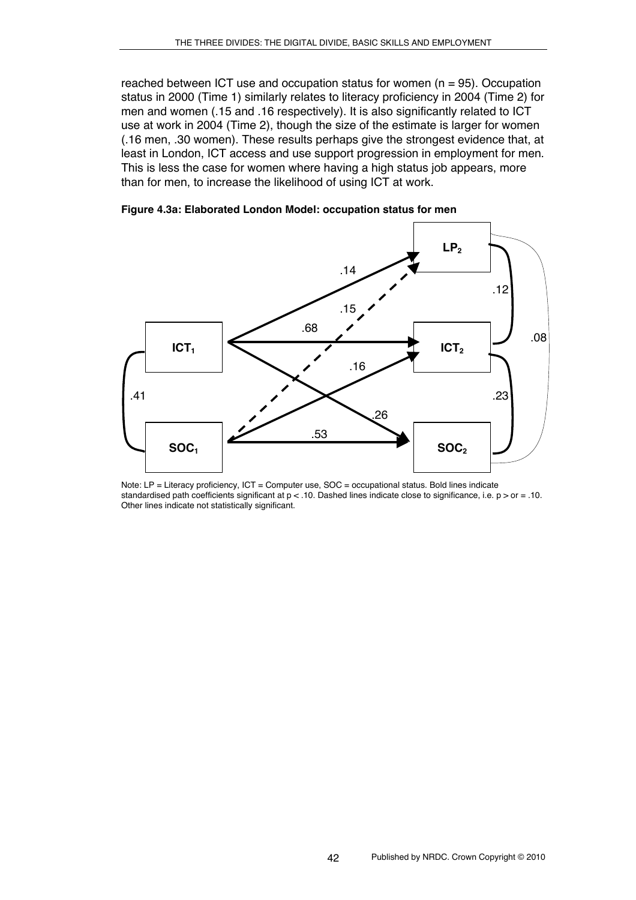reached between ICT use and occupation status for women (n = 95). Occupation status in 2000 (Time 1) similarly relates to literacy proficiency in 2004 (Time 2) for men and women (.15 and .16 respectively). It is also significantly related to ICT use at work in 2004 (Time 2), though the size of the estimate is larger for women (.16 men, .30 women). These results perhaps give the strongest evidence that, at least in London, ICT access and use support progression in employment for men. This is less the case for women where having a high status job appears, more than for men, to increase the likelihood of using ICT at work.

**Figure 4.3a: Elaborated London Model: occupation status for men**

Note: LP = Literacy proficiency, ICT = Computer use, SOC = occupational status. Bold lines indicate standardised path coefficients significant at $p < .10$. Dashed lines indicate close to significance, i.e. $p >$ or $= .10$. Other lines indicate not statistically significant.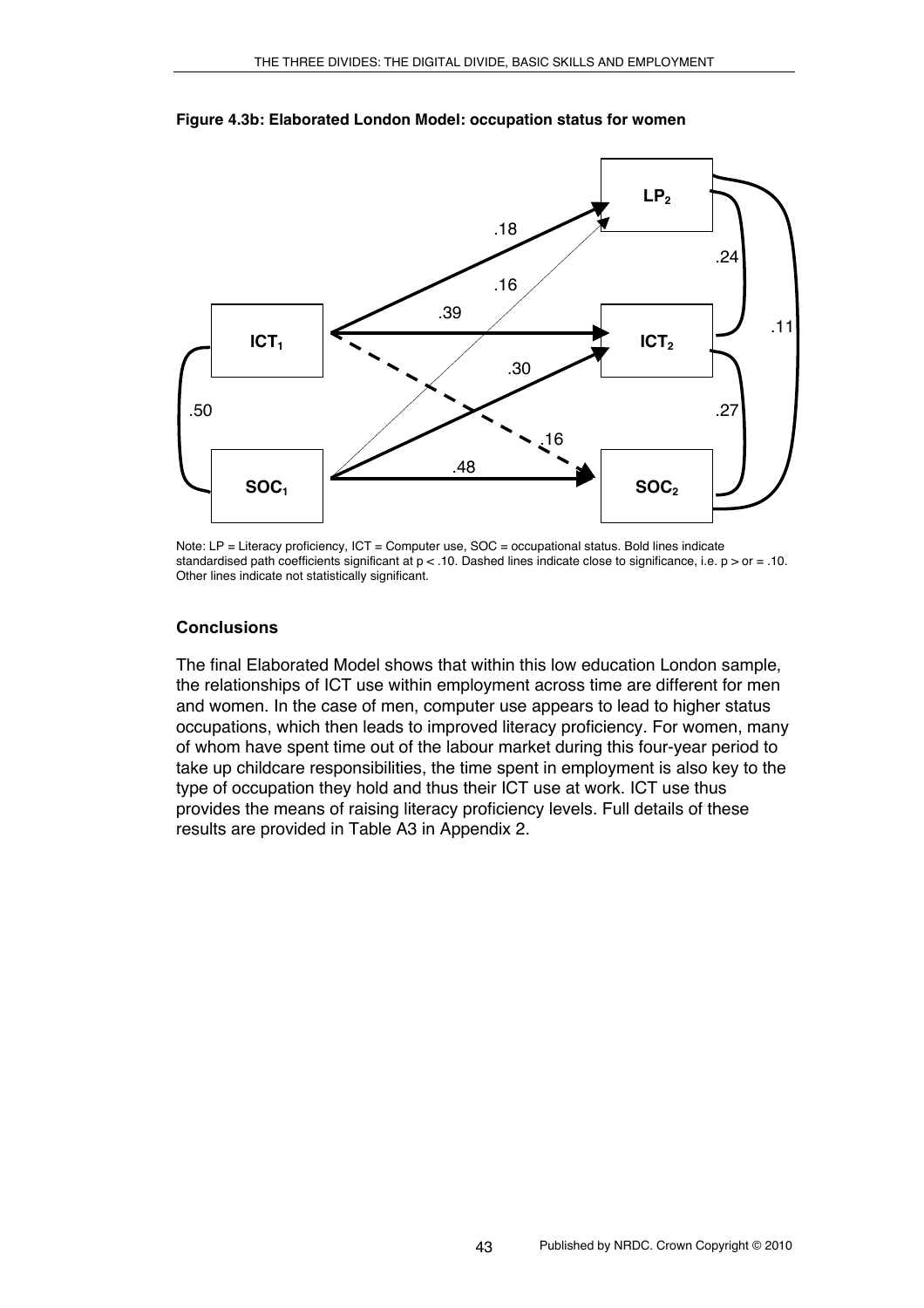**Figure 4.3b: Elaborated London Model: occupation status for women**

Note: LP = Literacy proficiency, ICT = Computer use, SOC = occupational status. Bold lines indicate standardised path coefficients significant at $p < .10$. Dashed lines indicate close to significance, i.e. $p >$ or $= .10$. Other lines indicate not statistically significant.

### Conclusions

The final Elaborated Model shows that within this low education London sample, the relationships of ICT use within employment across time are different for men and women. In the case of men, computer use appears to lead to higher status occupations, which then leads to improved literacy proficiency. For women, many of whom have spent time out of the labour market during this four-year period to take up childcare responsibilities, the time spent in employment is also key to the type of occupation they hold and thus their ICT use at work. ICT use thus provides the means of raising literacy proficiency levels. Full details of these results are provided in Table A3 in Appendix 2.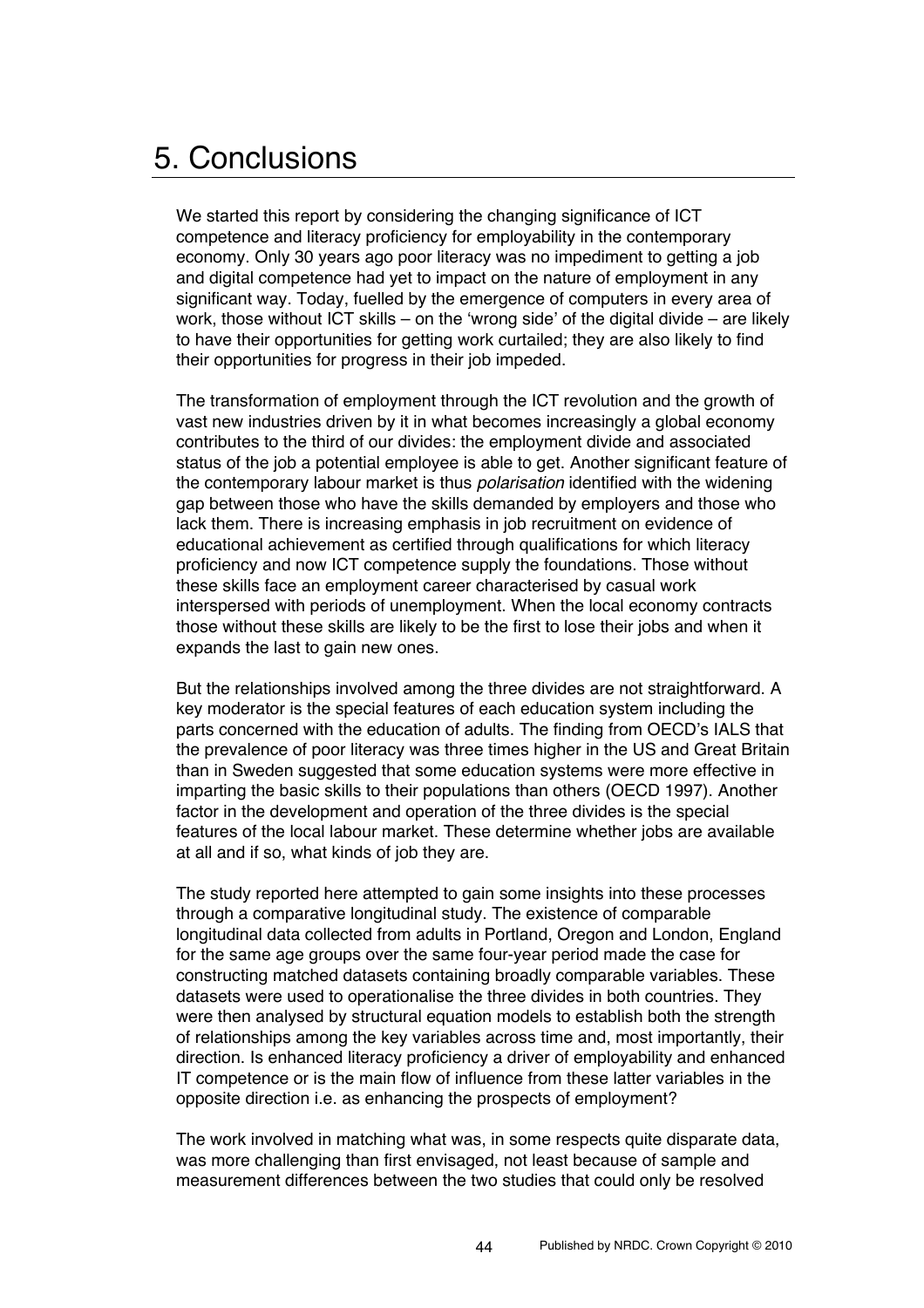# 5. Conclusions

We started this report by considering the changing significance of ICT competence and literacy proficiency for employability in the contemporary economy. Only 30 years ago poor literacy was no impediment to getting a job and digital competence had yet to impact on the nature of employment in any significant way. Today, fuelled by the emergence of computers in every area of work, those without ICT skills – on the 'wrong side' of the digital divide – are likely to have their opportunities for getting work curtailed; they are also likely to find their opportunities for progress in their job impeded.

The transformation of employment through the ICT revolution and the growth of vast new industries driven by it in what becomes increasingly a global economy contributes to the third of our divides: the employment divide and associated status of the job a potential employee is able to get. Another significant feature of the contemporary labour market is thus *polarisation* identified with the widening gap between those who have the skills demanded by employers and those who lack them. There is increasing emphasis in job recruitment on evidence of educational achievement as certified through qualifications for which literacy proficiency and now ICT competence supply the foundations. Those without these skills face an employment career characterised by casual work interspersed with periods of unemployment. When the local economy contracts those without these skills are likely to be the first to lose their jobs and when it expands the last to gain new ones.

But the relationships involved among the three divides are not straightforward. A key moderator is the special features of each education system including the parts concerned with the education of adults. The finding from OECD's IALS that the prevalence of poor literacy was three times higher in the US and Great Britain than in Sweden suggested that some education systems were more effective in imparting the basic skills to their populations than others (OECD 1997). Another factor in the development and operation of the three divides is the special features of the local labour market. These determine whether jobs are available at all and if so, what kinds of job they are.

The study reported here attempted to gain some insights into these processes through a comparative longitudinal study. The existence of comparable longitudinal data collected from adults in Portland, Oregon and London, England for the same age groups over the same four-year period made the case for constructing matched datasets containing broadly comparable variables. These datasets were used to operationalise the three divides in both countries. They were then analysed by structural equation models to establish both the strength of relationships among the key variables across time and, most importantly, their direction. Is enhanced literacy proficiency a driver of employability and enhanced IT competence or is the main flow of influence from these latter variables in the opposite direction i.e. as enhancing the prospects of employment?

The work involved in matching what was, in some respects quite disparate data, was more challenging than first envisaged, not least because of sample and measurement differences between the two studies that could only be resolved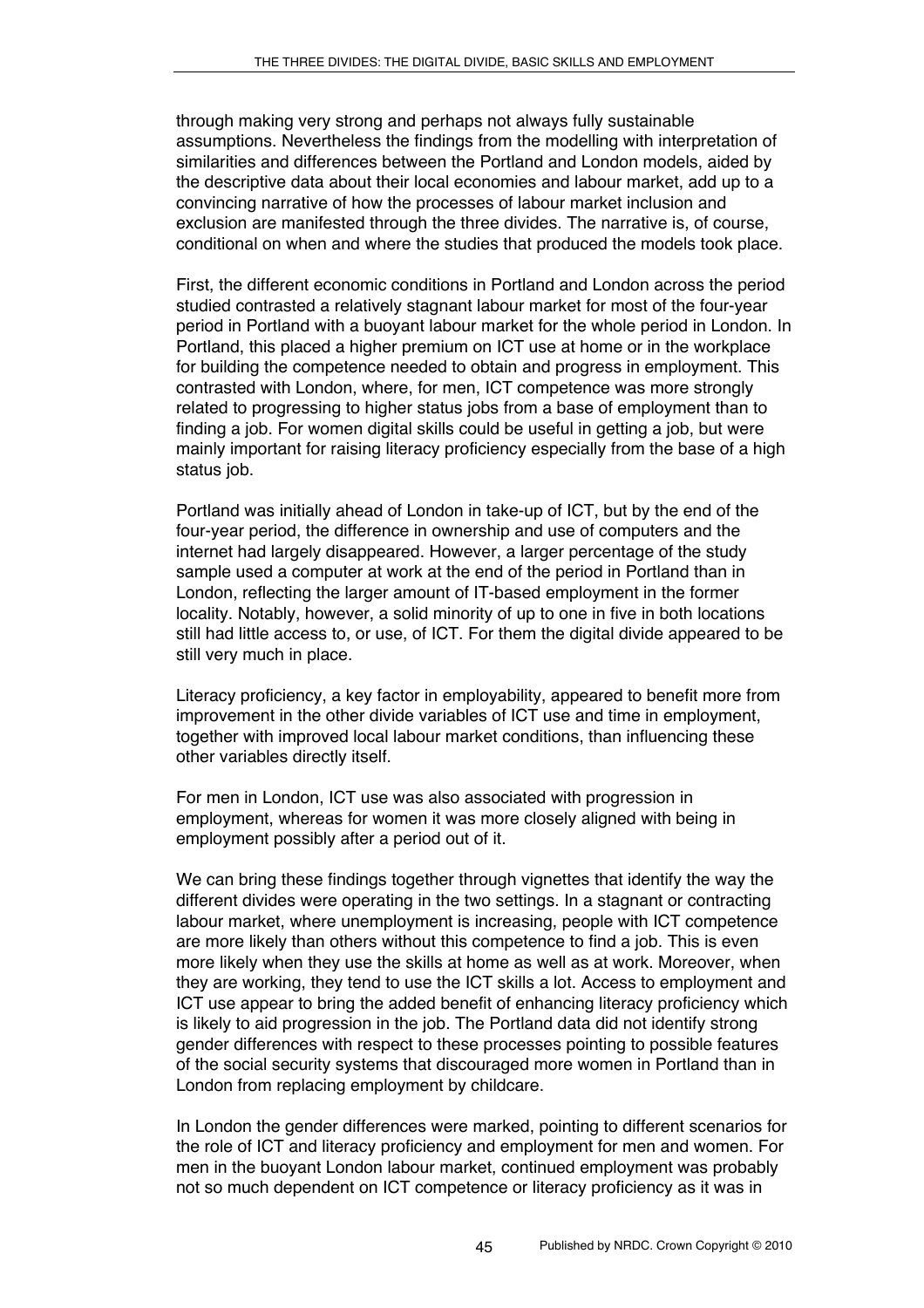through making very strong and perhaps not always fully sustainable assumptions. Nevertheless the findings from the modelling with interpretation of similarities and differences between the Portland and London models, aided by the descriptive data about their local economies and labour market, add up to a convincing narrative of how the processes of labour market inclusion and exclusion are manifested through the three divides. The narrative is, of course, conditional on when and where the studies that produced the models took place.

First, the different economic conditions in Portland and London across the period studied contrasted a relatively stagnant labour market for most of the four-year period in Portland with a buoyant labour market for the whole period in London. In Portland, this placed a higher premium on ICT use at home or in the workplace for building the competence needed to obtain and progress in employment. This contrasted with London, where, for men, ICT competence was more strongly related to progressing to higher status jobs from a base of employment than to finding a job. For women digital skills could be useful in getting a job, but were mainly important for raising literacy proficiency especially from the base of a high status job.

Portland was initially ahead of London in take-up of ICT, but by the end of the four-year period, the difference in ownership and use of computers and the internet had largely disappeared. However, a larger percentage of the study sample used a computer at work at the end of the period in Portland than in London, reflecting the larger amount of IT-based employment in the former locality. Notably, however, a solid minority of up to one in five in both locations still had little access to, or use, of ICT. For them the digital divide appeared to be still very much in place.

Literacy proficiency, a key factor in employability, appeared to benefit more from improvement in the other divide variables of ICT use and time in employment, together with improved local labour market conditions, than influencing these other variables directly itself.

For men in London, ICT use was also associated with progression in employment, whereas for women it was more closely aligned with being in employment possibly after a period out of it.

We can bring these findings together through vignettes that identify the way the different divides were operating in the two settings. In a stagnant or contracting labour market, where unemployment is increasing, people with ICT competence are more likely than others without this competence to find a job. This is even more likely when they use the skills at home as well as at work. Moreover, when they are working, they tend to use the ICT skills a lot. Access to employment and ICT use appear to bring the added benefit of enhancing literacy proficiency which is likely to aid progression in the job. The Portland data did not identify strong gender differences with respect to these processes pointing to possible features of the social security systems that discouraged more women in Portland than in London from replacing employment by childcare.

In London the gender differences were marked, pointing to different scenarios for the role of ICT and literacy proficiency and employment for men and women. For men in the buoyant London labour market, continued employment was probably not so much dependent on ICT competence or literacy proficiency as it was in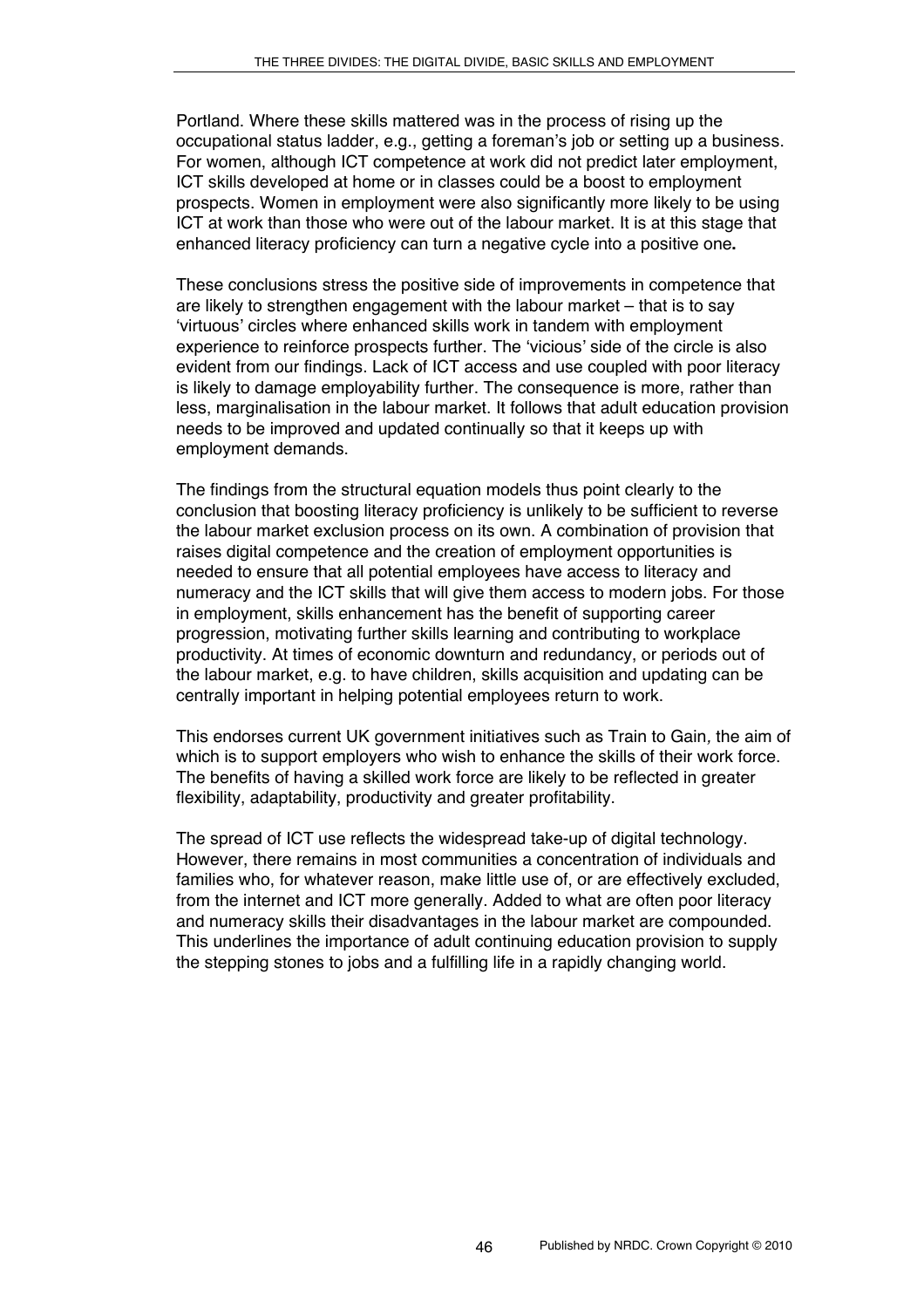Portland. Where these skills mattered was in the process of rising up the occupational status ladder, e.g., getting a foreman's job or setting up a business. For women, although ICT competence at work did not predict later employment, ICT skills developed at home or in classes could be a boost to employment prospects. Women in employment were also significantly more likely to be using ICT at work than those who were out of the labour market. It is at this stage that enhanced literacy proficiency can turn a negative cycle into a positive one**.**

These conclusions stress the positive side of improvements in competence that are likely to strengthen engagement with the labour market – that is to say 'virtuous' circles where enhanced skills work in tandem with employment experience to reinforce prospects further. The 'vicious' side of the circle is also evident from our findings. Lack of ICT access and use coupled with poor literacy is likely to damage employability further. The consequence is more, rather than less, marginalisation in the labour market. It follows that adult education provision needs to be improved and updated continually so that it keeps up with employment demands.

The findings from the structural equation models thus point clearly to the conclusion that boosting literacy proficiency is unlikely to be sufficient to reverse the labour market exclusion process on its own. A combination of provision that raises digital competence and the creation of employment opportunities is needed to ensure that all potential employees have access to literacy and numeracy and the ICT skills that will give them access to modern jobs. For those in employment, skills enhancement has the benefit of supporting career progression, motivating further skills learning and contributing to workplace productivity. At times of economic downturn and redundancy, or periods out of the labour market, e.g. to have children, skills acquisition and updating can be centrally important in helping potential employees return to work.

This endorses current UK government initiatives such as Train to Gain*,* the aim of which is to support employers who wish to enhance the skills of their work force. The benefits of having a skilled work force are likely to be reflected in greater flexibility, adaptability, productivity and greater profitability.

The spread of ICT use reflects the widespread take-up of digital technology. However, there remains in most communities a concentration of individuals and families who, for whatever reason, make little use of, or are effectively excluded, from the internet and ICT more generally. Added to what are often poor literacy and numeracy skills their disadvantages in the labour market are compounded. This underlines the importance of adult continuing education provision to supply the stepping stones to jobs and a fulfilling life in a rapidly changing world.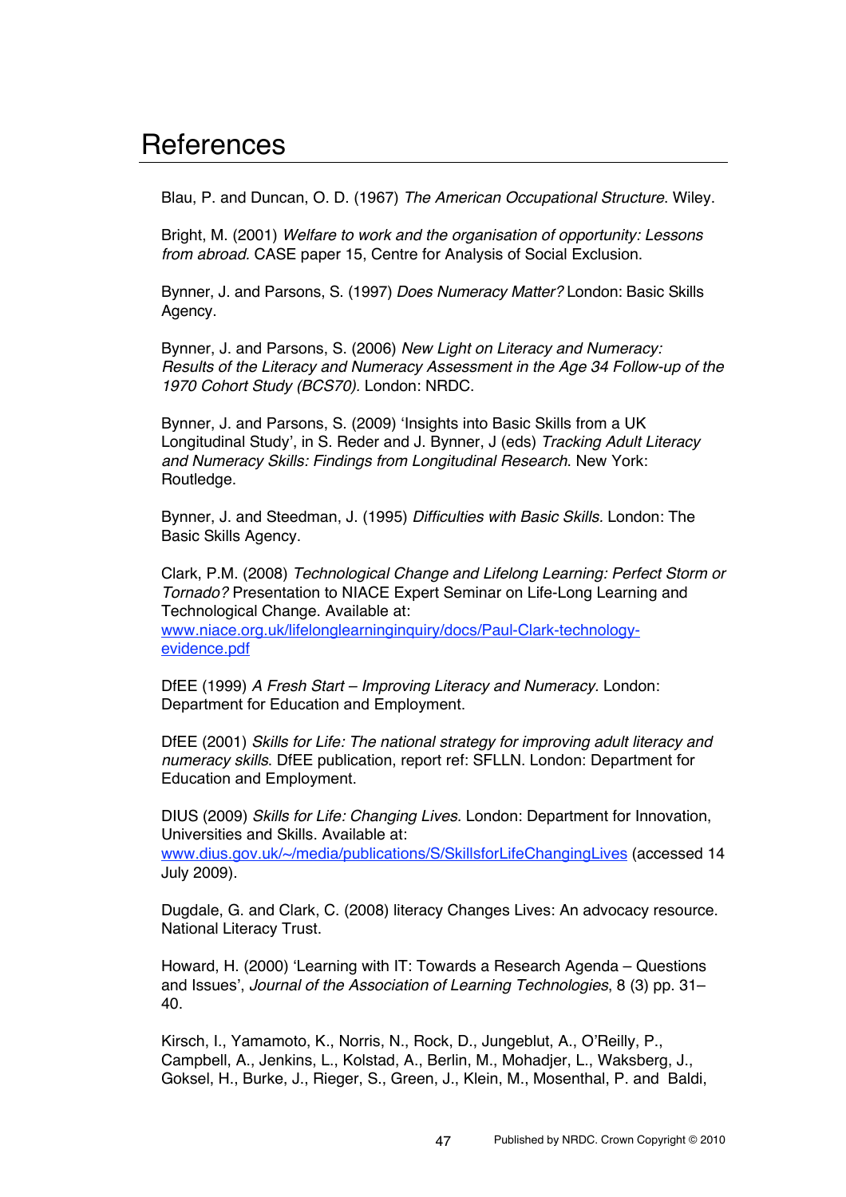# References

Blau, P. and Duncan, O. D. (1967) *The American Occupational Structure*. Wiley.

Bright, M. (2001) *Welfare to work and the organisation of opportunity: Lessons from abroad.* CASE paper 15, Centre for Analysis of Social Exclusion.

Bynner, J. and Parsons, S. (1997) *Does Numeracy Matter?* London: Basic Skills Agency.

Bynner, J. and Parsons, S. (2006) *New Light on Literacy and Numeracy: Results of the Literacy and Numeracy Assessment in the Age 34 Follow-up of the 1970 Cohort Study (BCS70).* London: NRDC.

Bynner, J. and Parsons, S. (2009) 'Insights into Basic Skills from a UK Longitudinal Study', in S. Reder and J. Bynner, J (eds) *Tracking Adult Literacy and Numeracy Skills: Findings from Longitudinal Research.* New York: Routledge.

Bynner, J. and Steedman, J. (1995) *Difficulties with Basic Skills.* London: The Basic Skills Agency.

Clark, P.M. (2008) *Technological Change and Lifelong Learning: Perfect Storm or Tornado?* Presentation to NIACE Expert Seminar on Life-Long Learning and Technological Change. Available at: [www.niace.org.uk/lifelonglearninginquiry/docs/Paul-Clark-technology-evidence.pdf](www.niace.org.uk/lifelonglearninginquiry/docs/Paul-Clark-technology-evidence.pdf)

DfEE (1999) *A Fresh Start – Improving Literacy and Numeracy.* London: Department for Education and Employment.

DfEE (2001) *Skills for Life: The national strategy for improving adult literacy and numeracy skills*. DfEE publication, report ref: SFLLN. London: Department for Education and Employment.

DIUS (2009) *Skills for Life: Changing Lives.* London: Department for Innovation, Universities and Skills. Available at: [www.dius.gov.uk/~/media/publications/S/SkillsforLifeChangingLives](www.dius.gov.uk/~/media/publications/S/SkillsforLifeChangingLives) (accessed 14 July 2009).

Dugdale, G. and Clark, C. (2008) literacy Changes Lives: An advocacy resource. National Literacy Trust.

Howard, H. (2000) 'Learning with IT: Towards a Research Agenda – Questions and Issues', *Journal of the Association of Learning Technologies*, 8 (3) pp. 31–40.

Kirsch, I., Yamamoto, K., Norris, N., Rock, D., Jungeblut, A., O'Reilly, P., Campbell, A., Jenkins, L., Kolstad, A., Berlin, M., Mohadjer, L., Waksberg, J., Goksel, H., Burke, J., Rieger, S., Green, J., Klein, M., Mosenthal, P. and Baldi,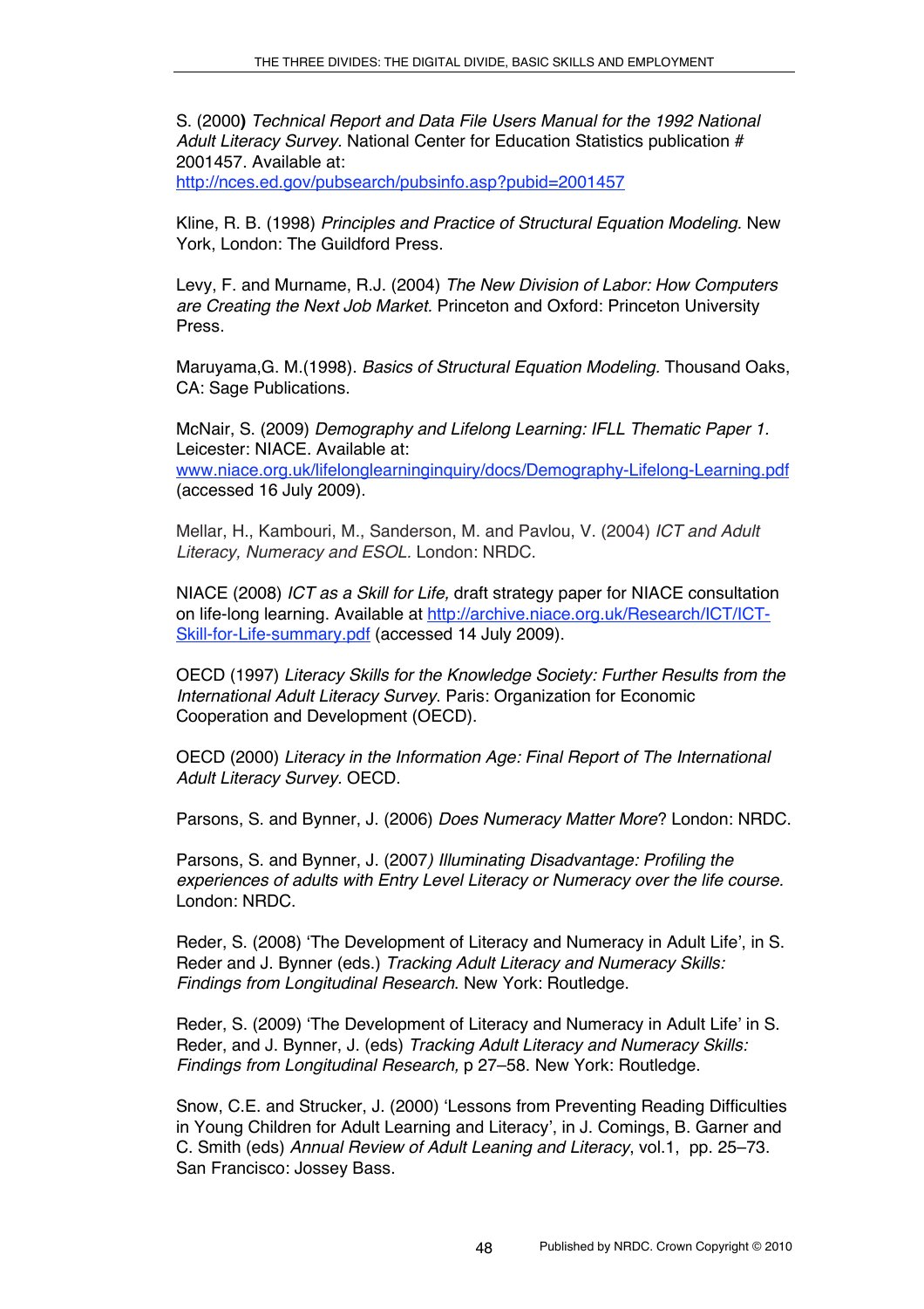S. (2000**)** *Technical Report and Data File Users Manual for the 1992 National Adult Literacy Survey*. National Center for Education Statistics publication # 2001457. Available at: http://nces.ed.gov/pubsearch/pubsinfo.asp?pubid=2001457

Kline, R. B. (1998) *Principles and Practice of Structural Equation Modeling.* New York, London: The Guildford Press.

Levy, F. and Murname, R.J. (2004) *The New Division of Labor: How Computers are Creating the Next Job Market.* Princeton and Oxford: Princeton University Press.

Maruyama,G. M.(1998). *Basics of Structural Equation Modeling.* Thousand Oaks, CA: Sage Publications.

McNair, S. (2009) *Demography and Lifelong Learning: IFLL Thematic Paper 1.* Leicester: NIACE. Available at: www.niace.org.uk/lifelonglearninginquiry/docs/Demography-Lifelong-Learning.pdf (accessed 16 July 2009).

Mellar, H., Kambouri, M., Sanderson, M. and Pavlou, V. (2004) *ICT and Adult Literacy, Numeracy and ESOL.* London: NRDC.

NIACE (2008) *ICT as a Skill for Life,* draft strategy paper for NIACE consultation on life-long learning. Available at http://archive.niace.org.uk/Research/ICT/ICT-Skill-for-Life-summary.pdf (accessed 14 July 2009).

OECD (1997) *Literacy Skills for the Knowledge Society: Further Results from the International Adult Literacy Survey*. Paris: Organization for Economic Cooperation and Development (OECD).

OECD (2000) *Literacy in the Information Age: Final Report of The International Adult Literacy Survey*. OECD.

Parsons, S. and Bynner, J. (2006) *Does Numeracy Matter More*? London: NRDC.

Parsons, S. and Bynner, J. (2007*) Illuminating Disadvantage: Profiling the experiences of adults with Entry Level Literacy or Numeracy over the life course.* London: NRDC.

Reder, S. (2008) 'The Development of Literacy and Numeracy in Adult Life', in S. Reder and J. Bynner (eds.) *Tracking Adult Literacy and Numeracy Skills: Findings from Longitudinal Research*. New York: Routledge.

Reder, S. (2009) 'The Development of Literacy and Numeracy in Adult Life' in S. Reder, and J. Bynner, J. (eds) *Tracking Adult Literacy and Numeracy Skills: Findings from Longitudinal Research,* p 27–58. New York: Routledge.

Snow, C.E. and Strucker, J. (2000) 'Lessons from Preventing Reading Difficulties in Young Children for Adult Learning and Literacy', in J. Comings, B. Garner and C. Smith (eds) *Annual Review of Adult Leaning and Literacy*, vol.1, pp. 25–73. San Francisco: Jossey Bass.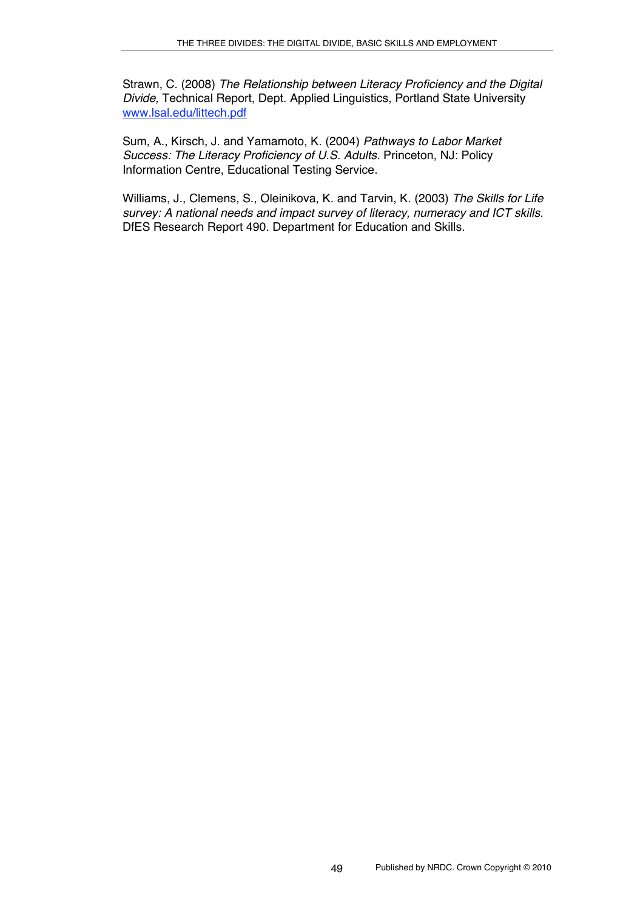Strawn, C. (2008) *The Relationship between Literacy Proficiency and the Digital Divide,* Technical Report, Dept. Applied Linguistics, Portland State University [www.lsal.edu/littech.pdf](www.lsal.edu/littech.pdf)

Sum, A., Kirsch, J. and Yamamoto, K. (2004) *Pathways to Labor Market Success: The Literacy Proficiency of U.S. Adults.* Princeton, NJ: Policy Information Centre, Educational Testing Service.

Williams, J., Clemens, S., Oleinikova, K. and Tarvin, K. (2003) *The Skills for Life survey: A national needs and impact survey of literacy, numeracy and ICT skills*. DfES Research Report 490. Department for Education and Skills.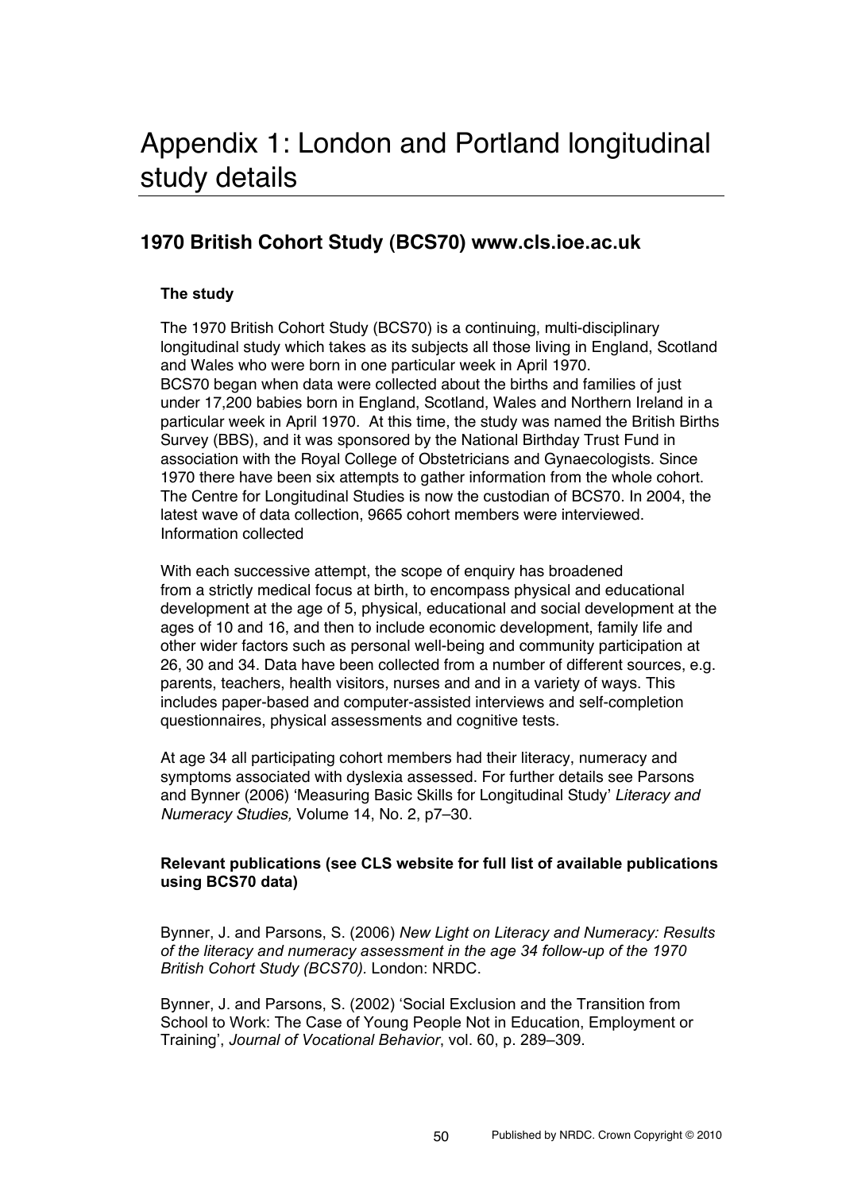# Appendix 1: London and Portland longitudinal study details

## 1970 British Cohort Study (BCS70) www.cls.ioe.ac.uk

### The study

The 1970 British Cohort Study (BCS70) is a continuing, multi-disciplinary longitudinal study which takes as its subjects all those living in England, Scotland and Wales who were born in one particular week in April 1970.
BCS70 began when data were collected about the births and families of just under 17,200 babies born in England, Scotland, Wales and Northern Ireland in a particular week in April 1970. At this time, the study was named the British Births Survey (BBS), and it was sponsored by the National Birthday Trust Fund in association with the Royal College of Obstetricians and Gynaecologists. Since 1970 there have been six attempts to gather information from the whole cohort. The Centre for Longitudinal Studies is now the custodian of BCS70. In 2004, the latest wave of data collection, 9665 cohort members were interviewed.
Information collected

With each successive attempt, the scope of enquiry has broadened from a strictly medical focus at birth, to encompass physical and educational development at the age of 5, physical, educational and social development at the ages of 10 and 16, and then to include economic development, family life and other wider factors such as personal well-being and community participation at 26, 30 and 34. Data have been collected from a number of different sources, e.g. parents, teachers, health visitors, nurses and and in a variety of ways. This includes paper-based and computer-assisted interviews and self-completion questionnaires, physical assessments and cognitive tests.

At age 34 all participating cohort members had their literacy, numeracy and symptoms associated with dyslexia assessed. For further details see Parsons and Bynner (2006) 'Measuring Basic Skills for Longitudinal Study' *Literacy and Numeracy Studies,* Volume 14, No. 2, p7–30.

### Relevant publications (see CLS website for full list of available publications using BCS70 data)

Bynner, J. and Parsons, S. (2006) *New Light on Literacy and Numeracy: Results of the literacy and numeracy assessment in the age 34 follow-up of the 1970 British Cohort Study (BCS70).* London: NRDC.

Bynner, J. and Parsons, S. (2002) 'Social Exclusion and the Transition from School to Work: The Case of Young People Not in Education, Employment or Training', *Journal of Vocational Behavior*, vol. 60, p. 289–309.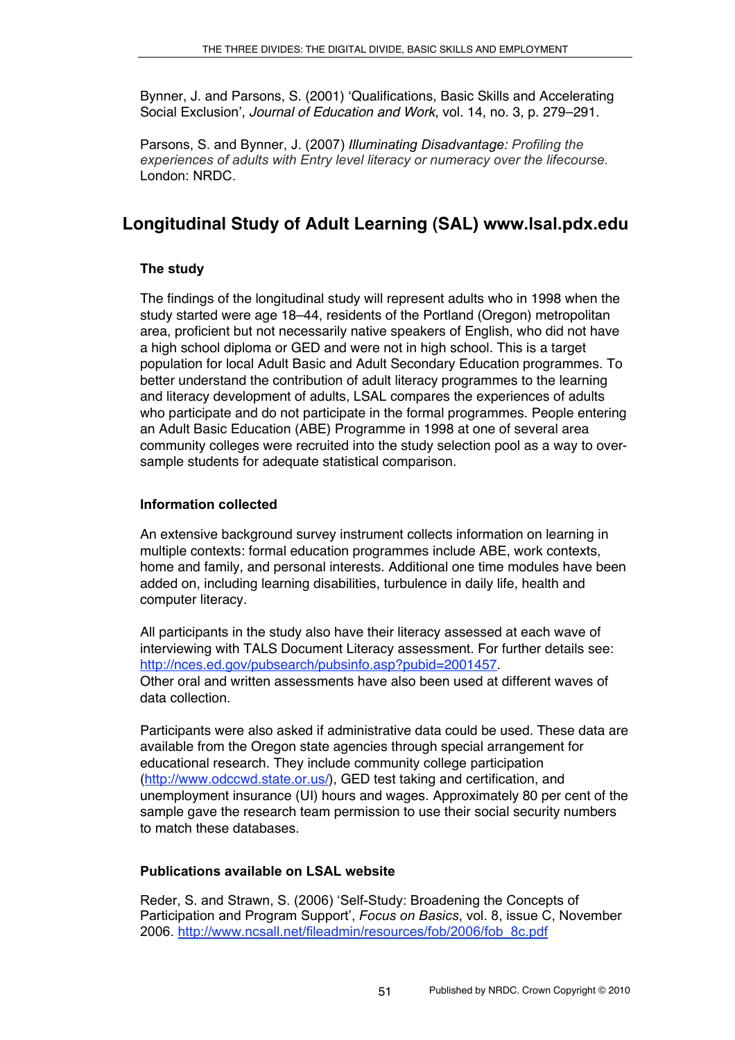Bynner, J. and Parsons, S. (2001) 'Qualifications, Basic Skills and Accelerating Social Exclusion', *Journal of Education and Work*, vol. 14, no. 3, p. 279–291.

Parsons, S. and Bynner, J. (2007) *Illuminating Disadvantage: Profiling the experiences of adults with Entry level literacy or numeracy over the lifecourse.* London: NRDC.

## Longitudinal Study of Adult Learning (SAL) www.lsal.pdx.edu

### The study

The findings of the longitudinal study will represent adults who in 1998 when the study started were age 18–44, residents of the Portland (Oregon) metropolitan area, proficient but not necessarily native speakers of English, who did not have a high school diploma or GED and were not in high school. This is a target population for local Adult Basic and Adult Secondary Education programmes. To better understand the contribution of adult literacy programmes to the learning and literacy development of adults, LSAL compares the experiences of adults who participate and do not participate in the formal programmes. People entering an Adult Basic Education (ABE) Programme in 1998 at one of several area community colleges were recruited into the study selection pool as a way to over-sample students for adequate statistical comparison.

### Information collected

An extensive background survey instrument collects information on learning in multiple contexts: formal education programmes include ABE, work contexts, home and family, and personal interests. Additional one time modules have been added on, including learning disabilities, turbulence in daily life, health and computer literacy.

All participants in the study also have their literacy assessed at each wave of interviewing with TALS Document Literacy assessment. For further details see: http://nces.ed.gov/pubsearch/pubsinfo.asp?pubid=2001457.
Other oral and written assessments have also been used at different waves of data collection.

Participants were also asked if administrative data could be used. These data are available from the Oregon state agencies through special arrangement for educational research. They include community college participation (http://www.odccwd.state.or.us/), GED test taking and certification, and unemployment insurance (UI) hours and wages. Approximately 80 per cent of the sample gave the research team permission to use their social security numbers to match these databases.

### Publications available on LSAL website

Reder, S. and Strawn, S. (2006) 'Self-Study: Broadening the Concepts of Participation and Program Support', *Focus on Basics*, vol. 8, issue C, November 2006. http://www.ncsall.net/fileadmin/resources/fob/2006/fob_8c.pdf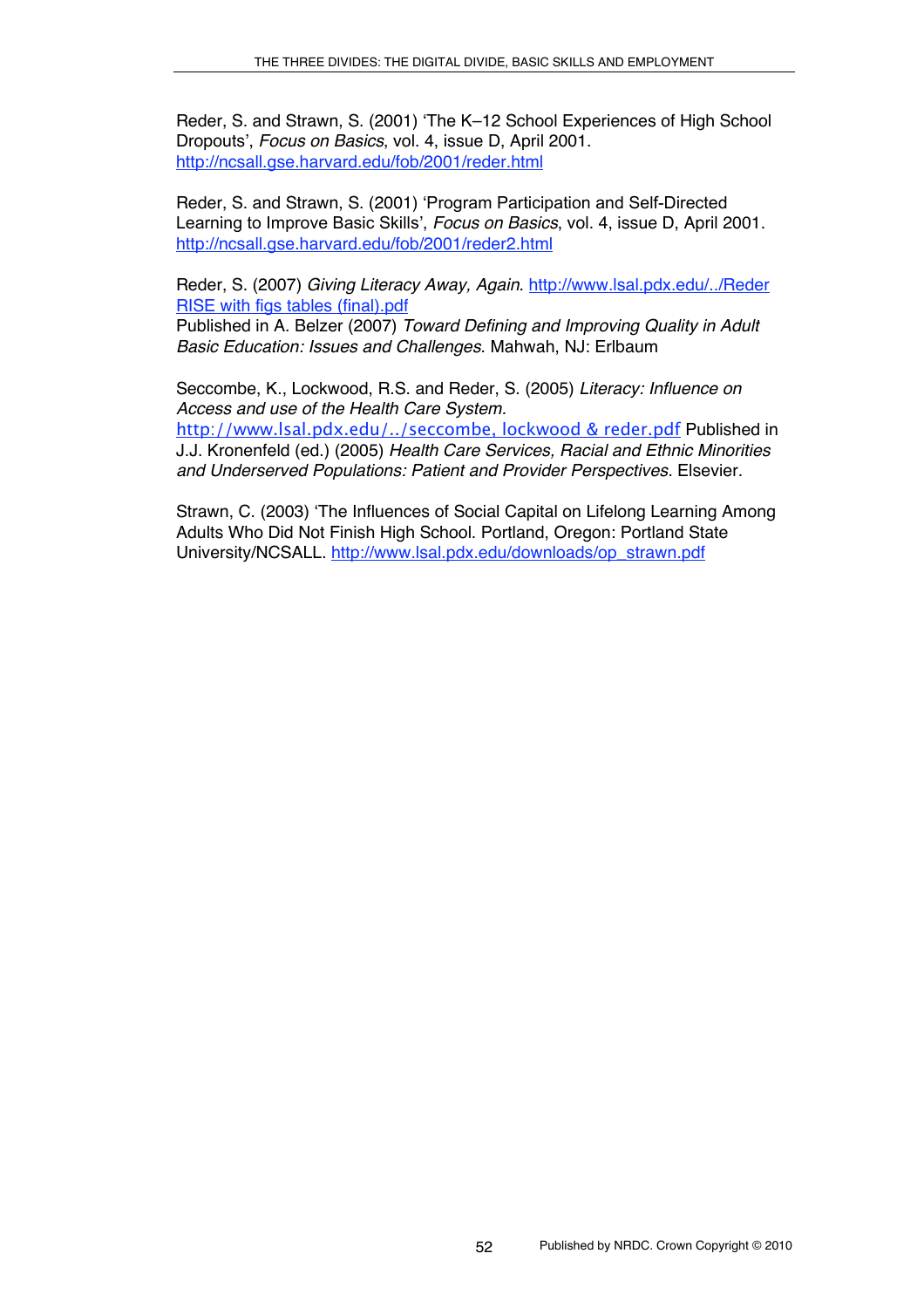Reder, S. and Strawn, S. (2001) 'The K–12 School Experiences of High School Dropouts', *Focus on Basics*, vol. 4, issue D, April 2001. http://ncsall.gse.harvard.edu/fob/2001/reder.html

Reder, S. and Strawn, S. (2001) 'Program Participation and Self-Directed Learning to Improve Basic Skills', *Focus on Basics*, vol. 4, issue D, April 2001. http://ncsall.gse.harvard.edu/fob/2001/reder2.html

Reder, S. (2007) *Giving Literacy Away, Again*. http://www.lsal.pdx.edu/../Reder RISE with figs tables (final).pdf
Published in A. Belzer (2007) *Toward Defining and Improving Quality in Adult Basic Education: Issues and Challenges*. Mahwah, NJ: Erlbaum

Seccombe, K., Lockwood, R.S. and Reder, S. (2005) *Literacy: Influence on Access and use of the Health Care System.* http://www.lsal.pdx.edu/../seccombe, lockwood & reder.pdf Published in J.J. Kronenfeld (ed.) (2005) *Health Care Services, Racial and Ethnic Minorities and Underserved Populations: Patient and Provider Perspectives.* Elsevier.

Strawn, C. (2003) 'The Influences of Social Capital on Lifelong Learning Among Adults Who Did Not Finish High School. Portland, Oregon: Portland State University/NCSALL. http://www.lsal.pdx.edu/downloads/op_strawn.pdf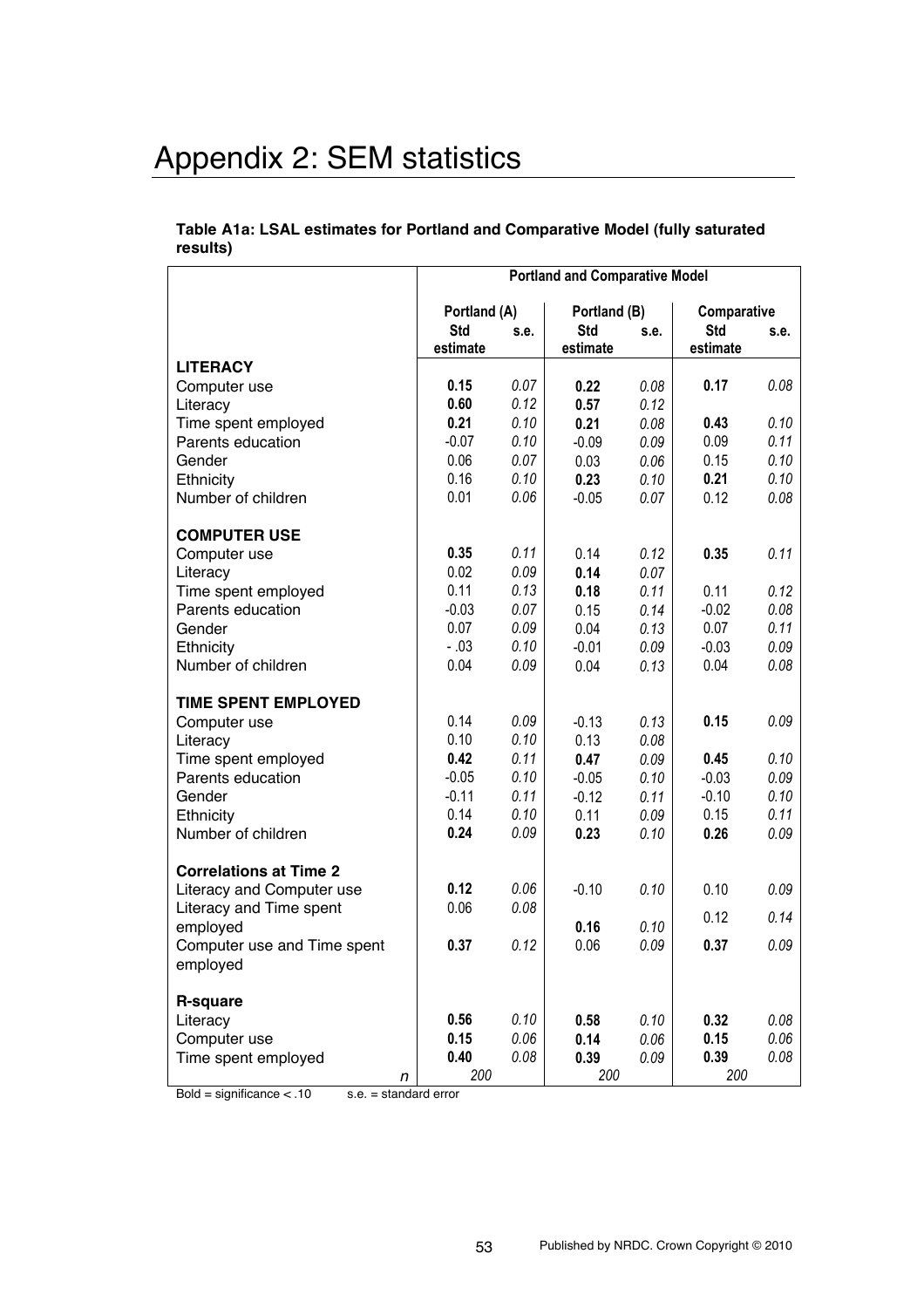# Appendix 2: SEM statistics

**Table A1a: LSAL estimates for Portland and Comparative Model (fully saturated results)**

| | Portland and Comparative Model | | | | | |
|---|---|---|---|---|---|---|
| | Portland (A) | | Portland (B) | | Comparative | |
| | Std estimate | s.e. | Std estimate | s.e. | Std estimate | s.e. |
| **LITERACY** | | | | | | |
| Computer use | **0.15** | *0.07* | **0.22** | *0.08* | **0.17** | *0.08* |
| Literacy | **0.60** | *0.12* | **0.57** | *0.12* | | |
| Time spent employed | **0.21** | *0.10* | **0.21** | *0.08* | **0.43** | *0.10* |
| Parents education | -0.07 | *0.10* | -0.09 | *0.09* | 0.09 | *0.11* |
| Gender | 0.06 | *0.07* | 0.03 | *0.06* | 0.15 | *0.10* |
| Ethnicity | 0.16 | *0.10* | **0.23** | *0.10* | **0.21** | *0.10* |
| Number of children | 0.01 | *0.06* | -0.05 | *0.07* | 0.12 | *0.08* |
| **COMPUTER USE** | | | | | | |
| Computer use | **0.35** | *0.11* | 0.14 | *0.12* | **0.35** | *0.11* |
| Literacy | 0.02 | *0.09* | **0.14** | *0.07* | | |
| Time spent employed | 0.11 | *0.13* | **0.18** | *0.11* | 0.11 | *0.12* |
| Parents education | -0.03 | *0.07* | 0.15 | *0.14* | -0.02 | *0.08* |
| Gender | 0.07 | *0.09* | 0.04 | *0.13* | 0.07 | *0.11* |
| Ethnicity | - .03 | *0.10* | -0.01 | *0.09* | -0.03 | *0.09* |
| Number of children | 0.04 | *0.09* | 0.04 | *0.13* | 0.04 | *0.08* |
| **TIME SPENT EMPLOYED** | | | | | | |
| Computer use | 0.14 | *0.09* | -0.13 | *0.13* | **0.15** | *0.09* |
| Literacy | 0.10 | *0.10* | 0.13 | *0.08* | | |
| Time spent employed | **0.42** | *0.11* | **0.47** | *0.09* | **0.45** | *0.10* |
| Parents education | -0.05 | *0.10* | -0.05 | *0.10* | -0.03 | *0.09* |
| Gender | -0.11 | *0.11* | -0.12 | *0.11* | -0.10 | *0.10* |
| Ethnicity | 0.14 | *0.10* | 0.11 | *0.09* | 0.15 | *0.11* |
| Number of children | **0.24** | *0.09* | **0.23** | *0.10* | **0.26** | *0.09* |
| **Correlations at Time 2** | | | | | | |
| Literacy and Computer use | **0.12** | *0.06* | -0.10 | *0.10* | 0.10 | *0.09* |
| Literacy and Time spent employed | 0.06 | *0.08* | **0.16** | *0.10* | 0.12 | *0.14* |
| Computer use and Time spent employed | **0.37** | *0.12* | 0.06 | *0.09* | **0.37** | *0.09* |
| **R-square** | | | | | | |
| Literacy | **0.56** | *0.10* | **0.58** | *0.10* | **0.32** | *0.08* |
| Computer use | **0.15** | *0.06* | **0.14** | *0.06* | **0.15** | *0.06* |
| Time spent employed | **0.40** | *0.08* | **0.39** | *0.09* | **0.39** | *0.08* |
| *n* | *200* | | *200* | | *200* | |

Bold = significance < .10 s.e. = standard error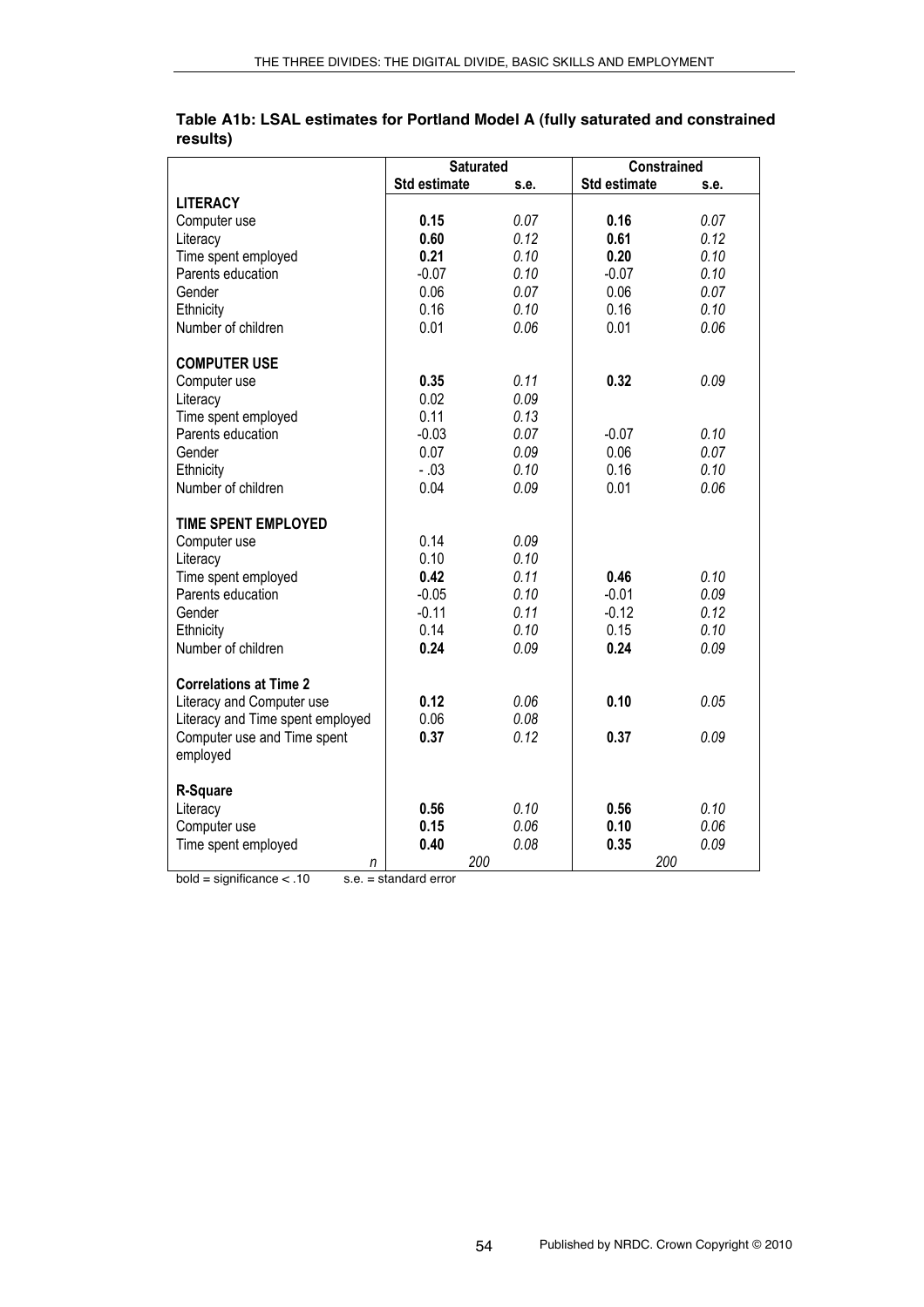**Table A1b: LSAL estimates for Portland Model A (fully saturated and constrained results)**

| | Saturated | | Constrained | |
|---|---|---|---|---|
| | Std estimate | s.e. | Std estimate | s.e. |
| **LITERACY** | | | | |
| Computer use | **0.15** | *0.07* | **0.16** | *0.07* |
| Literacy | **0.60** | *0.12* | **0.61** | *0.12* |
| Time spent employed | **0.21** | *0.10* | **0.20** | *0.10* |
| Parents education | -0.07 | *0.10* | -0.07 | *0.10* |
| Gender | 0.06 | *0.07* | 0.06 | *0.07* |
| Ethnicity | 0.16 | *0.10* | 0.16 | *0.10* |
| Number of children | 0.01 | *0.06* | 0.01 | *0.06* |
| **COMPUTER USE** | | | | |
| Computer use | **0.35** | *0.11* | **0.32** | *0.09* |
| Literacy | 0.02 | *0.09* | | |
| Time spent employed | 0.11 | *0.13* | | |
| Parents education | -0.03 | *0.07* | -0.07 | *0.10* |
| Gender | 0.07 | *0.09* | 0.06 | *0.07* |
| Ethnicity | - .03 | *0.10* | 0.16 | *0.10* |
| Number of children | 0.04 | *0.09* | 0.01 | *0.06* |
| **TIME SPENT EMPLOYED** | | | | |
| Computer use | 0.14 | *0.09* | | |
| Literacy | 0.10 | *0.10* | | |
| Time spent employed | **0.42** | *0.11* | **0.46** | *0.10* |
| Parents education | -0.05 | *0.10* | -0.01 | *0.09* |
| Gender | -0.11 | *0.11* | -0.12 | *0.12* |
| Ethnicity | 0.14 | *0.10* | 0.15 | *0.10* |
| Number of children | **0.24** | *0.09* | **0.24** | *0.09* |
| **Correlations at Time 2** | | | | |
| Literacy and Computer use | **0.12** | *0.06* | **0.10** | *0.05* |
| Literacy and Time spent employed | 0.06 | *0.08* | | |
| Computer use and Time spent employed | **0.37** | *0.12* | **0.37** | *0.09* |
| **R-Square** | | | | |
| Literacy | **0.56** | *0.10* | **0.56** | *0.10* |
| Computer use | **0.15** | *0.06* | **0.10** | *0.06* |
| Time spent employed | **0.40** | *0.08* | **0.35** | *0.09* |
| *n* | *200* | | *200* | |

bold = significance < .10 s.e. = standard error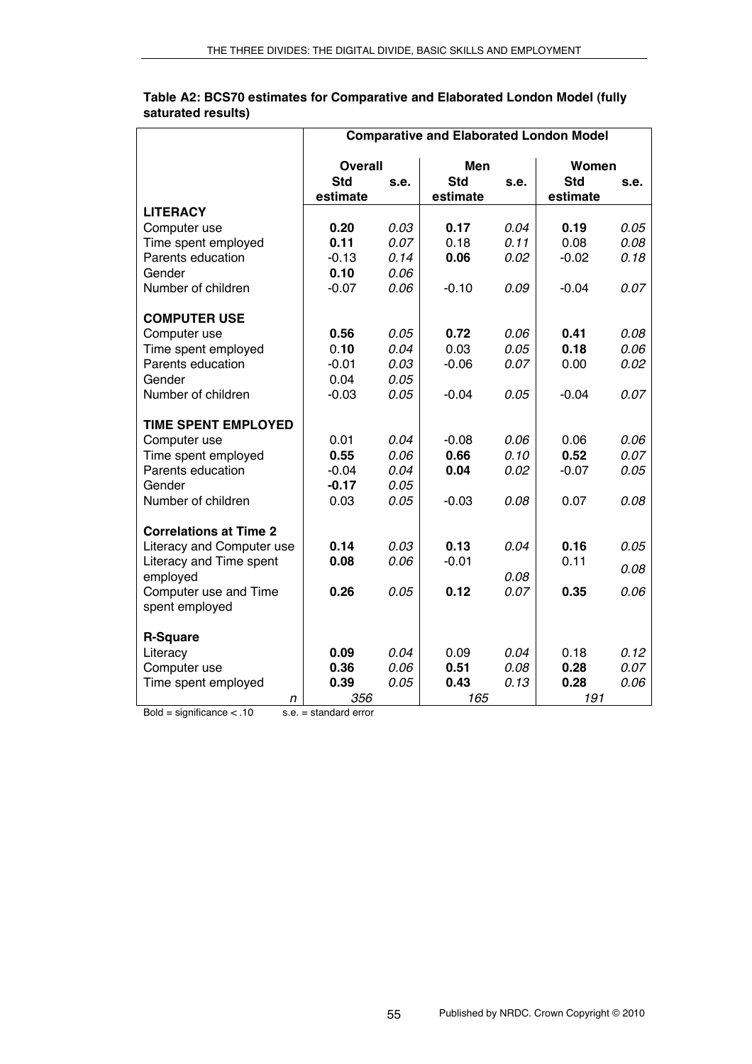**Table A2: BCS70 estimates for Comparative and Elaborated London Model (fully saturated results)**

| | Comparative and Elaborated London Model | | | | | |
|---|---|---|---|---|---|---|
| | Overall | | Men | | Women | |
| | Std estimate | s.e. | Std estimate | s.e. | Std estimate | s.e. |
| **LITERACY** | | | | | | |
| Computer use | **0.20** | *0.03* | **0.17** | *0.04* | **0.19** | *0.05* |
| Time spent employed | **0.11** | *0.07* | 0.18 | *0.11* | 0.08 | *0.08* |
| Parents education | -0.13 | *0.14* | **0.06** | *0.02* | -0.02 | *0.18* |
| Gender | **0.10** | *0.06* | | | | |
| Number of children | -0.07 | *0.06* | -0.10 | *0.09* | -0.04 | *0.07* |
| **COMPUTER USE** | | | | | | |
| Computer use | **0.56** | *0.05* | **0.72** | *0.06* | **0.41** | *0.08* |
| Time spent employed | 0.**10** | *0.04* | 0.03 | *0.05* | **0.18** | *0.06* |
| Parents education | -0.01 | *0.03* | -0.06 | *0.07* | 0.00 | *0.02* |
| Gender | 0.04 | *0.05* | | | | |
| Number of children | -0.03 | *0.05* | -0.04 | *0.05* | -0.04 | *0.07* |
| **TIME SPENT EMPLOYED** | | | | | | |
| Computer use | 0.01 | *0.04* | -0.08 | *0.06* | 0.06 | *0.06* |
| Time spent employed | **0.55** | *0.06* | **0.66** | *0.10* | **0.52** | *0.07* |
| Parents education | -0.04 | *0.04* | **0.04** | *0.02* | -0.07 | *0.05* |
| Gender | **-0.17** | *0.05* | | | | |
| Number of children | 0.03 | *0.05* | -0.03 | *0.08* | 0.07 | *0.08* |
| **Correlations at Time 2** | | | | | | |
| Literacy and Computer use | **0.14** | *0.03* | **0.13** | *0.04* | **0.16** | *0.05* |
| Literacy and Time spent employed | **0.08** | *0.06* | -0.01 | *0.08* | 0.11 | *0.08* |
| Computer use and Time spent employed | **0.26** | *0.05* | **0.12** | *0.07* | **0.35** | *0.06* |
| **R-Square** | | | | | | |
| Literacy | **0.09** | *0.04* | 0.09 | *0.04* | 0.18 | *0.12* |
| Computer use | **0.36** | *0.06* | **0.51** | *0.08* | **0.28** | *0.07* |
| Time spent employed | **0.39** | *0.05* | **0.43** | *0.13* | **0.28** | *0.06* |
| *n* | *356* | | *165* | | *191* | |

Bold = significance < .10 s.e. = standard error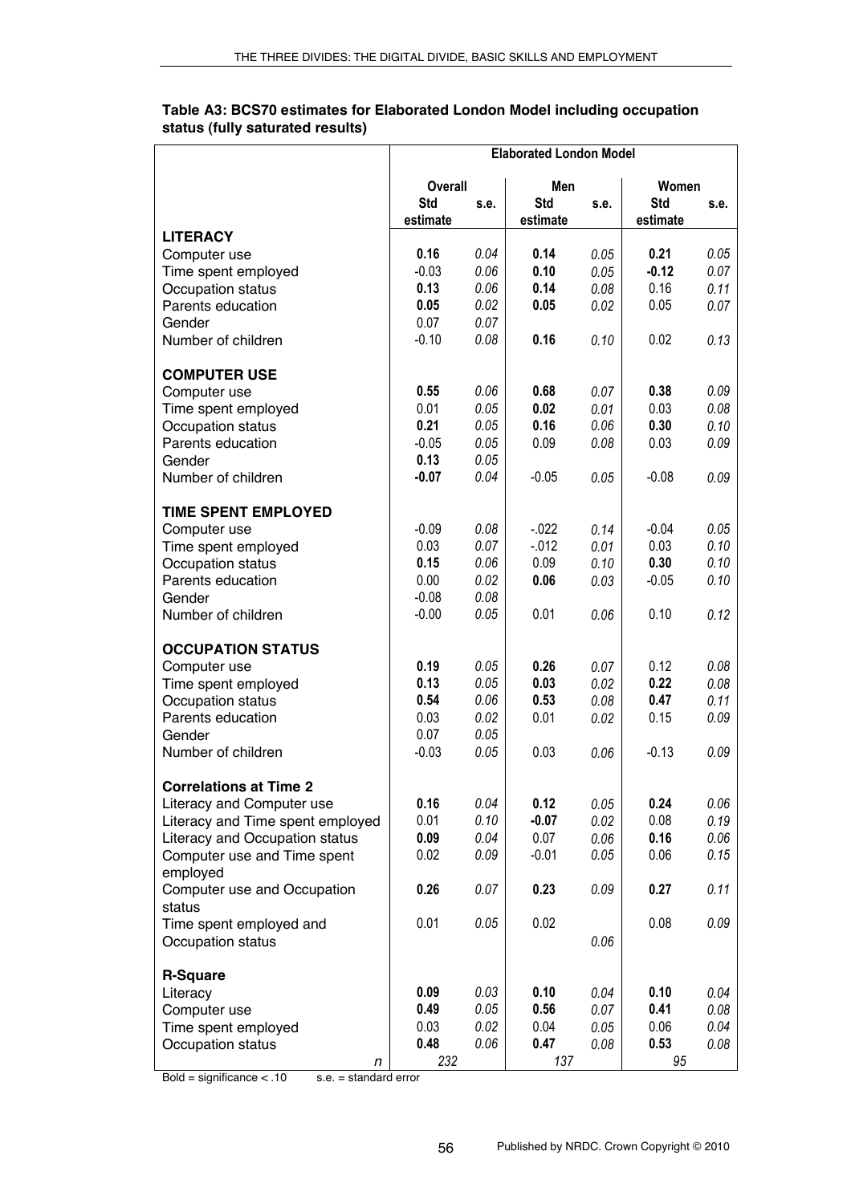**Table A3: BCS70 estimates for Elaborated London Model including occupation status (fully saturated results)**

| | Elaborated London Model | | | | | |
|---|---|---|---|---|---|---|
| | Overall | | Men | | Women | |
| | Std estimate | s.e. | Std estimate | s.e. | Std estimate | s.e. |
| **LITERACY** | | | | | | |
| Computer use | **0.16** | *0.04* | **0.14** | *0.05* | **0.21** | *0.05* |
| Time spent employed | -0.03 | *0.06* | **0.10** | *0.05* | **-0.12** | *0.07* |
| Occupation status | **0.13** | *0.06* | **0.14** | *0.08* | 0.16 | *0.11* |
| Parents education | **0.05** | *0.02* | **0.05** | *0.02* | 0.05 | *0.07* |
| Gender | 0.07 | *0.07* | | | | |
| Number of children | -0.10 | *0.08* | **0.16** | *0.10* | 0.02 | *0.13* |
| **COMPUTER USE** | | | | | | |
| Computer use | **0.55** | *0.06* | **0.68** | *0.07* | **0.38** | *0.09* |
| Time spent employed | 0.01 | *0.05* | **0.02** | *0.01* | 0.03 | *0.08* |
| Occupation status | **0.21** | *0.05* | **0.16** | *0.06* | **0.30** | *0.10* |
| Parents education | -0.05 | *0.05* | 0.09 | *0.08* | 0.03 | *0.09* |
| Gender | **0.13** | *0.05* | | | | |
| Number of children | **-0.07** | *0.04* | -0.05 | *0.05* | -0.08 | *0.09* |
| **TIME SPENT EMPLOYED** | | | | | | |
| Computer use | -0.09 | *0.08* | -.022 | *0.14* | -0.04 | *0.05* |
| Time spent employed | 0.03 | *0.07* | -.012 | *0.01* | 0.03 | *0.10* |
| Occupation status | **0.15** | *0.06* | 0.09 | *0.10* | **0.30** | *0.10* |
| Parents education | 0.00 | *0.02* | **0.06** | *0.03* | -0.05 | *0.10* |
| Gender | -0.08 | *0.08* | | | | |
| Number of children | -0.00 | *0.05* | 0.01 | *0.06* | 0.10 | *0.12* |
| **OCCUPATION STATUS** | | | | | | |
| Computer use | **0.19** | *0.05* | **0.26** | *0.07* | 0.12 | *0.08* |
| Time spent employed | **0.13** | *0.05* | **0.03** | *0.02* | **0.22** | *0.08* |
| Occupation status | **0.54** | *0.06* | **0.53** | *0.08* | **0.47** | *0.11* |
| Parents education | 0.03 | *0.02* | 0.01 | *0.02* | 0.15 | *0.09* |
| Gender | 0.07 | *0.05* | | | | |
| Number of children | -0.03 | *0.05* | 0.03 | *0.06* | -0.13 | *0.09* |
| **Correlations at Time 2** | | | | | | |
| Literacy and Computer use | **0.16** | *0.04* | **0.12** | *0.05* | **0.24** | *0.06* |
| Literacy and Time spent employed | 0.01 | *0.10* | **-0.07** | *0.02* | 0.08 | *0.19* |
| Literacy and Occupation status | **0.09** | *0.04* | 0.07 | *0.06* | **0.16** | *0.06* |
| Computer use and Time spent employed | 0.02 | *0.09* | -0.01 | *0.05* | 0.06 | *0.15* |
| Computer use and Occupation status | **0.26** | *0.07* | **0.23** | *0.09* | **0.27** | *0.11* |
| Time spent employed and Occupation status | 0.01 | *0.05* | 0.02 | *0.06* | 0.08 | *0.09* |
| **R-Square** | | | | | | |
| Literacy | **0.09** | *0.03* | **0.10** | *0.04* | **0.10** | *0.04* |
| Computer use | **0.49** | *0.05* | **0.56** | *0.07* | **0.41** | *0.08* |
| Time spent employed | 0.03 | *0.02* | 0.04 | *0.05* | 0.06 | *0.04* |
| Occupation status | **0.48** | *0.06* | 0.47 | *0.08* | **0.53** | *0.08* |
| *n* | *232* | | *137* | | *95* | |

Bold = significance < .10 s.e. = standard error